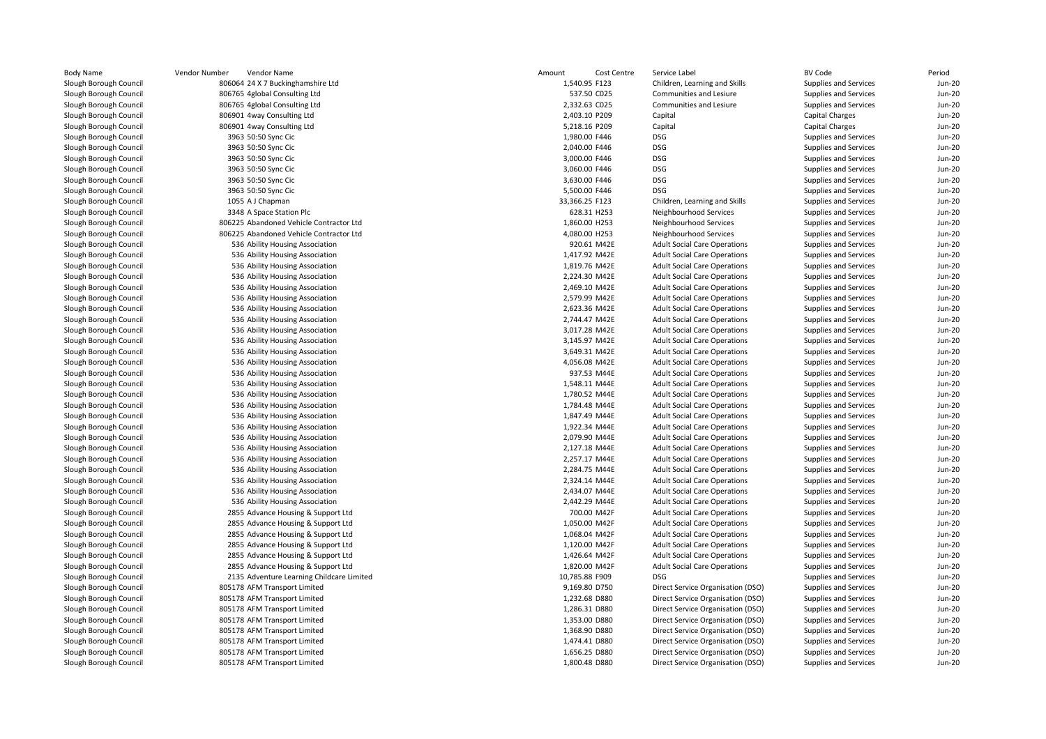| Body Name | Vendor Number | Vendor Name | Amount | Cost Centre | Service Label | BV Code | Period |
|---|---|---|---|---|---|---|---|
| Slough Borough Council | 806064 | 24 X 7 Buckinghamshire Ltd | 1,540.95 | F123 | Children, Learning and Skills | Supplies and Services | Jun-20 |
| Slough Borough Council | 806765 | 4global Consulting Ltd | 537.50 | C025 | Communities and Lesiure | Supplies and Services | Jun-20 |
| Slough Borough Council | 806765 | 4global Consulting Ltd | 2,332.63 | C025 | Communities and Lesiure | Supplies and Services | Jun-20 |
| Slough Borough Council | 806901 | 4way Consulting Ltd | 2,403.10 | P209 | Capital | Capital Charges | Jun-20 |
| Slough Borough Council | 806901 | 4way Consulting Ltd | 5,218.16 | P209 | Capital | Capital Charges | Jun-20 |
| Slough Borough Council | 3963 | 50:50 Sync Cic | 1,980.00 | F446 | DSG | Supplies and Services | Jun-20 |
| Slough Borough Council | 3963 | 50:50 Sync Cic | 2,040.00 | F446 | DSG | Supplies and Services | Jun-20 |
| Slough Borough Council | 3963 | 50:50 Sync Cic | 3,000.00 | F446 | DSG | Supplies and Services | Jun-20 |
| Slough Borough Council | 3963 | 50:50 Sync Cic | 3,060.00 | F446 | DSG | Supplies and Services | Jun-20 |
| Slough Borough Council | 3963 | 50:50 Sync Cic | 3,630.00 | F446 | DSG | Supplies and Services | Jun-20 |
| Slough Borough Council | 3963 | 50:50 Sync Cic | 5,500.00 | F446 | DSG | Supplies and Services | Jun-20 |
| Slough Borough Council | 1055 | A J Chapman | 33,366.25 | F123 | Children, Learning and Skills | Supplies and Services | Jun-20 |
| Slough Borough Council | 3348 | A Space Station Plc | 628.31 | H253 | Neighbourhood Services | Supplies and Services | Jun-20 |
| Slough Borough Council | 806225 | Abandoned Vehicle Contractor Ltd | 1,860.00 | H253 | Neighbourhood Services | Supplies and Services | Jun-20 |
| Slough Borough Council | 806225 | Abandoned Vehicle Contractor Ltd | 4,080.00 | H253 | Neighbourhood Services | Supplies and Services | Jun-20 |
| Slough Borough Council | 536 | Ability Housing Association | 920.61 | M42E | Adult Social Care Operations | Supplies and Services | Jun-20 |
| Slough Borough Council | 536 | Ability Housing Association | 1,417.92 | M42E | Adult Social Care Operations | Supplies and Services | Jun-20 |
| Slough Borough Council | 536 | Ability Housing Association | 1,819.76 | M42E | Adult Social Care Operations | Supplies and Services | Jun-20 |
| Slough Borough Council | 536 | Ability Housing Association | 2,224.30 | M42E | Adult Social Care Operations | Supplies and Services | Jun-20 |
| Slough Borough Council | 536 | Ability Housing Association | 2,469.10 | M42E | Adult Social Care Operations | Supplies and Services | Jun-20 |
| Slough Borough Council | 536 | Ability Housing Association | 2,579.99 | M42E | Adult Social Care Operations | Supplies and Services | Jun-20 |
| Slough Borough Council | 536 | Ability Housing Association | 2,623.36 | M42E | Adult Social Care Operations | Supplies and Services | Jun-20 |
| Slough Borough Council | 536 | Ability Housing Association | 2,744.47 | M42E | Adult Social Care Operations | Supplies and Services | Jun-20 |
| Slough Borough Council | 536 | Ability Housing Association | 3,017.28 | M42E | Adult Social Care Operations | Supplies and Services | Jun-20 |
| Slough Borough Council | 536 | Ability Housing Association | 3,145.97 | M42E | Adult Social Care Operations | Supplies and Services | Jun-20 |
| Slough Borough Council | 536 | Ability Housing Association | 3,649.31 | M42E | Adult Social Care Operations | Supplies and Services | Jun-20 |
| Slough Borough Council | 536 | Ability Housing Association | 4,056.08 | M42E | Adult Social Care Operations | Supplies and Services | Jun-20 |
| Slough Borough Council | 536 | Ability Housing Association | 937.53 | M44E | Adult Social Care Operations | Supplies and Services | Jun-20 |
| Slough Borough Council | 536 | Ability Housing Association | 1,548.11 | M44E | Adult Social Care Operations | Supplies and Services | Jun-20 |
| Slough Borough Council | 536 | Ability Housing Association | 1,780.52 | M44E | Adult Social Care Operations | Supplies and Services | Jun-20 |
| Slough Borough Council | 536 | Ability Housing Association | 1,784.48 | M44E | Adult Social Care Operations | Supplies and Services | Jun-20 |
| Slough Borough Council | 536 | Ability Housing Association | 1,847.49 | M44E | Adult Social Care Operations | Supplies and Services | Jun-20 |
| Slough Borough Council | 536 | Ability Housing Association | 1,922.34 | M44E | Adult Social Care Operations | Supplies and Services | Jun-20 |
| Slough Borough Council | 536 | Ability Housing Association | 2,079.90 | M44E | Adult Social Care Operations | Supplies and Services | Jun-20 |
| Slough Borough Council | 536 | Ability Housing Association | 2,127.18 | M44E | Adult Social Care Operations | Supplies and Services | Jun-20 |
| Slough Borough Council | 536 | Ability Housing Association | 2,257.17 | M44E | Adult Social Care Operations | Supplies and Services | Jun-20 |
| Slough Borough Council | 536 | Ability Housing Association | 2,284.75 | M44E | Adult Social Care Operations | Supplies and Services | Jun-20 |
| Slough Borough Council | 536 | Ability Housing Association | 2,324.14 | M44E | Adult Social Care Operations | Supplies and Services | Jun-20 |
| Slough Borough Council | 536 | Ability Housing Association | 2,434.07 | M44E | Adult Social Care Operations | Supplies and Services | Jun-20 |
| Slough Borough Council | 536 | Ability Housing Association | 2,442.29 | M44E | Adult Social Care Operations | Supplies and Services | Jun-20 |
| Slough Borough Council | 2855 | Advance Housing & Support Ltd | 700.00 | M42F | Adult Social Care Operations | Supplies and Services | Jun-20 |
| Slough Borough Council | 2855 | Advance Housing & Support Ltd | 1,050.00 | M42F | Adult Social Care Operations | Supplies and Services | Jun-20 |
| Slough Borough Council | 2855 | Advance Housing & Support Ltd | 1,068.04 | M42F | Adult Social Care Operations | Supplies and Services | Jun-20 |
| Slough Borough Council | 2855 | Advance Housing & Support Ltd | 1,120.00 | M42F | Adult Social Care Operations | Supplies and Services | Jun-20 |
| Slough Borough Council | 2855 | Advance Housing & Support Ltd | 1,426.64 | M42F | Adult Social Care Operations | Supplies and Services | Jun-20 |
| Slough Borough Council | 2855 | Advance Housing & Support Ltd | 1,820.00 | M42F | Adult Social Care Operations | Supplies and Services | Jun-20 |
| Slough Borough Council | 2135 | Adventure Learning Childcare Limited | 10,785.88 | F909 | DSG | Supplies and Services | Jun-20 |
| Slough Borough Council | 805178 | AFM Transport Limited | 9,169.80 | D750 | Direct Service Organisation (DSO) | Supplies and Services | Jun-20 |
| Slough Borough Council | 805178 | AFM Transport Limited | 1,232.68 | D880 | Direct Service Organisation (DSO) | Supplies and Services | Jun-20 |
| Slough Borough Council | 805178 | AFM Transport Limited | 1,286.31 | D880 | Direct Service Organisation (DSO) | Supplies and Services | Jun-20 |
| Slough Borough Council | 805178 | AFM Transport Limited | 1,353.00 | D880 | Direct Service Organisation (DSO) | Supplies and Services | Jun-20 |
| Slough Borough Council | 805178 | AFM Transport Limited | 1,368.90 | D880 | Direct Service Organisation (DSO) | Supplies and Services | Jun-20 |
| Slough Borough Council | 805178 | AFM Transport Limited | 1,474.41 | D880 | Direct Service Organisation (DSO) | Supplies and Services | Jun-20 |
| Slough Borough Council | 805178 | AFM Transport Limited | 1,656.25 | D880 | Direct Service Organisation (DSO) | Supplies and Services | Jun-20 |
| Slough Borough Council | 805178 | AFM Transport Limited | 1,800.48 | D880 | Direct Service Organisation (DSO) | Supplies and Services | Jun-20 |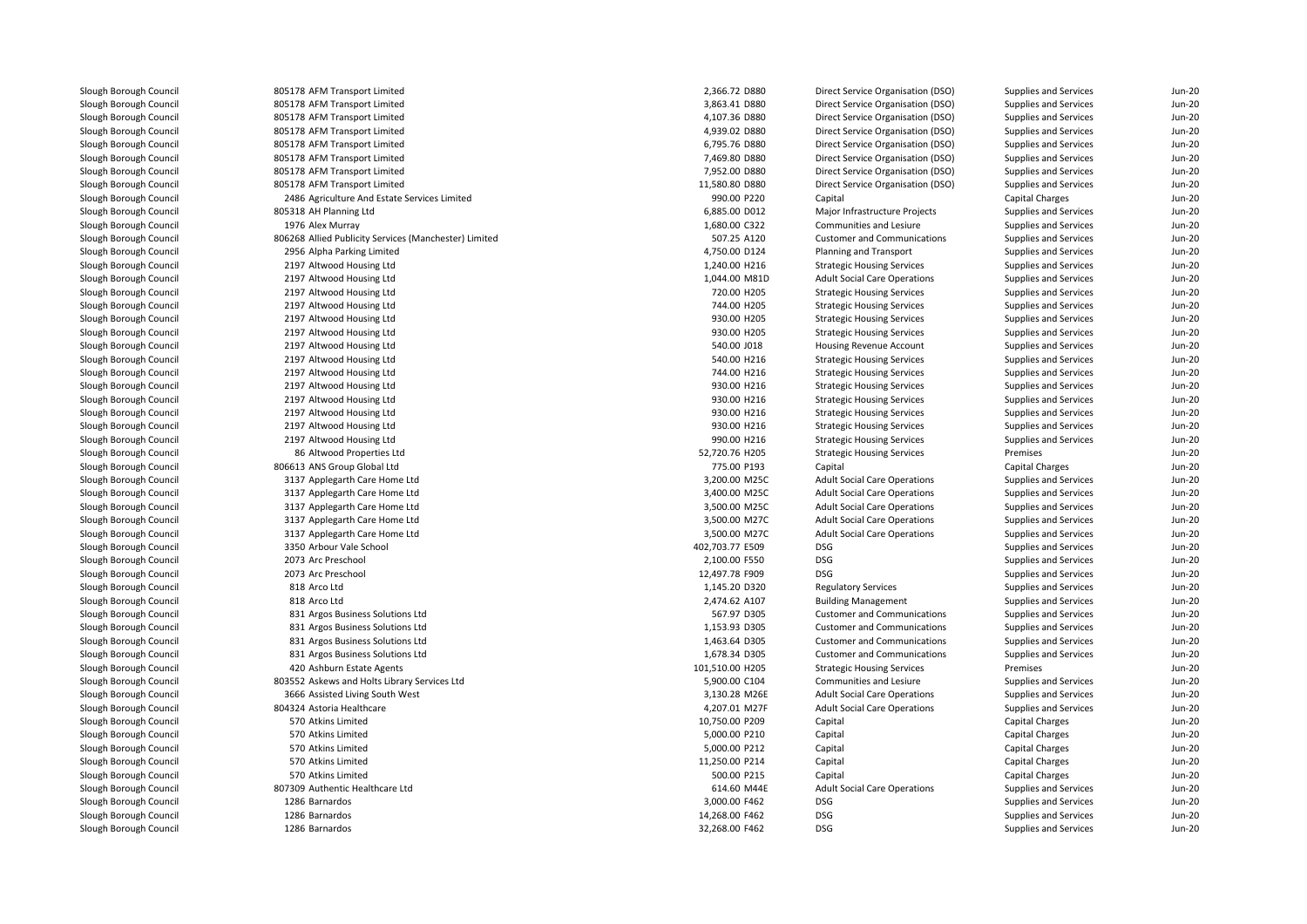| | | | | | | | |
|---|---|---|---|---|---|---|---|
| Slough Borough Council | 805178 AFM Transport Limited | 2,366.72 | D880 | Direct Service Organisation (DSO) | Supplies and Services | Jun-20 |
| Slough Borough Council | 805178 AFM Transport Limited | 3,863.41 | D880 | Direct Service Organisation (DSO) | Supplies and Services | Jun-20 |
| Slough Borough Council | 805178 AFM Transport Limited | 4,107.36 | D880 | Direct Service Organisation (DSO) | Supplies and Services | Jun-20 |
| Slough Borough Council | 805178 AFM Transport Limited | 4,939.02 | D880 | Direct Service Organisation (DSO) | Supplies and Services | Jun-20 |
| Slough Borough Council | 805178 AFM Transport Limited | 6,795.76 | D880 | Direct Service Organisation (DSO) | Supplies and Services | Jun-20 |
| Slough Borough Council | 805178 AFM Transport Limited | 7,469.80 | D880 | Direct Service Organisation (DSO) | Supplies and Services | Jun-20 |
| Slough Borough Council | 805178 AFM Transport Limited | 7,952.00 | D880 | Direct Service Organisation (DSO) | Supplies and Services | Jun-20 |
| Slough Borough Council | 805178 AFM Transport Limited | 11,580.80 | D880 | Direct Service Organisation (DSO) | Supplies and Services | Jun-20 |
| Slough Borough Council | 2486 Agriculture And Estate Services Limited | 990.00 | P220 | Capital | Capital Charges | Jun-20 |
| Slough Borough Council | 805318 AH Planning Ltd | 6,885.00 | D012 | Major Infrastructure Projects | Supplies and Services | Jun-20 |
| Slough Borough Council | 1976 Alex Murray | 1,680.00 | C322 | Communities and Lesiure | Supplies and Services | Jun-20 |
| Slough Borough Council | 806268 Allied Publicity Services (Manchester) Limited | 507.25 | A120 | Customer and Communications | Supplies and Services | Jun-20 |
| Slough Borough Council | 2956 Alpha Parking Limited | 4,750.00 | D124 | Planning and Transport | Supplies and Services | Jun-20 |
| Slough Borough Council | 2197 Altwood Housing Ltd | 1,240.00 | H216 | Strategic Housing Services | Supplies and Services | Jun-20 |
| Slough Borough Council | 2197 Altwood Housing Ltd | 1,044.00 | M81D | Adult Social Care Operations | Supplies and Services | Jun-20 |
| Slough Borough Council | 2197 Altwood Housing Ltd | 720.00 | H205 | Strategic Housing Services | Supplies and Services | Jun-20 |
| Slough Borough Council | 2197 Altwood Housing Ltd | 744.00 | H205 | Strategic Housing Services | Supplies and Services | Jun-20 |
| Slough Borough Council | 2197 Altwood Housing Ltd | 930.00 | H205 | Strategic Housing Services | Supplies and Services | Jun-20 |
| Slough Borough Council | 2197 Altwood Housing Ltd | 930.00 | H205 | Strategic Housing Services | Supplies and Services | Jun-20 |
| Slough Borough Council | 2197 Altwood Housing Ltd | 540.00 | J018 | Housing Revenue Account | Supplies and Services | Jun-20 |
| Slough Borough Council | 2197 Altwood Housing Ltd | 540.00 | H216 | Strategic Housing Services | Supplies and Services | Jun-20 |
| Slough Borough Council | 2197 Altwood Housing Ltd | 744.00 | H216 | Strategic Housing Services | Supplies and Services | Jun-20 |
| Slough Borough Council | 2197 Altwood Housing Ltd | 930.00 | H216 | Strategic Housing Services | Supplies and Services | Jun-20 |
| Slough Borough Council | 2197 Altwood Housing Ltd | 930.00 | H216 | Strategic Housing Services | Supplies and Services | Jun-20 |
| Slough Borough Council | 2197 Altwood Housing Ltd | 930.00 | H216 | Strategic Housing Services | Supplies and Services | Jun-20 |
| Slough Borough Council | 2197 Altwood Housing Ltd | 930.00 | H216 | Strategic Housing Services | Supplies and Services | Jun-20 |
| Slough Borough Council | 2197 Altwood Housing Ltd | 990.00 | H216 | Strategic Housing Services | Supplies and Services | Jun-20 |
| Slough Borough Council | 86 Altwood Properties Ltd | 52,720.76 | H205 | Strategic Housing Services | Premises | Jun-20 |
| Slough Borough Council | 806613 ANS Group Global Ltd | 775.00 | P193 | Capital | Capital Charges | Jun-20 |
| Slough Borough Council | 3137 Applegarth Care Home Ltd | 3,200.00 | M25C | Adult Social Care Operations | Supplies and Services | Jun-20 |
| Slough Borough Council | 3137 Applegarth Care Home Ltd | 3,400.00 | M25C | Adult Social Care Operations | Supplies and Services | Jun-20 |
| Slough Borough Council | 3137 Applegarth Care Home Ltd | 3,500.00 | M25C | Adult Social Care Operations | Supplies and Services | Jun-20 |
| Slough Borough Council | 3137 Applegarth Care Home Ltd | 3,500.00 | M27C | Adult Social Care Operations | Supplies and Services | Jun-20 |
| Slough Borough Council | 3137 Applegarth Care Home Ltd | 3,500.00 | M27C | Adult Social Care Operations | Supplies and Services | Jun-20 |
| Slough Borough Council | 3350 Arbour Vale School | 402,703.77 | E509 | DSG | Supplies and Services | Jun-20 |
| Slough Borough Council | 2073 Arc Preschool | 2,100.00 | F550 | DSG | Supplies and Services | Jun-20 |
| Slough Borough Council | 2073 Arc Preschool | 12,497.78 | F909 | DSG | Supplies and Services | Jun-20 |
| Slough Borough Council | 818 Arco Ltd | 1,145.20 | D320 | Regulatory Services | Supplies and Services | Jun-20 |
| Slough Borough Council | 818 Arco Ltd | 2,474.62 | A107 | Building Management | Supplies and Services | Jun-20 |
| Slough Borough Council | 831 Argos Business Solutions Ltd | 567.97 | D305 | Customer and Communications | Supplies and Services | Jun-20 |
| Slough Borough Council | 831 Argos Business Solutions Ltd | 1,153.93 | D305 | Customer and Communications | Supplies and Services | Jun-20 |
| Slough Borough Council | 831 Argos Business Solutions Ltd | 1,463.64 | D305 | Customer and Communications | Supplies and Services | Jun-20 |
| Slough Borough Council | 831 Argos Business Solutions Ltd | 1,678.34 | D305 | Customer and Communications | Supplies and Services | Jun-20 |
| Slough Borough Council | 420 Ashburn Estate Agents | 101,510.00 | H205 | Strategic Housing Services | Premises | Jun-20 |
| Slough Borough Council | 803552 Askews and Holts Library Services Ltd | 5,900.00 | C104 | Communities and Lesiure | Supplies and Services | Jun-20 |
| Slough Borough Council | 3666 Assisted Living South West | 3,130.28 | M26E | Adult Social Care Operations | Supplies and Services | Jun-20 |
| Slough Borough Council | 804324 Astoria Healthcare | 4,207.01 | M27F | Adult Social Care Operations | Supplies and Services | Jun-20 |
| Slough Borough Council | 570 Atkins Limited | 10,750.00 | P209 | Capital | Capital Charges | Jun-20 |
| Slough Borough Council | 570 Atkins Limited | 5,000.00 | P210 | Capital | Capital Charges | Jun-20 |
| Slough Borough Council | 570 Atkins Limited | 5,000.00 | P212 | Capital | Capital Charges | Jun-20 |
| Slough Borough Council | 570 Atkins Limited | 11,250.00 | P214 | Capital | Capital Charges | Jun-20 |
| Slough Borough Council | 570 Atkins Limited | 500.00 | P215 | Capital | Capital Charges | Jun-20 |
| Slough Borough Council | 807309 Authentic Healthcare Ltd | 614.60 | M44E | Adult Social Care Operations | Supplies and Services | Jun-20 |
| Slough Borough Council | 1286 Barnardos | 3,000.00 | F462 | DSG | Supplies and Services | Jun-20 |
| Slough Borough Council | 1286 Barnardos | 14,268.00 | F462 | DSG | Supplies and Services | Jun-20 |
| Slough Borough Council | 1286 Barnardos | 32,268.00 | F462 | DSG | Supplies and Services | Jun-20 |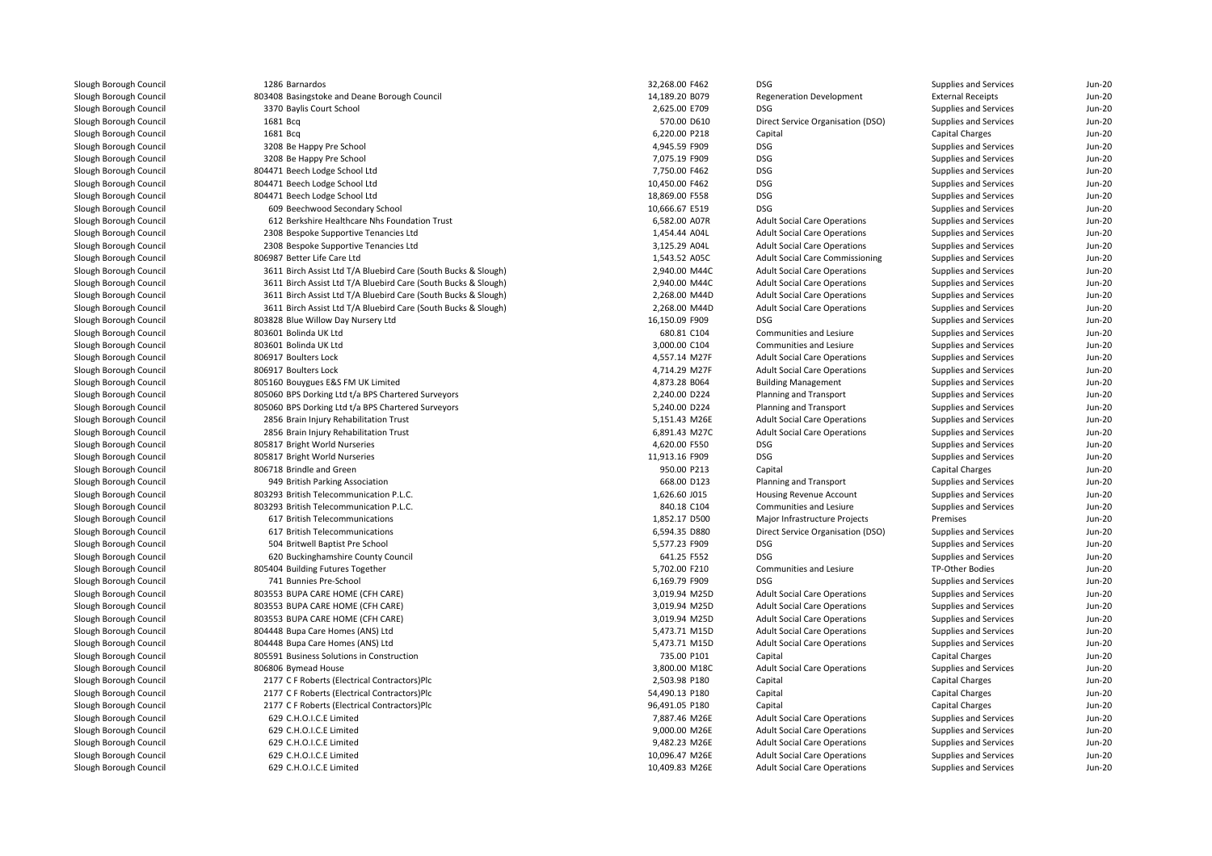| | | | | | | |
|---|---|---|---|---|---|---|
| Slough Borough Council | 1286 Barnardos | 32,268.00 F462 | DSG | Supplies and Services | Jun-20 |
| Slough Borough Council | 803408 Basingstoke and Deane Borough Council | 14,189.20 B079 | Regeneration Development | External Receipts | Jun-20 |
| Slough Borough Council | 3370 Baylis Court School | 2,625.00 E709 | DSG | Supplies and Services | Jun-20 |
| Slough Borough Council | 1681 Bcq | 570.00 D610 | Direct Service Organisation (DSO) | Supplies and Services | Jun-20 |
| Slough Borough Council | 1681 Bcq | 6,220.00 P218 | Capital | Capital Charges | Jun-20 |
| Slough Borough Council | 3208 Be Happy Pre School | 4,945.59 F909 | DSG | Supplies and Services | Jun-20 |
| Slough Borough Council | 3208 Be Happy Pre School | 7,075.19 F909 | DSG | Supplies and Services | Jun-20 |
| Slough Borough Council | 804471 Beech Lodge School Ltd | 7,750.00 F462 | DSG | Supplies and Services | Jun-20 |
| Slough Borough Council | 804471 Beech Lodge School Ltd | 10,450.00 F462 | DSG | Supplies and Services | Jun-20 |
| Slough Borough Council | 804471 Beech Lodge School Ltd | 18,869.00 F558 | DSG | Supplies and Services | Jun-20 |
| Slough Borough Council | 609 Beechwood Secondary School | 10,666.67 E519 | DSG | Supplies and Services | Jun-20 |
| Slough Borough Council | 612 Berkshire Healthcare Nhs Foundation Trust | 6,582.00 A07R | Adult Social Care Operations | Supplies and Services | Jun-20 |
| Slough Borough Council | 2308 Bespoke Supportive Tenancies Ltd | 1,454.44 A04L | Adult Social Care Operations | Supplies and Services | Jun-20 |
| Slough Borough Council | 2308 Bespoke Supportive Tenancies Ltd | 3,125.29 A04L | Adult Social Care Operations | Supplies and Services | Jun-20 |
| Slough Borough Council | 806987 Better Life Care Ltd | 1,543.52 A05C | Adult Social Care Commissioning | Supplies and Services | Jun-20 |
| Slough Borough Council | 3611 Birch Assist Ltd T/A Bluebird Care (South Bucks & Slough) | 2,940.00 M44C | Adult Social Care Operations | Supplies and Services | Jun-20 |
| Slough Borough Council | 3611 Birch Assist Ltd T/A Bluebird Care (South Bucks & Slough) | 2,940.00 M44C | Adult Social Care Operations | Supplies and Services | Jun-20 |
| Slough Borough Council | 3611 Birch Assist Ltd T/A Bluebird Care (South Bucks & Slough) | 2,268.00 M44D | Adult Social Care Operations | Supplies and Services | Jun-20 |
| Slough Borough Council | 3611 Birch Assist Ltd T/A Bluebird Care (South Bucks & Slough) | 2,268.00 M44D | Adult Social Care Operations | Supplies and Services | Jun-20 |
| Slough Borough Council | 803828 Blue Willow Day Nursery Ltd | 16,150.09 F909 | DSG | Supplies and Services | Jun-20 |
| Slough Borough Council | 803601 Bolinda UK Ltd | 680.81 C104 | Communities and Lesiure | Supplies and Services | Jun-20 |
| Slough Borough Council | 803601 Bolinda UK Ltd | 3,000.00 C104 | Communities and Lesiure | Supplies and Services | Jun-20 |
| Slough Borough Council | 806917 Boulters Lock | 4,557.14 M27F | Adult Social Care Operations | Supplies and Services | Jun-20 |
| Slough Borough Council | 806917 Boulters Lock | 4,714.29 M27F | Adult Social Care Operations | Supplies and Services | Jun-20 |
| Slough Borough Council | 805160 Bouygues E&S FM UK Limited | 4,873.28 B064 | Building Management | Supplies and Services | Jun-20 |
| Slough Borough Council | 805060 BPS Dorking Ltd t/a BPS Chartered Surveyors | 2,240.00 D224 | Planning and Transport | Supplies and Services | Jun-20 |
| Slough Borough Council | 805060 BPS Dorking Ltd t/a BPS Chartered Surveyors | 5,240.00 D224 | Planning and Transport | Supplies and Services | Jun-20 |
| Slough Borough Council | 2856 Brain Injury Rehabilitation Trust | 5,151.43 M26E | Adult Social Care Operations | Supplies and Services | Jun-20 |
| Slough Borough Council | 2856 Brain Injury Rehabilitation Trust | 6,891.43 M27C | Adult Social Care Operations | Supplies and Services | Jun-20 |
| Slough Borough Council | 805817 Bright World Nurseries | 4,620.00 F550 | DSG | Supplies and Services | Jun-20 |
| Slough Borough Council | 805817 Bright World Nurseries | 11,913.16 F909 | DSG | Supplies and Services | Jun-20 |
| Slough Borough Council | 806718 Brindle and Green | 950.00 P213 | Capital | Capital Charges | Jun-20 |
| Slough Borough Council | 949 British Parking Association | 668.00 D123 | Planning and Transport | Supplies and Services | Jun-20 |
| Slough Borough Council | 803293 British Telecommunication P.L.C. | 1,626.60 J015 | Housing Revenue Account | Supplies and Services | Jun-20 |
| Slough Borough Council | 803293 British Telecommunication P.L.C. | 840.18 C104 | Communities and Lesiure | Supplies and Services | Jun-20 |
| Slough Borough Council | 617 British Telecommunications | 1,852.17 D500 | Major Infrastructure Projects | Premises | Jun-20 |
| Slough Borough Council | 617 British Telecommunications | 6,594.35 D880 | Direct Service Organisation (DSO) | Supplies and Services | Jun-20 |
| Slough Borough Council | 504 Britwell Baptist Pre School | 5,577.23 F909 | DSG | Supplies and Services | Jun-20 |
| Slough Borough Council | 620 Buckinghamshire County Council | 641.25 F552 | DSG | Supplies and Services | Jun-20 |
| Slough Borough Council | 805404 Building Futures Together | 5,702.00 F210 | Communities and Lesiure | TP-Other Bodies | Jun-20 |
| Slough Borough Council | 741 Bunnies Pre-School | 6,169.79 F909 | DSG | Supplies and Services | Jun-20 |
| Slough Borough Council | 803553 BUPA CARE HOME (CFH CARE) | 3,019.94 M25D | Adult Social Care Operations | Supplies and Services | Jun-20 |
| Slough Borough Council | 803553 BUPA CARE HOME (CFH CARE) | 3,019.94 M25D | Adult Social Care Operations | Supplies and Services | Jun-20 |
| Slough Borough Council | 803553 BUPA CARE HOME (CFH CARE) | 3,019.94 M25D | Adult Social Care Operations | Supplies and Services | Jun-20 |
| Slough Borough Council | 804448 Bupa Care Homes (ANS) Ltd | 5,473.71 M15D | Adult Social Care Operations | Supplies and Services | Jun-20 |
| Slough Borough Council | 804448 Bupa Care Homes (ANS) Ltd | 5,473.71 M15D | Adult Social Care Operations | Supplies and Services | Jun-20 |
| Slough Borough Council | 805591 Business Solutions in Construction | 735.00 P101 | Capital | Capital Charges | Jun-20 |
| Slough Borough Council | 806806 Bymead House | 3,800.00 M18C | Adult Social Care Operations | Supplies and Services | Jun-20 |
| Slough Borough Council | 2177 C F Roberts (Electrical Contractors)Plc | 2,503.98 P180 | Capital | Capital Charges | Jun-20 |
| Slough Borough Council | 2177 C F Roberts (Electrical Contractors)Plc | 54,490.13 P180 | Capital | Capital Charges | Jun-20 |
| Slough Borough Council | 2177 C F Roberts (Electrical Contractors)Plc | 96,491.05 P180 | Capital | Capital Charges | Jun-20 |
| Slough Borough Council | 629 C.H.O.I.C.E Limited | 7,887.46 M26E | Adult Social Care Operations | Supplies and Services | Jun-20 |
| Slough Borough Council | 629 C.H.O.I.C.E Limited | 9,000.00 M26E | Adult Social Care Operations | Supplies and Services | Jun-20 |
| Slough Borough Council | 629 C.H.O.I.C.E Limited | 9,482.23 M26E | Adult Social Care Operations | Supplies and Services | Jun-20 |
| Slough Borough Council | 629 C.H.O.I.C.E Limited | 10,096.47 M26E | Adult Social Care Operations | Supplies and Services | Jun-20 |
| Slough Borough Council | 629 C.H.O.I.C.E Limited | 10,409.83 M26E | Adult Social Care Operations | Supplies and Services | Jun-20 |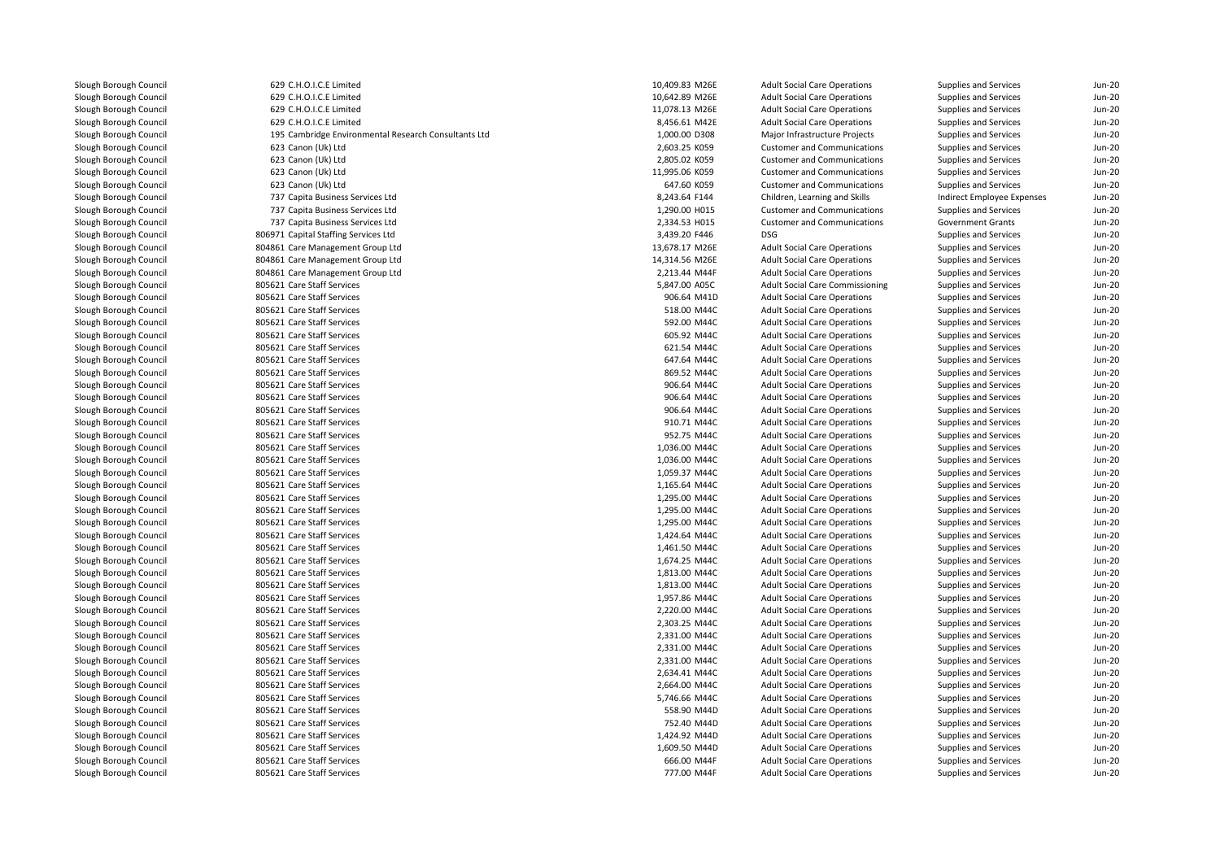| | | | | | | | |
|---|---|---|---|---|---|---|---|
| Slough Borough Council | 629 C.H.O.I.C.E Limited | 10,409.83 | M26E | Adult Social Care Operations | Supplies and Services | Jun-20 |
| Slough Borough Council | 629 C.H.O.I.C.E Limited | 10,642.89 | M26E | Adult Social Care Operations | Supplies and Services | Jun-20 |
| Slough Borough Council | 629 C.H.O.I.C.E Limited | 11,078.13 | M26E | Adult Social Care Operations | Supplies and Services | Jun-20 |
| Slough Borough Council | 629 C.H.O.I.C.E Limited | 8,456.61 | M42E | Adult Social Care Operations | Supplies and Services | Jun-20 |
| Slough Borough Council | 195 Cambridge Environmental Research Consultants Ltd | 1,000.00 | D308 | Major Infrastructure Projects | Supplies and Services | Jun-20 |
| Slough Borough Council | 623 Canon (Uk) Ltd | 2,603.25 | K059 | Customer and Communications | Supplies and Services | Jun-20 |
| Slough Borough Council | 623 Canon (Uk) Ltd | 2,805.02 | K059 | Customer and Communications | Supplies and Services | Jun-20 |
| Slough Borough Council | 623 Canon (Uk) Ltd | 11,995.06 | K059 | Customer and Communications | Supplies and Services | Jun-20 |
| Slough Borough Council | 623 Canon (Uk) Ltd | 647.60 | K059 | Customer and Communications | Supplies and Services | Jun-20 |
| Slough Borough Council | 737 Capita Business Services Ltd | 8,243.64 | F144 | Children, Learning and Skills | Indirect Employee Expenses | Jun-20 |
| Slough Borough Council | 737 Capita Business Services Ltd | 1,290.00 | H015 | Customer and Communications | Supplies and Services | Jun-20 |
| Slough Borough Council | 737 Capita Business Services Ltd | 2,334.53 | H015 | Customer and Communications | Government Grants | Jun-20 |
| Slough Borough Council | 806971 Capital Staffing Services Ltd | 3,439.20 | F446 | DSG | Supplies and Services | Jun-20 |
| Slough Borough Council | 804861 Care Management Group Ltd | 13,678.17 | M26E | Adult Social Care Operations | Supplies and Services | Jun-20 |
| Slough Borough Council | 804861 Care Management Group Ltd | 14,314.56 | M26E | Adult Social Care Operations | Supplies and Services | Jun-20 |
| Slough Borough Council | 804861 Care Management Group Ltd | 2,213.44 | M44F | Adult Social Care Operations | Supplies and Services | Jun-20 |
| Slough Borough Council | 805621 Care Staff Services | 5,847.00 | A05C | Adult Social Care Commissioning | Supplies and Services | Jun-20 |
| Slough Borough Council | 805621 Care Staff Services | 906.64 | M41D | Adult Social Care Operations | Supplies and Services | Jun-20 |
| Slough Borough Council | 805621 Care Staff Services | 518.00 | M44C | Adult Social Care Operations | Supplies and Services | Jun-20 |
| Slough Borough Council | 805621 Care Staff Services | 592.00 | M44C | Adult Social Care Operations | Supplies and Services | Jun-20 |
| Slough Borough Council | 805621 Care Staff Services | 605.92 | M44C | Adult Social Care Operations | Supplies and Services | Jun-20 |
| Slough Borough Council | 805621 Care Staff Services | 621.54 | M44C | Adult Social Care Operations | Supplies and Services | Jun-20 |
| Slough Borough Council | 805621 Care Staff Services | 647.64 | M44C | Adult Social Care Operations | Supplies and Services | Jun-20 |
| Slough Borough Council | 805621 Care Staff Services | 869.52 | M44C | Adult Social Care Operations | Supplies and Services | Jun-20 |
| Slough Borough Council | 805621 Care Staff Services | 906.64 | M44C | Adult Social Care Operations | Supplies and Services | Jun-20 |
| Slough Borough Council | 805621 Care Staff Services | 906.64 | M44C | Adult Social Care Operations | Supplies and Services | Jun-20 |
| Slough Borough Council | 805621 Care Staff Services | 906.64 | M44C | Adult Social Care Operations | Supplies and Services | Jun-20 |
| Slough Borough Council | 805621 Care Staff Services | 910.71 | M44C | Adult Social Care Operations | Supplies and Services | Jun-20 |
| Slough Borough Council | 805621 Care Staff Services | 952.75 | M44C | Adult Social Care Operations | Supplies and Services | Jun-20 |
| Slough Borough Council | 805621 Care Staff Services | 1,036.00 | M44C | Adult Social Care Operations | Supplies and Services | Jun-20 |
| Slough Borough Council | 805621 Care Staff Services | 1,036.00 | M44C | Adult Social Care Operations | Supplies and Services | Jun-20 |
| Slough Borough Council | 805621 Care Staff Services | 1,059.37 | M44C | Adult Social Care Operations | Supplies and Services | Jun-20 |
| Slough Borough Council | 805621 Care Staff Services | 1,165.64 | M44C | Adult Social Care Operations | Supplies and Services | Jun-20 |
| Slough Borough Council | 805621 Care Staff Services | 1,295.00 | M44C | Adult Social Care Operations | Supplies and Services | Jun-20 |
| Slough Borough Council | 805621 Care Staff Services | 1,295.00 | M44C | Adult Social Care Operations | Supplies and Services | Jun-20 |
| Slough Borough Council | 805621 Care Staff Services | 1,295.00 | M44C | Adult Social Care Operations | Supplies and Services | Jun-20 |
| Slough Borough Council | 805621 Care Staff Services | 1,424.64 | M44C | Adult Social Care Operations | Supplies and Services | Jun-20 |
| Slough Borough Council | 805621 Care Staff Services | 1,461.50 | M44C | Adult Social Care Operations | Supplies and Services | Jun-20 |
| Slough Borough Council | 805621 Care Staff Services | 1,674.25 | M44C | Adult Social Care Operations | Supplies and Services | Jun-20 |
| Slough Borough Council | 805621 Care Staff Services | 1,813.00 | M44C | Adult Social Care Operations | Supplies and Services | Jun-20 |
| Slough Borough Council | 805621 Care Staff Services | 1,813.00 | M44C | Adult Social Care Operations | Supplies and Services | Jun-20 |
| Slough Borough Council | 805621 Care Staff Services | 1,957.86 | M44C | Adult Social Care Operations | Supplies and Services | Jun-20 |
| Slough Borough Council | 805621 Care Staff Services | 2,220.00 | M44C | Adult Social Care Operations | Supplies and Services | Jun-20 |
| Slough Borough Council | 805621 Care Staff Services | 2,303.25 | M44C | Adult Social Care Operations | Supplies and Services | Jun-20 |
| Slough Borough Council | 805621 Care Staff Services | 2,331.00 | M44C | Adult Social Care Operations | Supplies and Services | Jun-20 |
| Slough Borough Council | 805621 Care Staff Services | 2,331.00 | M44C | Adult Social Care Operations | Supplies and Services | Jun-20 |
| Slough Borough Council | 805621 Care Staff Services | 2,331.00 | M44C | Adult Social Care Operations | Supplies and Services | Jun-20 |
| Slough Borough Council | 805621 Care Staff Services | 2,634.41 | M44C | Adult Social Care Operations | Supplies and Services | Jun-20 |
| Slough Borough Council | 805621 Care Staff Services | 2,664.00 | M44C | Adult Social Care Operations | Supplies and Services | Jun-20 |
| Slough Borough Council | 805621 Care Staff Services | 5,746.66 | M44C | Adult Social Care Operations | Supplies and Services | Jun-20 |
| Slough Borough Council | 805621 Care Staff Services | 558.90 | M44D | Adult Social Care Operations | Supplies and Services | Jun-20 |
| Slough Borough Council | 805621 Care Staff Services | 752.40 | M44D | Adult Social Care Operations | Supplies and Services | Jun-20 |
| Slough Borough Council | 805621 Care Staff Services | 1,424.92 | M44D | Adult Social Care Operations | Supplies and Services | Jun-20 |
| Slough Borough Council | 805621 Care Staff Services | 1,609.50 | M44D | Adult Social Care Operations | Supplies and Services | Jun-20 |
| Slough Borough Council | 805621 Care Staff Services | 666.00 | M44F | Adult Social Care Operations | Supplies and Services | Jun-20 |
| Slough Borough Council | 805621 Care Staff Services | 777.00 | M44F | Adult Social Care Operations | Supplies and Services | Jun-20 |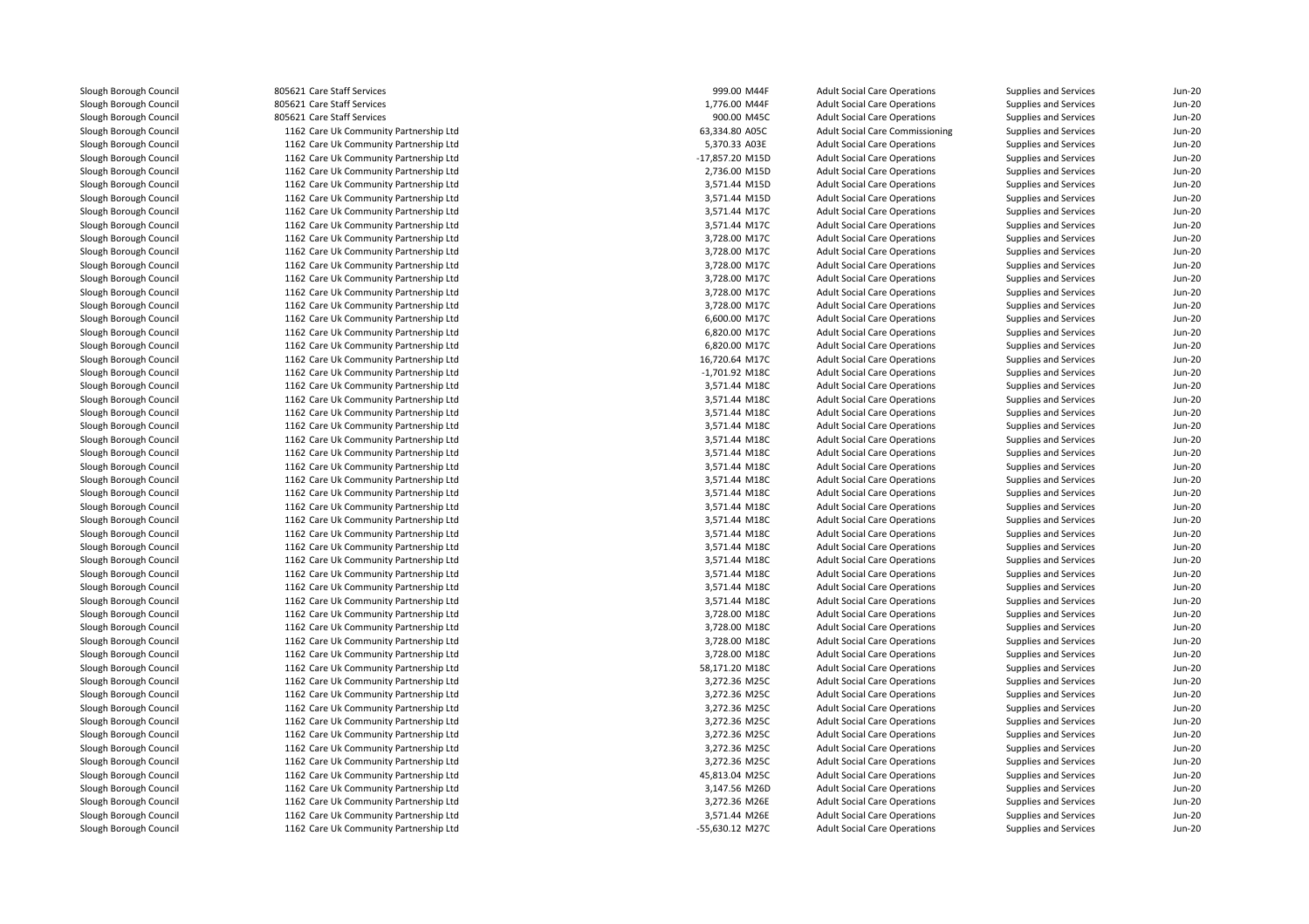| | | | | | | |
|---|---|---|---|---|---|---|
| Slough Borough Council | 805621 Care Staff Services | 999.00 | M44F | Adult Social Care Operations | Supplies and Services | Jun-20 |
| Slough Borough Council | 805621 Care Staff Services | 1,776.00 | M44F | Adult Social Care Operations | Supplies and Services | Jun-20 |
| Slough Borough Council | 805621 Care Staff Services | 900.00 | M45C | Adult Social Care Operations | Supplies and Services | Jun-20 |
| Slough Borough Council | 1162 Care Uk Community Partnership Ltd | 63,334.80 | A05C | Adult Social Care Commissioning | Supplies and Services | Jun-20 |
| Slough Borough Council | 1162 Care Uk Community Partnership Ltd | 5,370.33 | A03E | Adult Social Care Operations | Supplies and Services | Jun-20 |
| Slough Borough Council | 1162 Care Uk Community Partnership Ltd | -17,857.20 | M15D | Adult Social Care Operations | Supplies and Services | Jun-20 |
| Slough Borough Council | 1162 Care Uk Community Partnership Ltd | 2,736.00 | M15D | Adult Social Care Operations | Supplies and Services | Jun-20 |
| Slough Borough Council | 1162 Care Uk Community Partnership Ltd | 3,571.44 | M15D | Adult Social Care Operations | Supplies and Services | Jun-20 |
| Slough Borough Council | 1162 Care Uk Community Partnership Ltd | 3,571.44 | M15D | Adult Social Care Operations | Supplies and Services | Jun-20 |
| Slough Borough Council | 1162 Care Uk Community Partnership Ltd | 3,571.44 | M17C | Adult Social Care Operations | Supplies and Services | Jun-20 |
| Slough Borough Council | 1162 Care Uk Community Partnership Ltd | 3,571.44 | M17C | Adult Social Care Operations | Supplies and Services | Jun-20 |
| Slough Borough Council | 1162 Care Uk Community Partnership Ltd | 3,728.00 | M17C | Adult Social Care Operations | Supplies and Services | Jun-20 |
| Slough Borough Council | 1162 Care Uk Community Partnership Ltd | 3,728.00 | M17C | Adult Social Care Operations | Supplies and Services | Jun-20 |
| Slough Borough Council | 1162 Care Uk Community Partnership Ltd | 3,728.00 | M17C | Adult Social Care Operations | Supplies and Services | Jun-20 |
| Slough Borough Council | 1162 Care Uk Community Partnership Ltd | 3,728.00 | M17C | Adult Social Care Operations | Supplies and Services | Jun-20 |
| Slough Borough Council | 1162 Care Uk Community Partnership Ltd | 3,728.00 | M17C | Adult Social Care Operations | Supplies and Services | Jun-20 |
| Slough Borough Council | 1162 Care Uk Community Partnership Ltd | 3,728.00 | M17C | Adult Social Care Operations | Supplies and Services | Jun-20 |
| Slough Borough Council | 1162 Care Uk Community Partnership Ltd | 6,600.00 | M17C | Adult Social Care Operations | Supplies and Services | Jun-20 |
| Slough Borough Council | 1162 Care Uk Community Partnership Ltd | 6,820.00 | M17C | Adult Social Care Operations | Supplies and Services | Jun-20 |
| Slough Borough Council | 1162 Care Uk Community Partnership Ltd | 6,820.00 | M17C | Adult Social Care Operations | Supplies and Services | Jun-20 |
| Slough Borough Council | 1162 Care Uk Community Partnership Ltd | 16,720.64 | M17C | Adult Social Care Operations | Supplies and Services | Jun-20 |
| Slough Borough Council | 1162 Care Uk Community Partnership Ltd | -1,701.92 | M18C | Adult Social Care Operations | Supplies and Services | Jun-20 |
| Slough Borough Council | 1162 Care Uk Community Partnership Ltd | 3,571.44 | M18C | Adult Social Care Operations | Supplies and Services | Jun-20 |
| Slough Borough Council | 1162 Care Uk Community Partnership Ltd | 3,571.44 | M18C | Adult Social Care Operations | Supplies and Services | Jun-20 |
| Slough Borough Council | 1162 Care Uk Community Partnership Ltd | 3,571.44 | M18C | Adult Social Care Operations | Supplies and Services | Jun-20 |
| Slough Borough Council | 1162 Care Uk Community Partnership Ltd | 3,571.44 | M18C | Adult Social Care Operations | Supplies and Services | Jun-20 |
| Slough Borough Council | 1162 Care Uk Community Partnership Ltd | 3,571.44 | M18C | Adult Social Care Operations | Supplies and Services | Jun-20 |
| Slough Borough Council | 1162 Care Uk Community Partnership Ltd | 3,571.44 | M18C | Adult Social Care Operations | Supplies and Services | Jun-20 |
| Slough Borough Council | 1162 Care Uk Community Partnership Ltd | 3,571.44 | M18C | Adult Social Care Operations | Supplies and Services | Jun-20 |
| Slough Borough Council | 1162 Care Uk Community Partnership Ltd | 3,571.44 | M18C | Adult Social Care Operations | Supplies and Services | Jun-20 |
| Slough Borough Council | 1162 Care Uk Community Partnership Ltd | 3,571.44 | M18C | Adult Social Care Operations | Supplies and Services | Jun-20 |
| Slough Borough Council | 1162 Care Uk Community Partnership Ltd | 3,571.44 | M18C | Adult Social Care Operations | Supplies and Services | Jun-20 |
| Slough Borough Council | 1162 Care Uk Community Partnership Ltd | 3,571.44 | M18C | Adult Social Care Operations | Supplies and Services | Jun-20 |
| Slough Borough Council | 1162 Care Uk Community Partnership Ltd | 3,571.44 | M18C | Adult Social Care Operations | Supplies and Services | Jun-20 |
| Slough Borough Council | 1162 Care Uk Community Partnership Ltd | 3,571.44 | M18C | Adult Social Care Operations | Supplies and Services | Jun-20 |
| Slough Borough Council | 1162 Care Uk Community Partnership Ltd | 3,571.44 | M18C | Adult Social Care Operations | Supplies and Services | Jun-20 |
| Slough Borough Council | 1162 Care Uk Community Partnership Ltd | 3,571.44 | M18C | Adult Social Care Operations | Supplies and Services | Jun-20 |
| Slough Borough Council | 1162 Care Uk Community Partnership Ltd | 3,571.44 | M18C | Adult Social Care Operations | Supplies and Services | Jun-20 |
| Slough Borough Council | 1162 Care Uk Community Partnership Ltd | 3,571.44 | M18C | Adult Social Care Operations | Supplies and Services | Jun-20 |
| Slough Borough Council | 1162 Care Uk Community Partnership Ltd | 3,728.00 | M18C | Adult Social Care Operations | Supplies and Services | Jun-20 |
| Slough Borough Council | 1162 Care Uk Community Partnership Ltd | 3,728.00 | M18C | Adult Social Care Operations | Supplies and Services | Jun-20 |
| Slough Borough Council | 1162 Care Uk Community Partnership Ltd | 3,728.00 | M18C | Adult Social Care Operations | Supplies and Services | Jun-20 |
| Slough Borough Council | 1162 Care Uk Community Partnership Ltd | 3,728.00 | M18C | Adult Social Care Operations | Supplies and Services | Jun-20 |
| Slough Borough Council | 1162 Care Uk Community Partnership Ltd | 58,171.20 | M18C | Adult Social Care Operations | Supplies and Services | Jun-20 |
| Slough Borough Council | 1162 Care Uk Community Partnership Ltd | 3,272.36 | M25C | Adult Social Care Operations | Supplies and Services | Jun-20 |
| Slough Borough Council | 1162 Care Uk Community Partnership Ltd | 3,272.36 | M25C | Adult Social Care Operations | Supplies and Services | Jun-20 |
| Slough Borough Council | 1162 Care Uk Community Partnership Ltd | 3,272.36 | M25C | Adult Social Care Operations | Supplies and Services | Jun-20 |
| Slough Borough Council | 1162 Care Uk Community Partnership Ltd | 3,272.36 | M25C | Adult Social Care Operations | Supplies and Services | Jun-20 |
| Slough Borough Council | 1162 Care Uk Community Partnership Ltd | 3,272.36 | M25C | Adult Social Care Operations | Supplies and Services | Jun-20 |
| Slough Borough Council | 1162 Care Uk Community Partnership Ltd | 3,272.36 | M25C | Adult Social Care Operations | Supplies and Services | Jun-20 |
| Slough Borough Council | 1162 Care Uk Community Partnership Ltd | 3,272.36 | M25C | Adult Social Care Operations | Supplies and Services | Jun-20 |
| Slough Borough Council | 1162 Care Uk Community Partnership Ltd | 45,813.04 | M25C | Adult Social Care Operations | Supplies and Services | Jun-20 |
| Slough Borough Council | 1162 Care Uk Community Partnership Ltd | 3,147.56 | M26D | Adult Social Care Operations | Supplies and Services | Jun-20 |
| Slough Borough Council | 1162 Care Uk Community Partnership Ltd | 3,272.36 | M26E | Adult Social Care Operations | Supplies and Services | Jun-20 |
| Slough Borough Council | 1162 Care Uk Community Partnership Ltd | 3,571.44 | M26E | Adult Social Care Operations | Supplies and Services | Jun-20 |
| Slough Borough Council | 1162 Care Uk Community Partnership Ltd | -55,630.12 | M27C | Adult Social Care Operations | Supplies and Services | Jun-20 |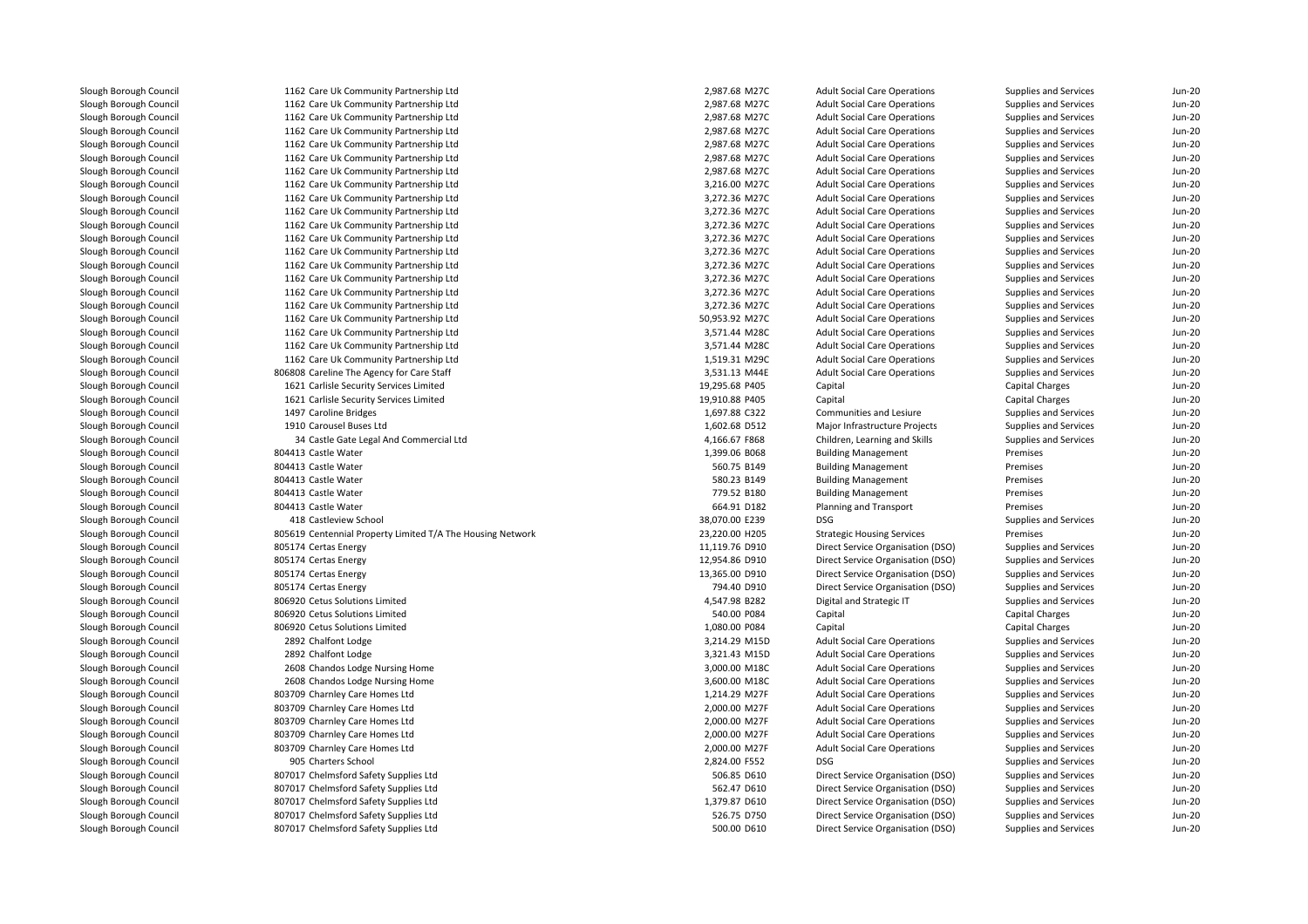| | | | | | | | |
|---|---|---|---|---|---|---|---|
| Slough Borough Council | 1162 | Care Uk Community Partnership Ltd | 2,987.68 | M27C | Adult Social Care Operations | Supplies and Services | Jun-20 |
| Slough Borough Council | 1162 | Care Uk Community Partnership Ltd | 2,987.68 | M27C | Adult Social Care Operations | Supplies and Services | Jun-20 |
| Slough Borough Council | 1162 | Care Uk Community Partnership Ltd | 2,987.68 | M27C | Adult Social Care Operations | Supplies and Services | Jun-20 |
| Slough Borough Council | 1162 | Care Uk Community Partnership Ltd | 2,987.68 | M27C | Adult Social Care Operations | Supplies and Services | Jun-20 |
| Slough Borough Council | 1162 | Care Uk Community Partnership Ltd | 2,987.68 | M27C | Adult Social Care Operations | Supplies and Services | Jun-20 |
| Slough Borough Council | 1162 | Care Uk Community Partnership Ltd | 2,987.68 | M27C | Adult Social Care Operations | Supplies and Services | Jun-20 |
| Slough Borough Council | 1162 | Care Uk Community Partnership Ltd | 2,987.68 | M27C | Adult Social Care Operations | Supplies and Services | Jun-20 |
| Slough Borough Council | 1162 | Care Uk Community Partnership Ltd | 3,216.00 | M27C | Adult Social Care Operations | Supplies and Services | Jun-20 |
| Slough Borough Council | 1162 | Care Uk Community Partnership Ltd | 3,272.36 | M27C | Adult Social Care Operations | Supplies and Services | Jun-20 |
| Slough Borough Council | 1162 | Care Uk Community Partnership Ltd | 3,272.36 | M27C | Adult Social Care Operations | Supplies and Services | Jun-20 |
| Slough Borough Council | 1162 | Care Uk Community Partnership Ltd | 3,272.36 | M27C | Adult Social Care Operations | Supplies and Services | Jun-20 |
| Slough Borough Council | 1162 | Care Uk Community Partnership Ltd | 3,272.36 | M27C | Adult Social Care Operations | Supplies and Services | Jun-20 |
| Slough Borough Council | 1162 | Care Uk Community Partnership Ltd | 3,272.36 | M27C | Adult Social Care Operations | Supplies and Services | Jun-20 |
| Slough Borough Council | 1162 | Care Uk Community Partnership Ltd | 3,272.36 | M27C | Adult Social Care Operations | Supplies and Services | Jun-20 |
| Slough Borough Council | 1162 | Care Uk Community Partnership Ltd | 3,272.36 | M27C | Adult Social Care Operations | Supplies and Services | Jun-20 |
| Slough Borough Council | 1162 | Care Uk Community Partnership Ltd | 3,272.36 | M27C | Adult Social Care Operations | Supplies and Services | Jun-20 |
| Slough Borough Council | 1162 | Care Uk Community Partnership Ltd | 3,272.36 | M27C | Adult Social Care Operations | Supplies and Services | Jun-20 |
| Slough Borough Council | 1162 | Care Uk Community Partnership Ltd | 50,953.92 | M27C | Adult Social Care Operations | Supplies and Services | Jun-20 |
| Slough Borough Council | 1162 | Care Uk Community Partnership Ltd | 3,571.44 | M28C | Adult Social Care Operations | Supplies and Services | Jun-20 |
| Slough Borough Council | 1162 | Care Uk Community Partnership Ltd | 3,571.44 | M28C | Adult Social Care Operations | Supplies and Services | Jun-20 |
| Slough Borough Council | 1162 | Care Uk Community Partnership Ltd | 1,519.31 | M29C | Adult Social Care Operations | Supplies and Services | Jun-20 |
| Slough Borough Council | 806808 | Careline The Agency for Care Staff | 3,531.13 | M44E | Adult Social Care Operations | Supplies and Services | Jun-20 |
| Slough Borough Council | 1621 | Carlisle Security Services Limited | 19,295.68 | P405 | Capital | Capital Charges | Jun-20 |
| Slough Borough Council | 1621 | Carlisle Security Services Limited | 19,910.88 | P405 | Capital | Capital Charges | Jun-20 |
| Slough Borough Council | 1497 | Caroline Bridges | 1,697.88 | C322 | Communities and Lesiure | Supplies and Services | Jun-20 |
| Slough Borough Council | 1910 | Carousel Buses Ltd | 1,602.68 | D512 | Major Infrastructure Projects | Supplies and Services | Jun-20 |
| Slough Borough Council | 34 | Castle Gate Legal And Commercial Ltd | 4,166.67 | F868 | Children, Learning and Skills | Supplies and Services | Jun-20 |
| Slough Borough Council | 804413 | Castle Water | 1,399.06 | B068 | Building Management | Premises | Jun-20 |
| Slough Borough Council | 804413 | Castle Water | 560.75 | B149 | Building Management | Premises | Jun-20 |
| Slough Borough Council | 804413 | Castle Water | 580.23 | B149 | Building Management | Premises | Jun-20 |
| Slough Borough Council | 804413 | Castle Water | 779.52 | B180 | Building Management | Premises | Jun-20 |
| Slough Borough Council | 804413 | Castle Water | 664.91 | D182 | Planning and Transport | Premises | Jun-20 |
| Slough Borough Council | 418 | Castleview School | 38,070.00 | E239 | DSG | Supplies and Services | Jun-20 |
| Slough Borough Council | 805619 | Centennial Property Limited T/A The Housing Network | 23,220.00 | H205 | Strategic Housing Services | Premises | Jun-20 |
| Slough Borough Council | 805174 | Certas Energy | 11,119.76 | D910 | Direct Service Organisation (DSO) | Supplies and Services | Jun-20 |
| Slough Borough Council | 805174 | Certas Energy | 12,954.86 | D910 | Direct Service Organisation (DSO) | Supplies and Services | Jun-20 |
| Slough Borough Council | 805174 | Certas Energy | 13,365.00 | D910 | Direct Service Organisation (DSO) | Supplies and Services | Jun-20 |
| Slough Borough Council | 805174 | Certas Energy | 794.40 | D910 | Direct Service Organisation (DSO) | Supplies and Services | Jun-20 |
| Slough Borough Council | 806920 | Cetus Solutions Limited | 4,547.98 | B282 | Digital and Strategic IT | Supplies and Services | Jun-20 |
| Slough Borough Council | 806920 | Cetus Solutions Limited | 540.00 | P084 | Capital | Capital Charges | Jun-20 |
| Slough Borough Council | 806920 | Cetus Solutions Limited | 1,080.00 | P084 | Capital | Capital Charges | Jun-20 |
| Slough Borough Council | 2892 | Chalfont Lodge | 3,214.29 | M15D | Adult Social Care Operations | Supplies and Services | Jun-20 |
| Slough Borough Council | 2892 | Chalfont Lodge | 3,321.43 | M15D | Adult Social Care Operations | Supplies and Services | Jun-20 |
| Slough Borough Council | 2608 | Chandos Lodge Nursing Home | 3,000.00 | M18C | Adult Social Care Operations | Supplies and Services | Jun-20 |
| Slough Borough Council | 2608 | Chandos Lodge Nursing Home | 3,600.00 | M18C | Adult Social Care Operations | Supplies and Services | Jun-20 |
| Slough Borough Council | 803709 | Charnley Care Homes Ltd | 1,214.29 | M27F | Adult Social Care Operations | Supplies and Services | Jun-20 |
| Slough Borough Council | 803709 | Charnley Care Homes Ltd | 2,000.00 | M27F | Adult Social Care Operations | Supplies and Services | Jun-20 |
| Slough Borough Council | 803709 | Charnley Care Homes Ltd | 2,000.00 | M27F | Adult Social Care Operations | Supplies and Services | Jun-20 |
| Slough Borough Council | 803709 | Charnley Care Homes Ltd | 2,000.00 | M27F | Adult Social Care Operations | Supplies and Services | Jun-20 |
| Slough Borough Council | 803709 | Charnley Care Homes Ltd | 2,000.00 | M27F | Adult Social Care Operations | Supplies and Services | Jun-20 |
| Slough Borough Council | 905 | Charters School | 2,824.00 | F552 | DSG | Supplies and Services | Jun-20 |
| Slough Borough Council | 807017 | Chelmsford Safety Supplies Ltd | 506.85 | D610 | Direct Service Organisation (DSO) | Supplies and Services | Jun-20 |
| Slough Borough Council | 807017 | Chelmsford Safety Supplies Ltd | 562.47 | D610 | Direct Service Organisation (DSO) | Supplies and Services | Jun-20 |
| Slough Borough Council | 807017 | Chelmsford Safety Supplies Ltd | 1,379.87 | D610 | Direct Service Organisation (DSO) | Supplies and Services | Jun-20 |
| Slough Borough Council | 807017 | Chelmsford Safety Supplies Ltd | 526.75 | D750 | Direct Service Organisation (DSO) | Supplies and Services | Jun-20 |
| Slough Borough Council | 807017 | Chelmsford Safety Supplies Ltd | 500.00 | D610 | Direct Service Organisation (DSO) | Supplies and Services | Jun-20 |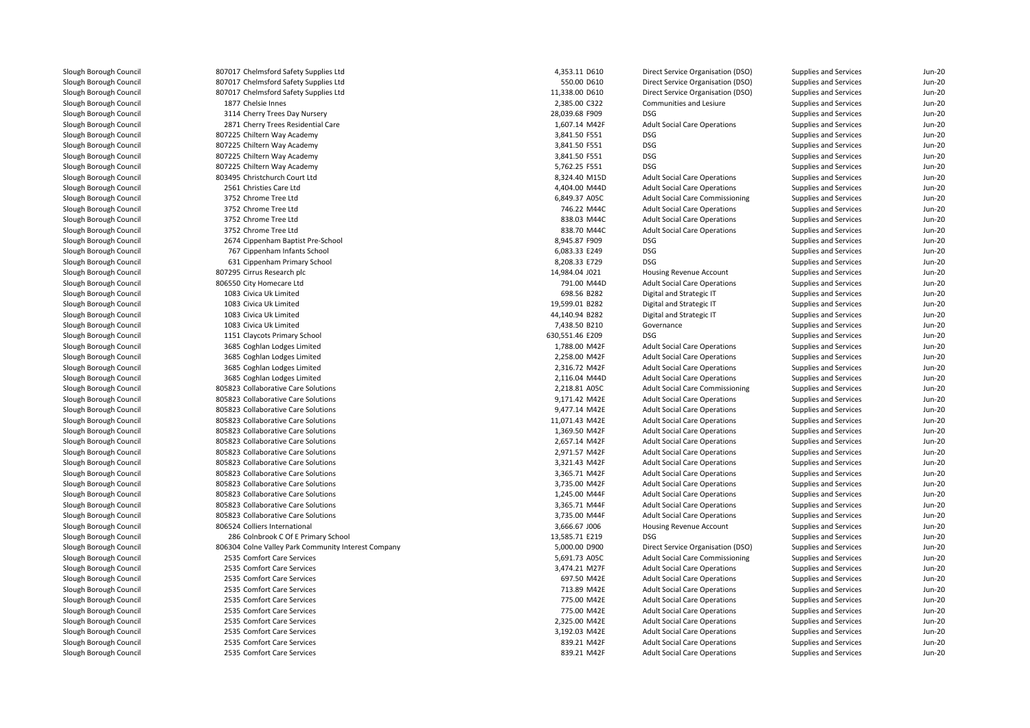| | | | | | | |
|---|---|---|---|---|---|---|
| Slough Borough Council | 807017 Chelmsford Safety Supplies Ltd | 4,353.11 | D610 | Direct Service Organisation (DSO) | Supplies and Services | Jun-20 |
| Slough Borough Council | 807017 Chelmsford Safety Supplies Ltd | 550.00 | D610 | Direct Service Organisation (DSO) | Supplies and Services | Jun-20 |
| Slough Borough Council | 807017 Chelmsford Safety Supplies Ltd | 11,338.00 | D610 | Direct Service Organisation (DSO) | Supplies and Services | Jun-20 |
| Slough Borough Council | 1877 Chelsie Innes | 2,385.00 | C322 | Communities and Lesiure | Supplies and Services | Jun-20 |
| Slough Borough Council | 3114 Cherry Trees Day Nursery | 28,039.68 | F909 | DSG | Supplies and Services | Jun-20 |
| Slough Borough Council | 2871 Cherry Trees Residential Care | 1,607.14 | M42F | Adult Social Care Operations | Supplies and Services | Jun-20 |
| Slough Borough Council | 807225 Chiltern Way Academy | 3,841.50 | F551 | DSG | Supplies and Services | Jun-20 |
| Slough Borough Council | 807225 Chiltern Way Academy | 3,841.50 | F551 | DSG | Supplies and Services | Jun-20 |
| Slough Borough Council | 807225 Chiltern Way Academy | 3,841.50 | F551 | DSG | Supplies and Services | Jun-20 |
| Slough Borough Council | 807225 Chiltern Way Academy | 5,762.25 | F551 | DSG | Supplies and Services | Jun-20 |
| Slough Borough Council | 803495 Christchurch Court Ltd | 8,324.40 | M15D | Adult Social Care Operations | Supplies and Services | Jun-20 |
| Slough Borough Council | 2561 Christies Care Ltd | 4,404.00 | M44D | Adult Social Care Operations | Supplies and Services | Jun-20 |
| Slough Borough Council | 3752 Chrome Tree Ltd | 6,849.37 | A05C | Adult Social Care Commissioning | Supplies and Services | Jun-20 |
| Slough Borough Council | 3752 Chrome Tree Ltd | 746.22 | M44C | Adult Social Care Operations | Supplies and Services | Jun-20 |
| Slough Borough Council | 3752 Chrome Tree Ltd | 838.03 | M44C | Adult Social Care Operations | Supplies and Services | Jun-20 |
| Slough Borough Council | 3752 Chrome Tree Ltd | 838.70 | M44C | Adult Social Care Operations | Supplies and Services | Jun-20 |
| Slough Borough Council | 2674 Cippenham Baptist Pre-School | 8,945.87 | F909 | DSG | Supplies and Services | Jun-20 |
| Slough Borough Council | 767 Cippenham Infants School | 6,083.33 | E249 | DSG | Supplies and Services | Jun-20 |
| Slough Borough Council | 631 Cippenham Primary School | 8,208.33 | E729 | DSG | Supplies and Services | Jun-20 |
| Slough Borough Council | 807295 Cirrus Research plc | 14,984.04 | J021 | Housing Revenue Account | Supplies and Services | Jun-20 |
| Slough Borough Council | 806550 City Homecare Ltd | 791.00 | M44D | Adult Social Care Operations | Supplies and Services | Jun-20 |
| Slough Borough Council | 1083 Civica Uk Limited | 698.56 | B282 | Digital and Strategic IT | Supplies and Services | Jun-20 |
| Slough Borough Council | 1083 Civica Uk Limited | 19,599.01 | B282 | Digital and Strategic IT | Supplies and Services | Jun-20 |
| Slough Borough Council | 1083 Civica Uk Limited | 44,140.94 | B282 | Digital and Strategic IT | Supplies and Services | Jun-20 |
| Slough Borough Council | 1083 Civica Uk Limited | 7,438.50 | B210 | Governance | Supplies and Services | Jun-20 |
| Slough Borough Council | 1151 Claycots Primary School | 630,551.46 | E209 | DSG | Supplies and Services | Jun-20 |
| Slough Borough Council | 3685 Coghlan Lodges Limited | 1,788.00 | M42F | Adult Social Care Operations | Supplies and Services | Jun-20 |
| Slough Borough Council | 3685 Coghlan Lodges Limited | 2,258.00 | M42F | Adult Social Care Operations | Supplies and Services | Jun-20 |
| Slough Borough Council | 3685 Coghlan Lodges Limited | 2,316.72 | M42F | Adult Social Care Operations | Supplies and Services | Jun-20 |
| Slough Borough Council | 3685 Coghlan Lodges Limited | 2,116.04 | M44D | Adult Social Care Operations | Supplies and Services | Jun-20 |
| Slough Borough Council | 805823 Collaborative Care Solutions | 2,218.81 | A05C | Adult Social Care Commissioning | Supplies and Services | Jun-20 |
| Slough Borough Council | 805823 Collaborative Care Solutions | 9,171.42 | M42E | Adult Social Care Operations | Supplies and Services | Jun-20 |
| Slough Borough Council | 805823 Collaborative Care Solutions | 9,477.14 | M42E | Adult Social Care Operations | Supplies and Services | Jun-20 |
| Slough Borough Council | 805823 Collaborative Care Solutions | 11,071.43 | M42E | Adult Social Care Operations | Supplies and Services | Jun-20 |
| Slough Borough Council | 805823 Collaborative Care Solutions | 1,369.50 | M42F | Adult Social Care Operations | Supplies and Services | Jun-20 |
| Slough Borough Council | 805823 Collaborative Care Solutions | 2,657.14 | M42F | Adult Social Care Operations | Supplies and Services | Jun-20 |
| Slough Borough Council | 805823 Collaborative Care Solutions | 2,971.57 | M42F | Adult Social Care Operations | Supplies and Services | Jun-20 |
| Slough Borough Council | 805823 Collaborative Care Solutions | 3,321.43 | M42F | Adult Social Care Operations | Supplies and Services | Jun-20 |
| Slough Borough Council | 805823 Collaborative Care Solutions | 3,365.71 | M42F | Adult Social Care Operations | Supplies and Services | Jun-20 |
| Slough Borough Council | 805823 Collaborative Care Solutions | 3,735.00 | M42F | Adult Social Care Operations | Supplies and Services | Jun-20 |
| Slough Borough Council | 805823 Collaborative Care Solutions | 1,245.00 | M44F | Adult Social Care Operations | Supplies and Services | Jun-20 |
| Slough Borough Council | 805823 Collaborative Care Solutions | 3,365.71 | M44F | Adult Social Care Operations | Supplies and Services | Jun-20 |
| Slough Borough Council | 805823 Collaborative Care Solutions | 3,735.00 | M44F | Adult Social Care Operations | Supplies and Services | Jun-20 |
| Slough Borough Council | 806524 Colliers International | 3,666.67 | J006 | Housing Revenue Account | Supplies and Services | Jun-20 |
| Slough Borough Council | 286 Colnbrook C Of E Primary School | 13,585.71 | E219 | DSG | Supplies and Services | Jun-20 |
| Slough Borough Council | 806304 Colne Valley Park Community Interest Company | 5,000.00 | D900 | Direct Service Organisation (DSO) | Supplies and Services | Jun-20 |
| Slough Borough Council | 2535 Comfort Care Services | 5,691.73 | A05C | Adult Social Care Commissioning | Supplies and Services | Jun-20 |
| Slough Borough Council | 2535 Comfort Care Services | 3,474.21 | M27F | Adult Social Care Operations | Supplies and Services | Jun-20 |
| Slough Borough Council | 2535 Comfort Care Services | 697.50 | M42E | Adult Social Care Operations | Supplies and Services | Jun-20 |
| Slough Borough Council | 2535 Comfort Care Services | 713.89 | M42E | Adult Social Care Operations | Supplies and Services | Jun-20 |
| Slough Borough Council | 2535 Comfort Care Services | 775.00 | M42E | Adult Social Care Operations | Supplies and Services | Jun-20 |
| Slough Borough Council | 2535 Comfort Care Services | 775.00 | M42E | Adult Social Care Operations | Supplies and Services | Jun-20 |
| Slough Borough Council | 2535 Comfort Care Services | 2,325.00 | M42E | Adult Social Care Operations | Supplies and Services | Jun-20 |
| Slough Borough Council | 2535 Comfort Care Services | 3,192.03 | M42E | Adult Social Care Operations | Supplies and Services | Jun-20 |
| Slough Borough Council | 2535 Comfort Care Services | 839.21 | M42F | Adult Social Care Operations | Supplies and Services | Jun-20 |
| Slough Borough Council | 2535 Comfort Care Services | 839.21 | M42F | Adult Social Care Operations | Supplies and Services | Jun-20 |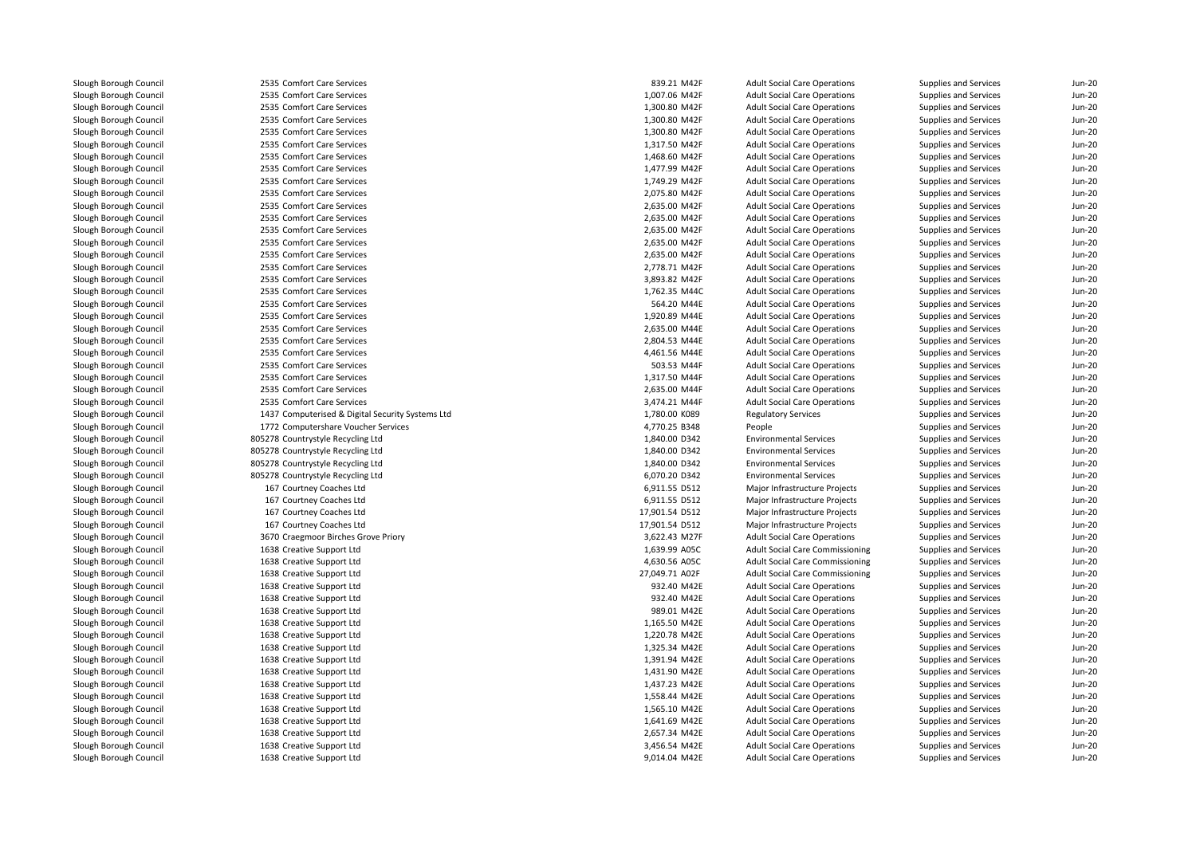| | | | | | | |
|---|---|---|---|---|---|---|
| Slough Borough Council | 2535 Comfort Care Services | 839.21 M42F | Adult Social Care Operations | Supplies and Services | Jun-20 |
| Slough Borough Council | 2535 Comfort Care Services | 1,007.06 M42F | Adult Social Care Operations | Supplies and Services | Jun-20 |
| Slough Borough Council | 2535 Comfort Care Services | 1,300.80 M42F | Adult Social Care Operations | Supplies and Services | Jun-20 |
| Slough Borough Council | 2535 Comfort Care Services | 1,300.80 M42F | Adult Social Care Operations | Supplies and Services | Jun-20 |
| Slough Borough Council | 2535 Comfort Care Services | 1,300.80 M42F | Adult Social Care Operations | Supplies and Services | Jun-20 |
| Slough Borough Council | 2535 Comfort Care Services | 1,317.50 M42F | Adult Social Care Operations | Supplies and Services | Jun-20 |
| Slough Borough Council | 2535 Comfort Care Services | 1,468.60 M42F | Adult Social Care Operations | Supplies and Services | Jun-20 |
| Slough Borough Council | 2535 Comfort Care Services | 1,477.99 M42F | Adult Social Care Operations | Supplies and Services | Jun-20 |
| Slough Borough Council | 2535 Comfort Care Services | 1,749.29 M42F | Adult Social Care Operations | Supplies and Services | Jun-20 |
| Slough Borough Council | 2535 Comfort Care Services | 2,075.80 M42F | Adult Social Care Operations | Supplies and Services | Jun-20 |
| Slough Borough Council | 2535 Comfort Care Services | 2,635.00 M42F | Adult Social Care Operations | Supplies and Services | Jun-20 |
| Slough Borough Council | 2535 Comfort Care Services | 2,635.00 M42F | Adult Social Care Operations | Supplies and Services | Jun-20 |
| Slough Borough Council | 2535 Comfort Care Services | 2,635.00 M42F | Adult Social Care Operations | Supplies and Services | Jun-20 |
| Slough Borough Council | 2535 Comfort Care Services | 2,635.00 M42F | Adult Social Care Operations | Supplies and Services | Jun-20 |
| Slough Borough Council | 2535 Comfort Care Services | 2,635.00 M42F | Adult Social Care Operations | Supplies and Services | Jun-20 |
| Slough Borough Council | 2535 Comfort Care Services | 2,778.71 M42F | Adult Social Care Operations | Supplies and Services | Jun-20 |
| Slough Borough Council | 2535 Comfort Care Services | 3,893.82 M42F | Adult Social Care Operations | Supplies and Services | Jun-20 |
| Slough Borough Council | 2535 Comfort Care Services | 1,762.35 M44C | Adult Social Care Operations | Supplies and Services | Jun-20 |
| Slough Borough Council | 2535 Comfort Care Services | 564.20 M44E | Adult Social Care Operations | Supplies and Services | Jun-20 |
| Slough Borough Council | 2535 Comfort Care Services | 1,920.89 M44E | Adult Social Care Operations | Supplies and Services | Jun-20 |
| Slough Borough Council | 2535 Comfort Care Services | 2,635.00 M44E | Adult Social Care Operations | Supplies and Services | Jun-20 |
| Slough Borough Council | 2535 Comfort Care Services | 2,804.53 M44E | Adult Social Care Operations | Supplies and Services | Jun-20 |
| Slough Borough Council | 2535 Comfort Care Services | 4,461.56 M44E | Adult Social Care Operations | Supplies and Services | Jun-20 |
| Slough Borough Council | 2535 Comfort Care Services | 503.53 M44F | Adult Social Care Operations | Supplies and Services | Jun-20 |
| Slough Borough Council | 2535 Comfort Care Services | 1,317.50 M44F | Adult Social Care Operations | Supplies and Services | Jun-20 |
| Slough Borough Council | 2535 Comfort Care Services | 2,635.00 M44F | Adult Social Care Operations | Supplies and Services | Jun-20 |
| Slough Borough Council | 2535 Comfort Care Services | 3,474.21 M44F | Adult Social Care Operations | Supplies and Services | Jun-20 |
| Slough Borough Council | 1437 Computerised & Digital Security Systems Ltd | 1,780.00 K089 | Regulatory Services | Supplies and Services | Jun-20 |
| Slough Borough Council | 1772 Computershare Voucher Services | 4,770.25 B348 | People | Supplies and Services | Jun-20 |
| Slough Borough Council | 805278 Countrystyle Recycling Ltd | 1,840.00 D342 | Environmental Services | Supplies and Services | Jun-20 |
| Slough Borough Council | 805278 Countrystyle Recycling Ltd | 1,840.00 D342 | Environmental Services | Supplies and Services | Jun-20 |
| Slough Borough Council | 805278 Countrystyle Recycling Ltd | 1,840.00 D342 | Environmental Services | Supplies and Services | Jun-20 |
| Slough Borough Council | 805278 Countrystyle Recycling Ltd | 6,070.20 D342 | Environmental Services | Supplies and Services | Jun-20 |
| Slough Borough Council | 167 Courtney Coaches Ltd | 6,911.55 D512 | Major Infrastructure Projects | Supplies and Services | Jun-20 |
| Slough Borough Council | 167 Courtney Coaches Ltd | 6,911.55 D512 | Major Infrastructure Projects | Supplies and Services | Jun-20 |
| Slough Borough Council | 167 Courtney Coaches Ltd | 17,901.54 D512 | Major Infrastructure Projects | Supplies and Services | Jun-20 |
| Slough Borough Council | 167 Courtney Coaches Ltd | 17,901.54 D512 | Major Infrastructure Projects | Supplies and Services | Jun-20 |
| Slough Borough Council | 3670 Craegmoor Birches Grove Priory | 3,622.43 M27F | Adult Social Care Operations | Supplies and Services | Jun-20 |
| Slough Borough Council | 1638 Creative Support Ltd | 1,639.99 A05C | Adult Social Care Commissioning | Supplies and Services | Jun-20 |
| Slough Borough Council | 1638 Creative Support Ltd | 4,630.56 A05C | Adult Social Care Commissioning | Supplies and Services | Jun-20 |
| Slough Borough Council | 1638 Creative Support Ltd | 27,049.71 A02F | Adult Social Care Commissioning | Supplies and Services | Jun-20 |
| Slough Borough Council | 1638 Creative Support Ltd | 932.40 M42E | Adult Social Care Operations | Supplies and Services | Jun-20 |
| Slough Borough Council | 1638 Creative Support Ltd | 932.40 M42E | Adult Social Care Operations | Supplies and Services | Jun-20 |
| Slough Borough Council | 1638 Creative Support Ltd | 989.01 M42E | Adult Social Care Operations | Supplies and Services | Jun-20 |
| Slough Borough Council | 1638 Creative Support Ltd | 1,165.50 M42E | Adult Social Care Operations | Supplies and Services | Jun-20 |
| Slough Borough Council | 1638 Creative Support Ltd | 1,220.78 M42E | Adult Social Care Operations | Supplies and Services | Jun-20 |
| Slough Borough Council | 1638 Creative Support Ltd | 1,325.34 M42E | Adult Social Care Operations | Supplies and Services | Jun-20 |
| Slough Borough Council | 1638 Creative Support Ltd | 1,391.94 M42E | Adult Social Care Operations | Supplies and Services | Jun-20 |
| Slough Borough Council | 1638 Creative Support Ltd | 1,431.90 M42E | Adult Social Care Operations | Supplies and Services | Jun-20 |
| Slough Borough Council | 1638 Creative Support Ltd | 1,437.23 M42E | Adult Social Care Operations | Supplies and Services | Jun-20 |
| Slough Borough Council | 1638 Creative Support Ltd | 1,558.44 M42E | Adult Social Care Operations | Supplies and Services | Jun-20 |
| Slough Borough Council | 1638 Creative Support Ltd | 1,565.10 M42E | Adult Social Care Operations | Supplies and Services | Jun-20 |
| Slough Borough Council | 1638 Creative Support Ltd | 1,641.69 M42E | Adult Social Care Operations | Supplies and Services | Jun-20 |
| Slough Borough Council | 1638 Creative Support Ltd | 2,657.34 M42E | Adult Social Care Operations | Supplies and Services | Jun-20 |
| Slough Borough Council | 1638 Creative Support Ltd | 3,456.54 M42E | Adult Social Care Operations | Supplies and Services | Jun-20 |
| Slough Borough Council | 1638 Creative Support Ltd | 9,014.04 M42E | Adult Social Care Operations | Supplies and Services | Jun-20 |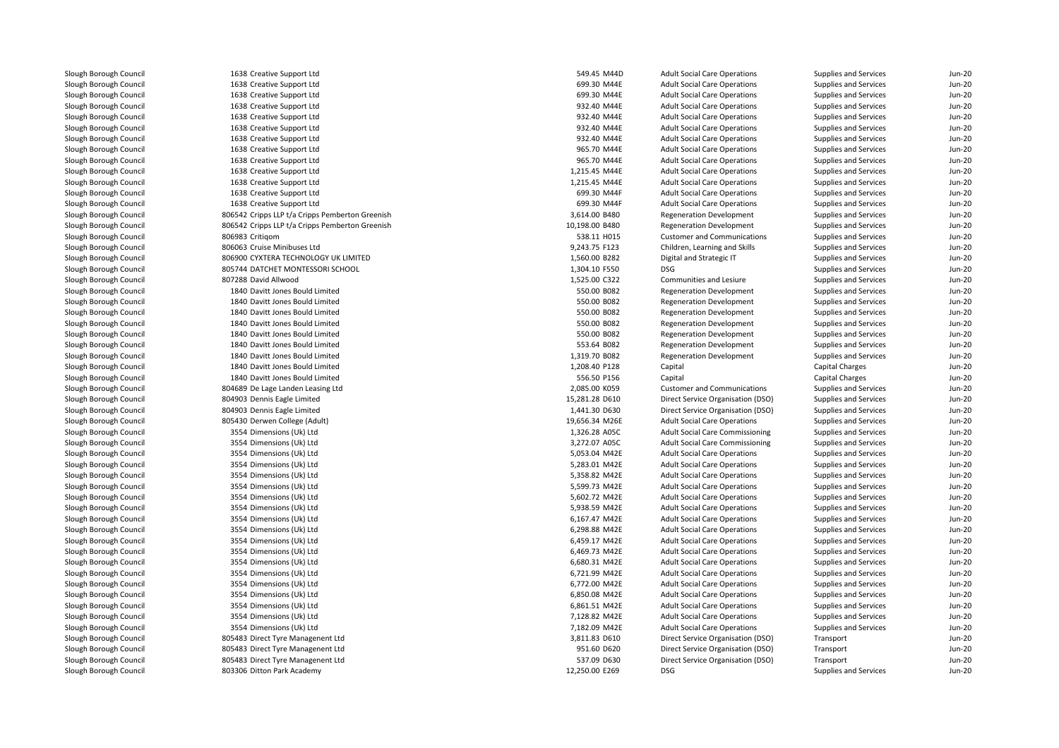| | | | | | | |
|---|---|---|---|---|---|---|
| Slough Borough Council | 1638 Creative Support Ltd | 549.45 M44D | Adult Social Care Operations | Supplies and Services | Jun-20 |
| Slough Borough Council | 1638 Creative Support Ltd | 699.30 M44E | Adult Social Care Operations | Supplies and Services | Jun-20 |
| Slough Borough Council | 1638 Creative Support Ltd | 699.30 M44E | Adult Social Care Operations | Supplies and Services | Jun-20 |
| Slough Borough Council | 1638 Creative Support Ltd | 932.40 M44E | Adult Social Care Operations | Supplies and Services | Jun-20 |
| Slough Borough Council | 1638 Creative Support Ltd | 932.40 M44E | Adult Social Care Operations | Supplies and Services | Jun-20 |
| Slough Borough Council | 1638 Creative Support Ltd | 932.40 M44E | Adult Social Care Operations | Supplies and Services | Jun-20 |
| Slough Borough Council | 1638 Creative Support Ltd | 932.40 M44E | Adult Social Care Operations | Supplies and Services | Jun-20 |
| Slough Borough Council | 1638 Creative Support Ltd | 965.70 M44E | Adult Social Care Operations | Supplies and Services | Jun-20 |
| Slough Borough Council | 1638 Creative Support Ltd | 965.70 M44E | Adult Social Care Operations | Supplies and Services | Jun-20 |
| Slough Borough Council | 1638 Creative Support Ltd | 1,215.45 M44E | Adult Social Care Operations | Supplies and Services | Jun-20 |
| Slough Borough Council | 1638 Creative Support Ltd | 1,215.45 M44E | Adult Social Care Operations | Supplies and Services | Jun-20 |
| Slough Borough Council | 1638 Creative Support Ltd | 699.30 M44F | Adult Social Care Operations | Supplies and Services | Jun-20 |
| Slough Borough Council | 1638 Creative Support Ltd | 699.30 M44F | Adult Social Care Operations | Supplies and Services | Jun-20 |
| Slough Borough Council | 806542 Cripps LLP t/a Cripps Pemberton Greenish | 3,614.00 B480 | Regeneration Development | Supplies and Services | Jun-20 |
| Slough Borough Council | 806542 Cripps LLP t/a Cripps Pemberton Greenish | 10,198.00 B480 | Regeneration Development | Supplies and Services | Jun-20 |
| Slough Borough Council | 806983 Critiqom | 538.11 H015 | Customer and Communications | Supplies and Services | Jun-20 |
| Slough Borough Council | 806063 Cruise Minibuses Ltd | 9,243.75 F123 | Children, Learning and Skills | Supplies and Services | Jun-20 |
| Slough Borough Council | 806900 CYXTERA TECHNOLOGY UK LIMITED | 1,560.00 B282 | Digital and Strategic IT | Supplies and Services | Jun-20 |
| Slough Borough Council | 805744 DATCHET MONTESSORI SCHOOL | 1,304.10 F550 | DSG | Supplies and Services | Jun-20 |
| Slough Borough Council | 807288 David Allwood | 1,525.00 C322 | Communities and Lesiure | Supplies and Services | Jun-20 |
| Slough Borough Council | 1840 Davitt Jones Bould Limited | 550.00 B082 | Regeneration Development | Supplies and Services | Jun-20 |
| Slough Borough Council | 1840 Davitt Jones Bould Limited | 550.00 B082 | Regeneration Development | Supplies and Services | Jun-20 |
| Slough Borough Council | 1840 Davitt Jones Bould Limited | 550.00 B082 | Regeneration Development | Supplies and Services | Jun-20 |
| Slough Borough Council | 1840 Davitt Jones Bould Limited | 550.00 B082 | Regeneration Development | Supplies and Services | Jun-20 |
| Slough Borough Council | 1840 Davitt Jones Bould Limited | 550.00 B082 | Regeneration Development | Supplies and Services | Jun-20 |
| Slough Borough Council | 1840 Davitt Jones Bould Limited | 553.64 B082 | Regeneration Development | Supplies and Services | Jun-20 |
| Slough Borough Council | 1840 Davitt Jones Bould Limited | 1,319.70 B082 | Regeneration Development | Supplies and Services | Jun-20 |
| Slough Borough Council | 1840 Davitt Jones Bould Limited | 1,208.40 P128 | Capital | Capital Charges | Jun-20 |
| Slough Borough Council | 1840 Davitt Jones Bould Limited | 556.50 P156 | Capital | Capital Charges | Jun-20 |
| Slough Borough Council | 804689 De Lage Landen Leasing Ltd | 2,085.00 K059 | Customer and Communications | Supplies and Services | Jun-20 |
| Slough Borough Council | 804903 Dennis Eagle Limited | 15,281.28 D610 | Direct Service Organisation (DSO) | Supplies and Services | Jun-20 |
| Slough Borough Council | 804903 Dennis Eagle Limited | 1,441.30 D630 | Direct Service Organisation (DSO) | Supplies and Services | Jun-20 |
| Slough Borough Council | 805430 Derwen College (Adult) | 19,656.34 M26E | Adult Social Care Operations | Supplies and Services | Jun-20 |
| Slough Borough Council | 3554 Dimensions (Uk) Ltd | 1,326.28 A05C | Adult Social Care Commissioning | Supplies and Services | Jun-20 |
| Slough Borough Council | 3554 Dimensions (Uk) Ltd | 3,272.07 A05C | Adult Social Care Commissioning | Supplies and Services | Jun-20 |
| Slough Borough Council | 3554 Dimensions (Uk) Ltd | 5,053.04 M42E | Adult Social Care Operations | Supplies and Services | Jun-20 |
| Slough Borough Council | 3554 Dimensions (Uk) Ltd | 5,283.01 M42E | Adult Social Care Operations | Supplies and Services | Jun-20 |
| Slough Borough Council | 3554 Dimensions (Uk) Ltd | 5,358.82 M42E | Adult Social Care Operations | Supplies and Services | Jun-20 |
| Slough Borough Council | 3554 Dimensions (Uk) Ltd | 5,599.73 M42E | Adult Social Care Operations | Supplies and Services | Jun-20 |
| Slough Borough Council | 3554 Dimensions (Uk) Ltd | 5,602.72 M42E | Adult Social Care Operations | Supplies and Services | Jun-20 |
| Slough Borough Council | 3554 Dimensions (Uk) Ltd | 5,938.59 M42E | Adult Social Care Operations | Supplies and Services | Jun-20 |
| Slough Borough Council | 3554 Dimensions (Uk) Ltd | 6,167.47 M42E | Adult Social Care Operations | Supplies and Services | Jun-20 |
| Slough Borough Council | 3554 Dimensions (Uk) Ltd | 6,298.88 M42E | Adult Social Care Operations | Supplies and Services | Jun-20 |
| Slough Borough Council | 3554 Dimensions (Uk) Ltd | 6,459.17 M42E | Adult Social Care Operations | Supplies and Services | Jun-20 |
| Slough Borough Council | 3554 Dimensions (Uk) Ltd | 6,469.73 M42E | Adult Social Care Operations | Supplies and Services | Jun-20 |
| Slough Borough Council | 3554 Dimensions (Uk) Ltd | 6,680.31 M42E | Adult Social Care Operations | Supplies and Services | Jun-20 |
| Slough Borough Council | 3554 Dimensions (Uk) Ltd | 6,721.99 M42E | Adult Social Care Operations | Supplies and Services | Jun-20 |
| Slough Borough Council | 3554 Dimensions (Uk) Ltd | 6,772.00 M42E | Adult Social Care Operations | Supplies and Services | Jun-20 |
| Slough Borough Council | 3554 Dimensions (Uk) Ltd | 6,850.08 M42E | Adult Social Care Operations | Supplies and Services | Jun-20 |
| Slough Borough Council | 3554 Dimensions (Uk) Ltd | 6,861.51 M42E | Adult Social Care Operations | Supplies and Services | Jun-20 |
| Slough Borough Council | 3554 Dimensions (Uk) Ltd | 7,128.82 M42E | Adult Social Care Operations | Supplies and Services | Jun-20 |
| Slough Borough Council | 3554 Dimensions (Uk) Ltd | 7,182.09 M42E | Adult Social Care Operations | Supplies and Services | Jun-20 |
| Slough Borough Council | 805483 Direct Tyre Managenent Ltd | 3,811.83 D610 | Direct Service Organisation (DSO) | Transport | Jun-20 |
| Slough Borough Council | 805483 Direct Tyre Managenent Ltd | 951.60 D620 | Direct Service Organisation (DSO) | Transport | Jun-20 |
| Slough Borough Council | 805483 Direct Tyre Managenent Ltd | 537.09 D630 | Direct Service Organisation (DSO) | Transport | Jun-20 |
| Slough Borough Council | 803306 Ditton Park Academy | 12,250.00 E269 | DSG | Supplies and Services | Jun-20 |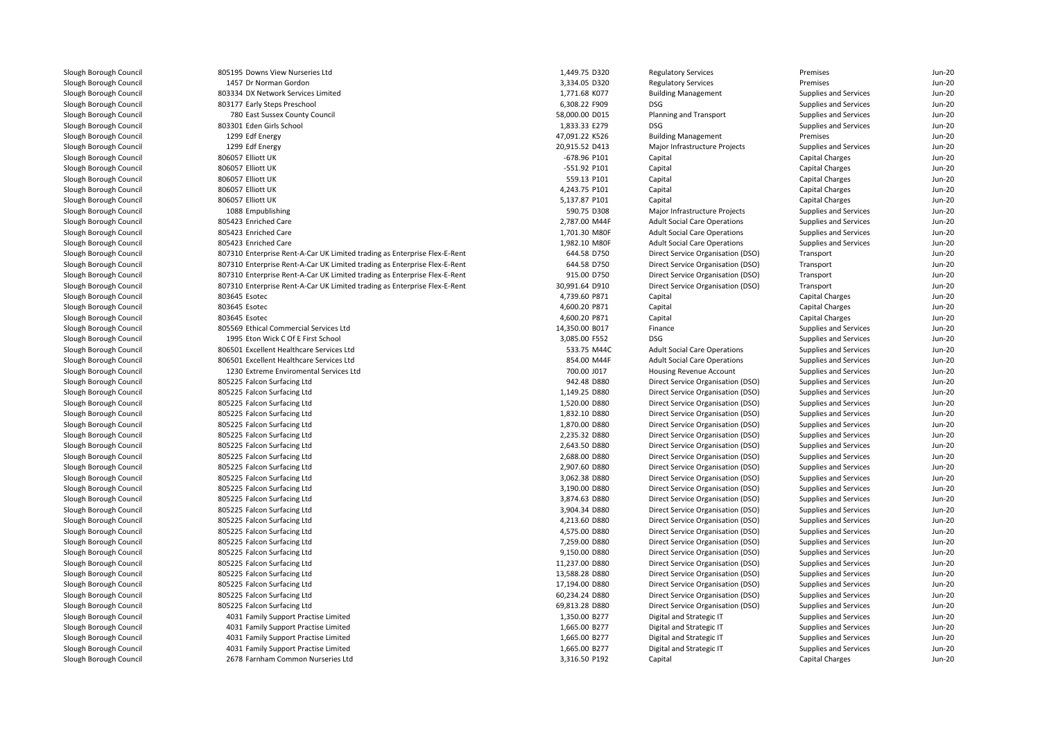| | | | | | | |
|---|---|---|---|---|---|---|
| Slough Borough Council | 805195 Downs View Nurseries Ltd | 1,449.75 D320 | Regulatory Services | Premises | Jun-20 |
| Slough Borough Council | 1457 Dr Norman Gordon | 3,334.05 D320 | Regulatory Services | Premises | Jun-20 |
| Slough Borough Council | 803334 DX Network Services Limited | 1,771.68 K077 | Building Management | Supplies and Services | Jun-20 |
| Slough Borough Council | 803177 Early Steps Preschool | 6,308.22 F909 | DSG | Supplies and Services | Jun-20 |
| Slough Borough Council | 780 East Sussex County Council | 58,000.00 D015 | Planning and Transport | Supplies and Services | Jun-20 |
| Slough Borough Council | 803301 Eden Girls School | 1,833.33 E279 | DSG | Supplies and Services | Jun-20 |
| Slough Borough Council | 1299 Edf Energy | 47,091.22 K526 | Building Management | Premises | Jun-20 |
| Slough Borough Council | 1299 Edf Energy | 20,915.52 D413 | Major Infrastructure Projects | Supplies and Services | Jun-20 |
| Slough Borough Council | 806057 Elliott UK | -678.96 P101 | Capital | Capital Charges | Jun-20 |
| Slough Borough Council | 806057 Elliott UK | -551.92 P101 | Capital | Capital Charges | Jun-20 |
| Slough Borough Council | 806057 Elliott UK | 559.13 P101 | Capital | Capital Charges | Jun-20 |
| Slough Borough Council | 806057 Elliott UK | 4,243.75 P101 | Capital | Capital Charges | Jun-20 |
| Slough Borough Council | 806057 Elliott UK | 5,137.87 P101 | Capital | Capital Charges | Jun-20 |
| Slough Borough Council | 1088 Empublishing | 590.75 D308 | Major Infrastructure Projects | Supplies and Services | Jun-20 |
| Slough Borough Council | 805423 Enriched Care | 2,787.00 M44F | Adult Social Care Operations | Supplies and Services | Jun-20 |
| Slough Borough Council | 805423 Enriched Care | 1,701.30 M80F | Adult Social Care Operations | Supplies and Services | Jun-20 |
| Slough Borough Council | 805423 Enriched Care | 1,982.10 M80F | Adult Social Care Operations | Supplies and Services | Jun-20 |
| Slough Borough Council | 807310 Enterprise Rent-A-Car UK Limited trading as Enterprise Flex-E-Rent | 644.58 D750 | Direct Service Organisation (DSO) | Transport | Jun-20 |
| Slough Borough Council | 807310 Enterprise Rent-A-Car UK Limited trading as Enterprise Flex-E-Rent | 644.58 D750 | Direct Service Organisation (DSO) | Transport | Jun-20 |
| Slough Borough Council | 807310 Enterprise Rent-A-Car UK Limited trading as Enterprise Flex-E-Rent | 915.00 D750 | Direct Service Organisation (DSO) | Transport | Jun-20 |
| Slough Borough Council | 807310 Enterprise Rent-A-Car UK Limited trading as Enterprise Flex-E-Rent | 30,991.64 D910 | Direct Service Organisation (DSO) | Transport | Jun-20 |
| Slough Borough Council | 803645 Esotec | 4,739.60 P871 | Capital | Capital Charges | Jun-20 |
| Slough Borough Council | 803645 Esotec | 4,600.20 P871 | Capital | Capital Charges | Jun-20 |
| Slough Borough Council | 803645 Esotec | 4,600.20 P871 | Capital | Capital Charges | Jun-20 |
| Slough Borough Council | 805569 Ethical Commercial Services Ltd | 14,350.00 B017 | Finance | Supplies and Services | Jun-20 |
| Slough Borough Council | 1995 Eton Wick C Of E First School | 3,085.00 F552 | DSG | Supplies and Services | Jun-20 |
| Slough Borough Council | 806501 Excellent Healthcare Services Ltd | 533.75 M44C | Adult Social Care Operations | Supplies and Services | Jun-20 |
| Slough Borough Council | 806501 Excellent Healthcare Services Ltd | 854.00 M44F | Adult Social Care Operations | Supplies and Services | Jun-20 |
| Slough Borough Council | 1230 Extreme Enviromental Services Ltd | 700.00 J017 | Housing Revenue Account | Supplies and Services | Jun-20 |
| Slough Borough Council | 805225 Falcon Surfacing Ltd | 942.48 D880 | Direct Service Organisation (DSO) | Supplies and Services | Jun-20 |
| Slough Borough Council | 805225 Falcon Surfacing Ltd | 1,149.25 D880 | Direct Service Organisation (DSO) | Supplies and Services | Jun-20 |
| Slough Borough Council | 805225 Falcon Surfacing Ltd | 1,520.00 D880 | Direct Service Organisation (DSO) | Supplies and Services | Jun-20 |
| Slough Borough Council | 805225 Falcon Surfacing Ltd | 1,832.10 D880 | Direct Service Organisation (DSO) | Supplies and Services | Jun-20 |
| Slough Borough Council | 805225 Falcon Surfacing Ltd | 1,870.00 D880 | Direct Service Organisation (DSO) | Supplies and Services | Jun-20 |
| Slough Borough Council | 805225 Falcon Surfacing Ltd | 2,235.32 D880 | Direct Service Organisation (DSO) | Supplies and Services | Jun-20 |
| Slough Borough Council | 805225 Falcon Surfacing Ltd | 2,643.50 D880 | Direct Service Organisation (DSO) | Supplies and Services | Jun-20 |
| Slough Borough Council | 805225 Falcon Surfacing Ltd | 2,688.00 D880 | Direct Service Organisation (DSO) | Supplies and Services | Jun-20 |
| Slough Borough Council | 805225 Falcon Surfacing Ltd | 2,907.60 D880 | Direct Service Organisation (DSO) | Supplies and Services | Jun-20 |
| Slough Borough Council | 805225 Falcon Surfacing Ltd | 3,062.38 D880 | Direct Service Organisation (DSO) | Supplies and Services | Jun-20 |
| Slough Borough Council | 805225 Falcon Surfacing Ltd | 3,190.00 D880 | Direct Service Organisation (DSO) | Supplies and Services | Jun-20 |
| Slough Borough Council | 805225 Falcon Surfacing Ltd | 3,874.63 D880 | Direct Service Organisation (DSO) | Supplies and Services | Jun-20 |
| Slough Borough Council | 805225 Falcon Surfacing Ltd | 3,904.34 D880 | Direct Service Organisation (DSO) | Supplies and Services | Jun-20 |
| Slough Borough Council | 805225 Falcon Surfacing Ltd | 4,213.60 D880 | Direct Service Organisation (DSO) | Supplies and Services | Jun-20 |
| Slough Borough Council | 805225 Falcon Surfacing Ltd | 4,575.00 D880 | Direct Service Organisation (DSO) | Supplies and Services | Jun-20 |
| Slough Borough Council | 805225 Falcon Surfacing Ltd | 7,259.00 D880 | Direct Service Organisation (DSO) | Supplies and Services | Jun-20 |
| Slough Borough Council | 805225 Falcon Surfacing Ltd | 9,150.00 D880 | Direct Service Organisation (DSO) | Supplies and Services | Jun-20 |
| Slough Borough Council | 805225 Falcon Surfacing Ltd | 11,237.00 D880 | Direct Service Organisation (DSO) | Supplies and Services | Jun-20 |
| Slough Borough Council | 805225 Falcon Surfacing Ltd | 13,588.28 D880 | Direct Service Organisation (DSO) | Supplies and Services | Jun-20 |
| Slough Borough Council | 805225 Falcon Surfacing Ltd | 17,194.00 D880 | Direct Service Organisation (DSO) | Supplies and Services | Jun-20 |
| Slough Borough Council | 805225 Falcon Surfacing Ltd | 60,234.24 D880 | Direct Service Organisation (DSO) | Supplies and Services | Jun-20 |
| Slough Borough Council | 805225 Falcon Surfacing Ltd | 69,813.28 D880 | Direct Service Organisation (DSO) | Supplies and Services | Jun-20 |
| Slough Borough Council | 4031 Family Support Practise Limited | 1,350.00 B277 | Digital and Strategic IT | Supplies and Services | Jun-20 |
| Slough Borough Council | 4031 Family Support Practise Limited | 1,665.00 B277 | Digital and Strategic IT | Supplies and Services | Jun-20 |
| Slough Borough Council | 4031 Family Support Practise Limited | 1,665.00 B277 | Digital and Strategic IT | Supplies and Services | Jun-20 |
| Slough Borough Council | 4031 Family Support Practise Limited | 1,665.00 B277 | Digital and Strategic IT | Supplies and Services | Jun-20 |
| Slough Borough Council | 2678 Farnham Common Nurseries Ltd | 3,316.50 P192 | Capital | Capital Charges | Jun-20 |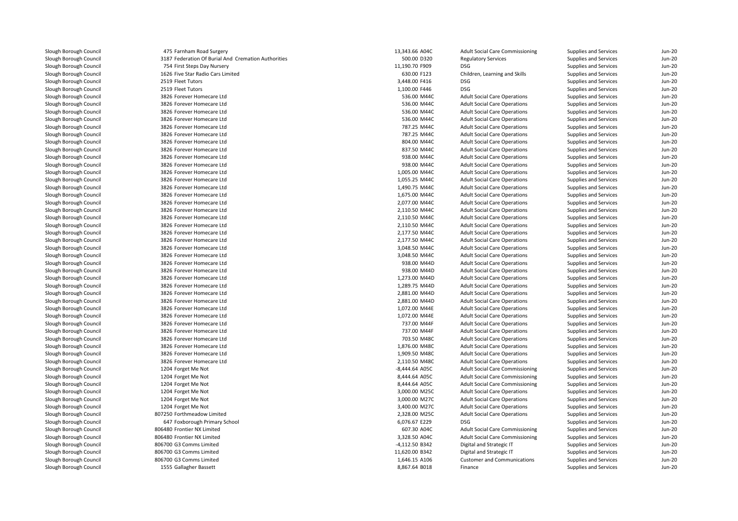| | | | | | | |
|---|---|---|---|---|---|---|
| Slough Borough Council | 475 Farnham Road Surgery | 13,343.66 A04C | Adult Social Care Commissioning | Supplies and Services | Jun-20 |
| Slough Borough Council | 3187 Federation Of Burial And Cremation Authorities | 500.00 D320 | Regulatory Services | Supplies and Services | Jun-20 |
| Slough Borough Council | 754 First Steps Day Nursery | 11,190.70 F909 | DSG | Supplies and Services | Jun-20 |
| Slough Borough Council | 1626 Five Star Radio Cars Limited | 630.00 F123 | Children, Learning and Skills | Supplies and Services | Jun-20 |
| Slough Borough Council | 2519 Fleet Tutors | 3,448.00 F416 | DSG | Supplies and Services | Jun-20 |
| Slough Borough Council | 2519 Fleet Tutors | 1,100.00 F446 | DSG | Supplies and Services | Jun-20 |
| Slough Borough Council | 3826 Forever Homecare Ltd | 536.00 M44C | Adult Social Care Operations | Supplies and Services | Jun-20 |
| Slough Borough Council | 3826 Forever Homecare Ltd | 536.00 M44C | Adult Social Care Operations | Supplies and Services | Jun-20 |
| Slough Borough Council | 3826 Forever Homecare Ltd | 536.00 M44C | Adult Social Care Operations | Supplies and Services | Jun-20 |
| Slough Borough Council | 3826 Forever Homecare Ltd | 536.00 M44C | Adult Social Care Operations | Supplies and Services | Jun-20 |
| Slough Borough Council | 3826 Forever Homecare Ltd | 787.25 M44C | Adult Social Care Operations | Supplies and Services | Jun-20 |
| Slough Borough Council | 3826 Forever Homecare Ltd | 787.25 M44C | Adult Social Care Operations | Supplies and Services | Jun-20 |
| Slough Borough Council | 3826 Forever Homecare Ltd | 804.00 M44C | Adult Social Care Operations | Supplies and Services | Jun-20 |
| Slough Borough Council | 3826 Forever Homecare Ltd | 837.50 M44C | Adult Social Care Operations | Supplies and Services | Jun-20 |
| Slough Borough Council | 3826 Forever Homecare Ltd | 938.00 M44C | Adult Social Care Operations | Supplies and Services | Jun-20 |
| Slough Borough Council | 3826 Forever Homecare Ltd | 938.00 M44C | Adult Social Care Operations | Supplies and Services | Jun-20 |
| Slough Borough Council | 3826 Forever Homecare Ltd | 1,005.00 M44C | Adult Social Care Operations | Supplies and Services | Jun-20 |
| Slough Borough Council | 3826 Forever Homecare Ltd | 1,055.25 M44C | Adult Social Care Operations | Supplies and Services | Jun-20 |
| Slough Borough Council | 3826 Forever Homecare Ltd | 1,490.75 M44C | Adult Social Care Operations | Supplies and Services | Jun-20 |
| Slough Borough Council | 3826 Forever Homecare Ltd | 1,675.00 M44C | Adult Social Care Operations | Supplies and Services | Jun-20 |
| Slough Borough Council | 3826 Forever Homecare Ltd | 2,077.00 M44C | Adult Social Care Operations | Supplies and Services | Jun-20 |
| Slough Borough Council | 3826 Forever Homecare Ltd | 2,110.50 M44C | Adult Social Care Operations | Supplies and Services | Jun-20 |
| Slough Borough Council | 3826 Forever Homecare Ltd | 2,110.50 M44C | Adult Social Care Operations | Supplies and Services | Jun-20 |
| Slough Borough Council | 3826 Forever Homecare Ltd | 2,110.50 M44C | Adult Social Care Operations | Supplies and Services | Jun-20 |
| Slough Borough Council | 3826 Forever Homecare Ltd | 2,177.50 M44C | Adult Social Care Operations | Supplies and Services | Jun-20 |
| Slough Borough Council | 3826 Forever Homecare Ltd | 2,177.50 M44C | Adult Social Care Operations | Supplies and Services | Jun-20 |
| Slough Borough Council | 3826 Forever Homecare Ltd | 3,048.50 M44C | Adult Social Care Operations | Supplies and Services | Jun-20 |
| Slough Borough Council | 3826 Forever Homecare Ltd | 3,048.50 M44C | Adult Social Care Operations | Supplies and Services | Jun-20 |
| Slough Borough Council | 3826 Forever Homecare Ltd | 938.00 M44D | Adult Social Care Operations | Supplies and Services | Jun-20 |
| Slough Borough Council | 3826 Forever Homecare Ltd | 938.00 M44D | Adult Social Care Operations | Supplies and Services | Jun-20 |
| Slough Borough Council | 3826 Forever Homecare Ltd | 1,273.00 M44D | Adult Social Care Operations | Supplies and Services | Jun-20 |
| Slough Borough Council | 3826 Forever Homecare Ltd | 1,289.75 M44D | Adult Social Care Operations | Supplies and Services | Jun-20 |
| Slough Borough Council | 3826 Forever Homecare Ltd | 2,881.00 M44D | Adult Social Care Operations | Supplies and Services | Jun-20 |
| Slough Borough Council | 3826 Forever Homecare Ltd | 2,881.00 M44D | Adult Social Care Operations | Supplies and Services | Jun-20 |
| Slough Borough Council | 3826 Forever Homecare Ltd | 1,072.00 M44E | Adult Social Care Operations | Supplies and Services | Jun-20 |
| Slough Borough Council | 3826 Forever Homecare Ltd | 1,072.00 M44E | Adult Social Care Operations | Supplies and Services | Jun-20 |
| Slough Borough Council | 3826 Forever Homecare Ltd | 737.00 M44F | Adult Social Care Operations | Supplies and Services | Jun-20 |
| Slough Borough Council | 3826 Forever Homecare Ltd | 737.00 M44F | Adult Social Care Operations | Supplies and Services | Jun-20 |
| Slough Borough Council | 3826 Forever Homecare Ltd | 703.50 M48C | Adult Social Care Operations | Supplies and Services | Jun-20 |
| Slough Borough Council | 3826 Forever Homecare Ltd | 1,876.00 M48C | Adult Social Care Operations | Supplies and Services | Jun-20 |
| Slough Borough Council | 3826 Forever Homecare Ltd | 1,909.50 M48C | Adult Social Care Operations | Supplies and Services | Jun-20 |
| Slough Borough Council | 3826 Forever Homecare Ltd | 2,110.50 M48C | Adult Social Care Operations | Supplies and Services | Jun-20 |
| Slough Borough Council | 1204 Forget Me Not | -8,444.64 A05C | Adult Social Care Commissioning | Supplies and Services | Jun-20 |
| Slough Borough Council | 1204 Forget Me Not | 8,444.64 A05C | Adult Social Care Commissioning | Supplies and Services | Jun-20 |
| Slough Borough Council | 1204 Forget Me Not | 8,444.64 A05C | Adult Social Care Commissioning | Supplies and Services | Jun-20 |
| Slough Borough Council | 1204 Forget Me Not | 3,000.00 M25C | Adult Social Care Operations | Supplies and Services | Jun-20 |
| Slough Borough Council | 1204 Forget Me Not | 3,000.00 M27C | Adult Social Care Operations | Supplies and Services | Jun-20 |
| Slough Borough Council | 1204 Forget Me Not | 3,400.00 M27C | Adult Social Care Operations | Supplies and Services | Jun-20 |
| Slough Borough Council | 807250 Forthmeadow Limited | 2,328.00 M25C | Adult Social Care Operations | Supplies and Services | Jun-20 |
| Slough Borough Council | 647 Foxborough Primary School | 6,076.67 E229 | DSG | Supplies and Services | Jun-20 |
| Slough Borough Council | 806480 Frontier NX Limited | 607.30 A04C | Adult Social Care Commissioning | Supplies and Services | Jun-20 |
| Slough Borough Council | 806480 Frontier NX Limited | 3,328.50 A04C | Adult Social Care Commissioning | Supplies and Services | Jun-20 |
| Slough Borough Council | 806700 G3 Comms Limited | -4,112.50 B342 | Digital and Strategic IT | Supplies and Services | Jun-20 |
| Slough Borough Council | 806700 G3 Comms Limited | 11,620.00 B342 | Digital and Strategic IT | Supplies and Services | Jun-20 |
| Slough Borough Council | 806700 G3 Comms Limited | 1,646.15 A106 | Customer and Communications | Supplies and Services | Jun-20 |
| Slough Borough Council | 1555 Gallagher Bassett | 8,867.64 B018 | Finance | Supplies and Services | Jun-20 |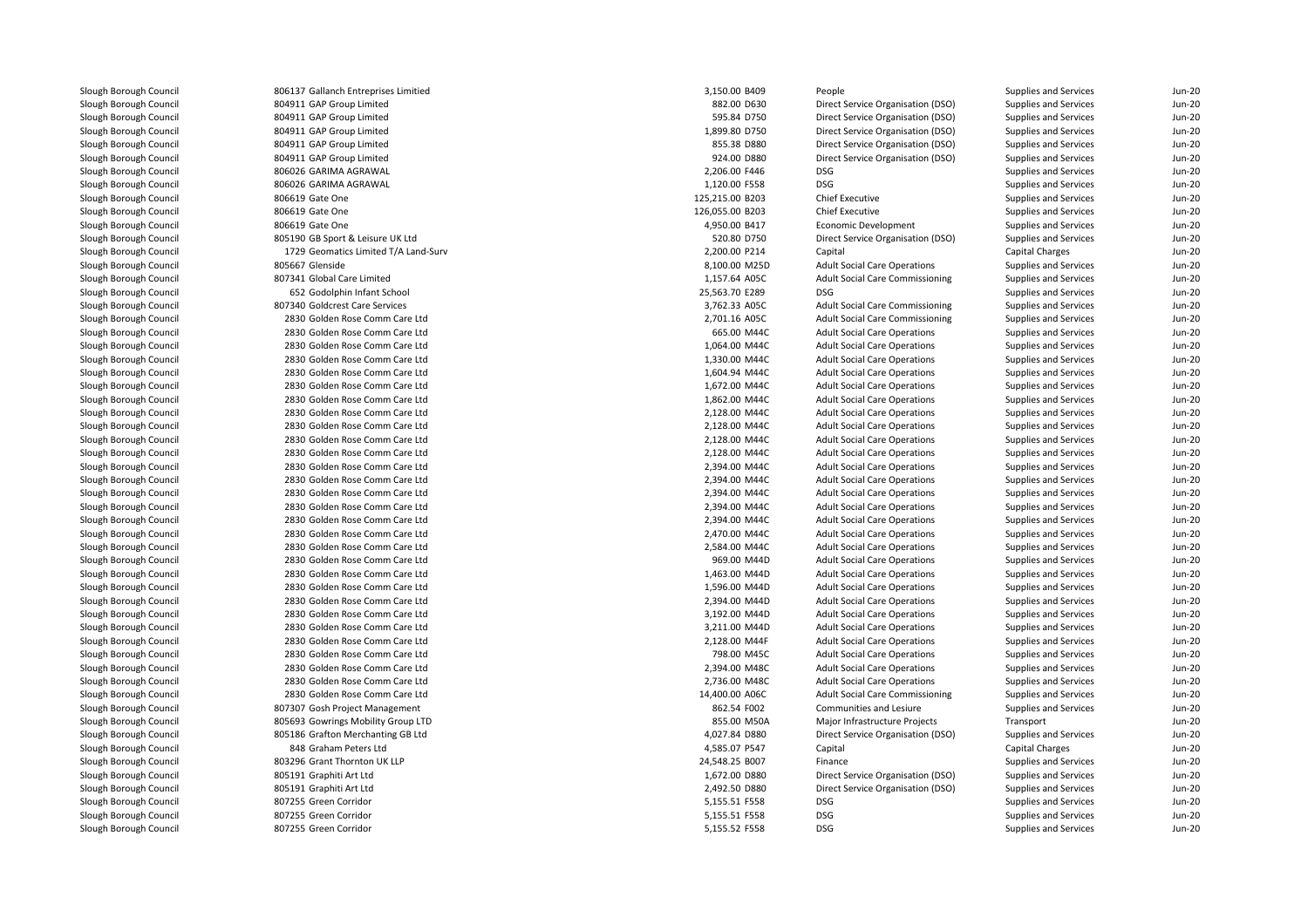| | | | | | | |
|---|---|---|---|---|---|---|
| Slough Borough Council | 806137 Gallanch Entreprises Limitied | 3,150.00 B409 | People | Supplies and Services | Jun-20 |
| Slough Borough Council | 804911 GAP Group Limited | 882.00 D630 | Direct Service Organisation (DSO) | Supplies and Services | Jun-20 |
| Slough Borough Council | 804911 GAP Group Limited | 595.84 D750 | Direct Service Organisation (DSO) | Supplies and Services | Jun-20 |
| Slough Borough Council | 804911 GAP Group Limited | 1,899.80 D750 | Direct Service Organisation (DSO) | Supplies and Services | Jun-20 |
| Slough Borough Council | 804911 GAP Group Limited | 855.38 D880 | Direct Service Organisation (DSO) | Supplies and Services | Jun-20 |
| Slough Borough Council | 804911 GAP Group Limited | 924.00 D880 | Direct Service Organisation (DSO) | Supplies and Services | Jun-20 |
| Slough Borough Council | 806026 GARIMA AGRAWAL | 2,206.00 F446 | DSG | Supplies and Services | Jun-20 |
| Slough Borough Council | 806026 GARIMA AGRAWAL | 1,120.00 F558 | DSG | Supplies and Services | Jun-20 |
| Slough Borough Council | 806619 Gate One | 125,215.00 B203 | Chief Executive | Supplies and Services | Jun-20 |
| Slough Borough Council | 806619 Gate One | 126,055.00 B203 | Chief Executive | Supplies and Services | Jun-20 |
| Slough Borough Council | 806619 Gate One | 4,950.00 B417 | Economic Development | Supplies and Services | Jun-20 |
| Slough Borough Council | 805190 GB Sport & Leisure UK Ltd | 520.80 D750 | Direct Service Organisation (DSO) | Supplies and Services | Jun-20 |
| Slough Borough Council | 1729 Geomatics Limited T/A Land-Surv | 2,200.00 P214 | Capital | Capital Charges | Jun-20 |
| Slough Borough Council | 805667 Glenside | 8,100.00 M25D | Adult Social Care Operations | Supplies and Services | Jun-20 |
| Slough Borough Council | 807341 Global Care Limited | 1,157.64 A05C | Adult Social Care Commissioning | Supplies and Services | Jun-20 |
| Slough Borough Council | 652 Godolphin Infant School | 25,563.70 E289 | DSG | Supplies and Services | Jun-20 |
| Slough Borough Council | 807340 Goldcrest Care Services | 3,762.33 A05C | Adult Social Care Commissioning | Supplies and Services | Jun-20 |
| Slough Borough Council | 2830 Golden Rose Comm Care Ltd | 2,701.16 A05C | Adult Social Care Commissioning | Supplies and Services | Jun-20 |
| Slough Borough Council | 2830 Golden Rose Comm Care Ltd | 665.00 M44C | Adult Social Care Operations | Supplies and Services | Jun-20 |
| Slough Borough Council | 2830 Golden Rose Comm Care Ltd | 1,064.00 M44C | Adult Social Care Operations | Supplies and Services | Jun-20 |
| Slough Borough Council | 2830 Golden Rose Comm Care Ltd | 1,330.00 M44C | Adult Social Care Operations | Supplies and Services | Jun-20 |
| Slough Borough Council | 2830 Golden Rose Comm Care Ltd | 1,604.94 M44C | Adult Social Care Operations | Supplies and Services | Jun-20 |
| Slough Borough Council | 2830 Golden Rose Comm Care Ltd | 1,672.00 M44C | Adult Social Care Operations | Supplies and Services | Jun-20 |
| Slough Borough Council | 2830 Golden Rose Comm Care Ltd | 1,862.00 M44C | Adult Social Care Operations | Supplies and Services | Jun-20 |
| Slough Borough Council | 2830 Golden Rose Comm Care Ltd | 2,128.00 M44C | Adult Social Care Operations | Supplies and Services | Jun-20 |
| Slough Borough Council | 2830 Golden Rose Comm Care Ltd | 2,128.00 M44C | Adult Social Care Operations | Supplies and Services | Jun-20 |
| Slough Borough Council | 2830 Golden Rose Comm Care Ltd | 2,128.00 M44C | Adult Social Care Operations | Supplies and Services | Jun-20 |
| Slough Borough Council | 2830 Golden Rose Comm Care Ltd | 2,128.00 M44C | Adult Social Care Operations | Supplies and Services | Jun-20 |
| Slough Borough Council | 2830 Golden Rose Comm Care Ltd | 2,394.00 M44C | Adult Social Care Operations | Supplies and Services | Jun-20 |
| Slough Borough Council | 2830 Golden Rose Comm Care Ltd | 2,394.00 M44C | Adult Social Care Operations | Supplies and Services | Jun-20 |
| Slough Borough Council | 2830 Golden Rose Comm Care Ltd | 2,394.00 M44C | Adult Social Care Operations | Supplies and Services | Jun-20 |
| Slough Borough Council | 2830 Golden Rose Comm Care Ltd | 2,394.00 M44C | Adult Social Care Operations | Supplies and Services | Jun-20 |
| Slough Borough Council | 2830 Golden Rose Comm Care Ltd | 2,394.00 M44C | Adult Social Care Operations | Supplies and Services | Jun-20 |
| Slough Borough Council | 2830 Golden Rose Comm Care Ltd | 2,470.00 M44C | Adult Social Care Operations | Supplies and Services | Jun-20 |
| Slough Borough Council | 2830 Golden Rose Comm Care Ltd | 2,584.00 M44C | Adult Social Care Operations | Supplies and Services | Jun-20 |
| Slough Borough Council | 2830 Golden Rose Comm Care Ltd | 969.00 M44D | Adult Social Care Operations | Supplies and Services | Jun-20 |
| Slough Borough Council | 2830 Golden Rose Comm Care Ltd | 1,463.00 M44D | Adult Social Care Operations | Supplies and Services | Jun-20 |
| Slough Borough Council | 2830 Golden Rose Comm Care Ltd | 1,596.00 M44D | Adult Social Care Operations | Supplies and Services | Jun-20 |
| Slough Borough Council | 2830 Golden Rose Comm Care Ltd | 2,394.00 M44D | Adult Social Care Operations | Supplies and Services | Jun-20 |
| Slough Borough Council | 2830 Golden Rose Comm Care Ltd | 3,192.00 M44D | Adult Social Care Operations | Supplies and Services | Jun-20 |
| Slough Borough Council | 2830 Golden Rose Comm Care Ltd | 3,211.00 M44D | Adult Social Care Operations | Supplies and Services | Jun-20 |
| Slough Borough Council | 2830 Golden Rose Comm Care Ltd | 2,128.00 M44F | Adult Social Care Operations | Supplies and Services | Jun-20 |
| Slough Borough Council | 2830 Golden Rose Comm Care Ltd | 798.00 M45C | Adult Social Care Operations | Supplies and Services | Jun-20 |
| Slough Borough Council | 2830 Golden Rose Comm Care Ltd | 2,394.00 M48C | Adult Social Care Operations | Supplies and Services | Jun-20 |
| Slough Borough Council | 2830 Golden Rose Comm Care Ltd | 2,736.00 M48C | Adult Social Care Operations | Supplies and Services | Jun-20 |
| Slough Borough Council | 2830 Golden Rose Comm Care Ltd | 14,400.00 A06C | Adult Social Care Commissioning | Supplies and Services | Jun-20 |
| Slough Borough Council | 807307 Gosh Project Management | 862.54 F002 | Communities and Lesiure | Supplies and Services | Jun-20 |
| Slough Borough Council | 805693 Gowrings Mobility Group LTD | 855.00 M50A | Major Infrastructure Projects | Transport | Jun-20 |
| Slough Borough Council | 805186 Grafton Merchanting GB Ltd | 4,027.84 D880 | Direct Service Organisation (DSO) | Supplies and Services | Jun-20 |
| Slough Borough Council | 848 Graham Peters Ltd | 4,585.07 P547 | Capital | Capital Charges | Jun-20 |
| Slough Borough Council | 803296 Grant Thornton UK LLP | 24,548.25 B007 | Finance | Supplies and Services | Jun-20 |
| Slough Borough Council | 805191 Graphiti Art Ltd | 1,672.00 D880 | Direct Service Organisation (DSO) | Supplies and Services | Jun-20 |
| Slough Borough Council | 805191 Graphiti Art Ltd | 2,492.50 D880 | Direct Service Organisation (DSO) | Supplies and Services | Jun-20 |
| Slough Borough Council | 807255 Green Corridor | 5,155.51 F558 | DSG | Supplies and Services | Jun-20 |
| Slough Borough Council | 807255 Green Corridor | 5,155.51 F558 | DSG | Supplies and Services | Jun-20 |
| Slough Borough Council | 807255 Green Corridor | 5,155.52 F558 | DSG | Supplies and Services | Jun-20 |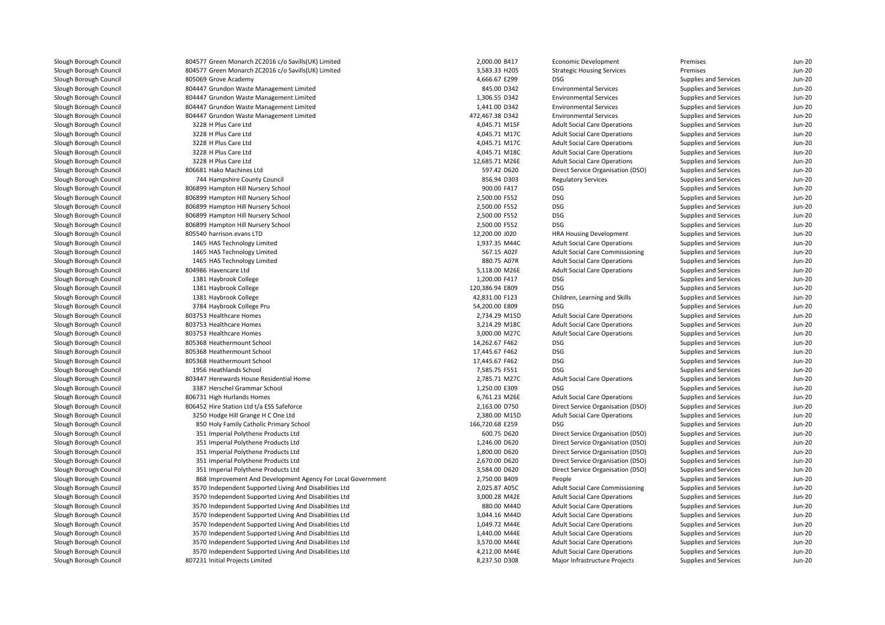| | | | | | | |
|---|---|---|---|---|---|---|
| Slough Borough Council | 804577 Green Monarch ZC2016 c/o Savills(UK) Limited | 2,000.00 B417 | Economic Development | Premises | Jun-20 |
| Slough Borough Council | 804577 Green Monarch ZC2016 c/o Savills(UK) Limited | 3,583.33 H205 | Strategic Housing Services | Premises | Jun-20 |
| Slough Borough Council | 805069 Grove Academy | 4,666.67 E299 | DSG | Supplies and Services | Jun-20 |
| Slough Borough Council | 804447 Grundon Waste Management Limited | 845.00 D342 | Environmental Services | Supplies and Services | Jun-20 |
| Slough Borough Council | 804447 Grundon Waste Management Limited | 1,306.55 D342 | Environmental Services | Supplies and Services | Jun-20 |
| Slough Borough Council | 804447 Grundon Waste Management Limited | 1,441.00 D342 | Environmental Services | Supplies and Services | Jun-20 |
| Slough Borough Council | 804447 Grundon Waste Management Limited | 472,467.38 D342 | Environmental Services | Supplies and Services | Jun-20 |
| Slough Borough Council | 3228 H Plus Care Ltd | 4,045.71 M15F | Adult Social Care Operations | Supplies and Services | Jun-20 |
| Slough Borough Council | 3228 H Plus Care Ltd | 4,045.71 M17C | Adult Social Care Operations | Supplies and Services | Jun-20 |
| Slough Borough Council | 3228 H Plus Care Ltd | 4,045.71 M17C | Adult Social Care Operations | Supplies and Services | Jun-20 |
| Slough Borough Council | 3228 H Plus Care Ltd | 4,045.71 M18C | Adult Social Care Operations | Supplies and Services | Jun-20 |
| Slough Borough Council | 3228 H Plus Care Ltd | 12,685.71 M26E | Adult Social Care Operations | Supplies and Services | Jun-20 |
| Slough Borough Council | 806681 Hako Machines Ltd | 597.42 D620 | Direct Service Organisation (DSO) | Supplies and Services | Jun-20 |
| Slough Borough Council | 744 Hampshire County Council | 856.94 D303 | Regulatory Services | Supplies and Services | Jun-20 |
| Slough Borough Council | 806899 Hampton Hill Nursery School | 900.00 F417 | DSG | Supplies and Services | Jun-20 |
| Slough Borough Council | 806899 Hampton Hill Nursery School | 2,500.00 F552 | DSG | Supplies and Services | Jun-20 |
| Slough Borough Council | 806899 Hampton Hill Nursery School | 2,500.00 F552 | DSG | Supplies and Services | Jun-20 |
| Slough Borough Council | 806899 Hampton Hill Nursery School | 2,500.00 F552 | DSG | Supplies and Services | Jun-20 |
| Slough Borough Council | 806899 Hampton Hill Nursery School | 2,500.00 F552 | DSG | Supplies and Services | Jun-20 |
| Slough Borough Council | 805540 harrison.evans LTD | 12,200.00 J020 | HRA Housing Development | Supplies and Services | Jun-20 |
| Slough Borough Council | 1465 HAS Technology Limited | 1,937.35 M44C | Adult Social Care Operations | Supplies and Services | Jun-20 |
| Slough Borough Council | 1465 HAS Technology Limited | 567.15 A02F | Adult Social Care Commissioning | Supplies and Services | Jun-20 |
| Slough Borough Council | 1465 HAS Technology Limited | 880.75 A07R | Adult Social Care Operations | Supplies and Services | Jun-20 |
| Slough Borough Council | 804986 Havencare Ltd | 5,118.00 M26E | Adult Social Care Operations | Supplies and Services | Jun-20 |
| Slough Borough Council | 1381 Haybrook College | 1,200.00 F417 | DSG | Supplies and Services | Jun-20 |
| Slough Borough Council | 1381 Haybrook College | 120,386.94 E809 | DSG | Supplies and Services | Jun-20 |
| Slough Borough Council | 1381 Haybrook College | 42,831.00 F123 | Children, Learning and Skills | Supplies and Services | Jun-20 |
| Slough Borough Council | 3784 Haybrook College Pru | 54,200.00 E809 | DSG | Supplies and Services | Jun-20 |
| Slough Borough Council | 803753 Healthcare Homes | 2,734.29 M15D | Adult Social Care Operations | Supplies and Services | Jun-20 |
| Slough Borough Council | 803753 Healthcare Homes | 3,214.29 M18C | Adult Social Care Operations | Supplies and Services | Jun-20 |
| Slough Borough Council | 803753 Healthcare Homes | 3,000.00 M27C | Adult Social Care Operations | Supplies and Services | Jun-20 |
| Slough Borough Council | 805368 Heathermount School | 14,262.67 F462 | DSG | Supplies and Services | Jun-20 |
| Slough Borough Council | 805368 Heathermount School | 17,445.67 F462 | DSG | Supplies and Services | Jun-20 |
| Slough Borough Council | 805368 Heathermount School | 17,445.67 F462 | DSG | Supplies and Services | Jun-20 |
| Slough Borough Council | 1956 Heathlands School | 7,585.75 F551 | DSG | Supplies and Services | Jun-20 |
| Slough Borough Council | 803447 Herewards House Residential Home | 2,785.71 M27C | Adult Social Care Operations | Supplies and Services | Jun-20 |
| Slough Borough Council | 3387 Herschel Grammar School | 1,250.00 E309 | DSG | Supplies and Services | Jun-20 |
| Slough Borough Council | 806731 High Hurlands Homes | 6,761.23 M26E | Adult Social Care Operations | Supplies and Services | Jun-20 |
| Slough Borough Council | 806452 Hire Station Ltd t/a ESS Safeforce | 2,163.00 D750 | Direct Service Organisation (DSO) | Supplies and Services | Jun-20 |
| Slough Borough Council | 3250 Hodge Hill Grange H C One Ltd | 2,380.00 M15D | Adult Social Care Operations | Supplies and Services | Jun-20 |
| Slough Borough Council | 850 Holy Family Catholic Primary School | 166,720.68 E259 | DSG | Supplies and Services | Jun-20 |
| Slough Borough Council | 351 Imperial Polythene Products Ltd | 600.75 D620 | Direct Service Organisation (DSO) | Supplies and Services | Jun-20 |
| Slough Borough Council | 351 Imperial Polythene Products Ltd | 1,246.00 D620 | Direct Service Organisation (DSO) | Supplies and Services | Jun-20 |
| Slough Borough Council | 351 Imperial Polythene Products Ltd | 1,800.00 D620 | Direct Service Organisation (DSO) | Supplies and Services | Jun-20 |
| Slough Borough Council | 351 Imperial Polythene Products Ltd | 2,670.00 D620 | Direct Service Organisation (DSO) | Supplies and Services | Jun-20 |
| Slough Borough Council | 351 Imperial Polythene Products Ltd | 3,584.00 D620 | Direct Service Organisation (DSO) | Supplies and Services | Jun-20 |
| Slough Borough Council | 868 Improvement And Development Agency For Local Government | 2,750.00 B409 | People | Supplies and Services | Jun-20 |
| Slough Borough Council | 3570 Independent Supported Living And Disabilities Ltd | 2,025.87 A05C | Adult Social Care Commissioning | Supplies and Services | Jun-20 |
| Slough Borough Council | 3570 Independent Supported Living And Disabilities Ltd | 3,000.28 M42E | Adult Social Care Operations | Supplies and Services | Jun-20 |
| Slough Borough Council | 3570 Independent Supported Living And Disabilities Ltd | 880.00 M44D | Adult Social Care Operations | Supplies and Services | Jun-20 |
| Slough Borough Council | 3570 Independent Supported Living And Disabilities Ltd | 3,044.16 M44D | Adult Social Care Operations | Supplies and Services | Jun-20 |
| Slough Borough Council | 3570 Independent Supported Living And Disabilities Ltd | 1,049.72 M44E | Adult Social Care Operations | Supplies and Services | Jun-20 |
| Slough Borough Council | 3570 Independent Supported Living And Disabilities Ltd | 1,440.00 M44E | Adult Social Care Operations | Supplies and Services | Jun-20 |
| Slough Borough Council | 3570 Independent Supported Living And Disabilities Ltd | 3,570.00 M44E | Adult Social Care Operations | Supplies and Services | Jun-20 |
| Slough Borough Council | 3570 Independent Supported Living And Disabilities Ltd | 4,212.00 M44E | Adult Social Care Operations | Supplies and Services | Jun-20 |
| Slough Borough Council | 807231 Initial Projects Limited | 8,237.50 D308 | Major Infrastructure Projects | Supplies and Services | Jun-20 |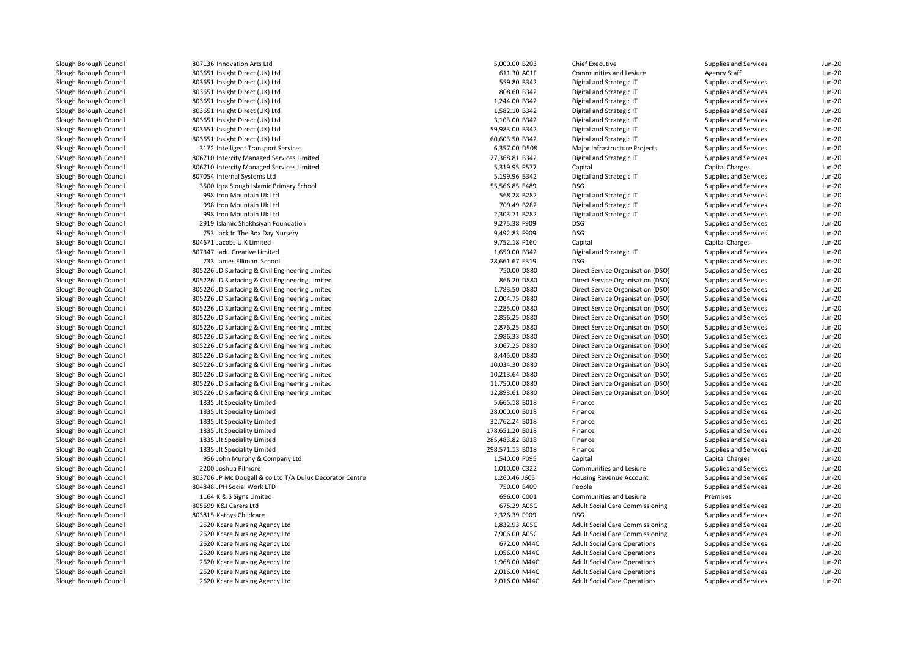| | | | | | | |
|---|---|---|---|---|---|---|
| Slough Borough Council | 807136 Innovation Arts Ltd | 5,000.00 B203 | Chief Executive | Supplies and Services | Jun-20 |
| Slough Borough Council | 803651 Insight Direct (UK) Ltd | 611.30 A01F | Communities and Lesiure | Agency Staff | Jun-20 |
| Slough Borough Council | 803651 Insight Direct (UK) Ltd | 559.80 B342 | Digital and Strategic IT | Supplies and Services | Jun-20 |
| Slough Borough Council | 803651 Insight Direct (UK) Ltd | 808.60 B342 | Digital and Strategic IT | Supplies and Services | Jun-20 |
| Slough Borough Council | 803651 Insight Direct (UK) Ltd | 1,244.00 B342 | Digital and Strategic IT | Supplies and Services | Jun-20 |
| Slough Borough Council | 803651 Insight Direct (UK) Ltd | 1,582.10 B342 | Digital and Strategic IT | Supplies and Services | Jun-20 |
| Slough Borough Council | 803651 Insight Direct (UK) Ltd | 3,103.00 B342 | Digital and Strategic IT | Supplies and Services | Jun-20 |
| Slough Borough Council | 803651 Insight Direct (UK) Ltd | 59,983.00 B342 | Digital and Strategic IT | Supplies and Services | Jun-20 |
| Slough Borough Council | 803651 Insight Direct (UK) Ltd | 60,603.50 B342 | Digital and Strategic IT | Supplies and Services | Jun-20 |
| Slough Borough Council | 3172 Intelligent Transport Services | 6,357.00 D508 | Major Infrastructure Projects | Supplies and Services | Jun-20 |
| Slough Borough Council | 806710 Intercity Managed Services Limited | 27,368.81 B342 | Digital and Strategic IT | Supplies and Services | Jun-20 |
| Slough Borough Council | 806710 Intercity Managed Services Limited | 5,319.95 P577 | Capital | Capital Charges | Jun-20 |
| Slough Borough Council | 807054 Internal Systems Ltd | 5,199.96 B342 | Digital and Strategic IT | Supplies and Services | Jun-20 |
| Slough Borough Council | 3500 Iqra Slough Islamic Primary School | 55,566.85 E489 | DSG | Supplies and Services | Jun-20 |
| Slough Borough Council | 998 Iron Mountain Uk Ltd | 568.28 B282 | Digital and Strategic IT | Supplies and Services | Jun-20 |
| Slough Borough Council | 998 Iron Mountain Uk Ltd | 709.49 B282 | Digital and Strategic IT | Supplies and Services | Jun-20 |
| Slough Borough Council | 998 Iron Mountain Uk Ltd | 2,303.71 B282 | Digital and Strategic IT | Supplies and Services | Jun-20 |
| Slough Borough Council | 2919 Islamic Shakhsiyah Foundation | 9,275.38 F909 | DSG | Supplies and Services | Jun-20 |
| Slough Borough Council | 753 Jack In The Box Day Nursery | 9,492.83 F909 | DSG | Supplies and Services | Jun-20 |
| Slough Borough Council | 804671 Jacobs U.K Limited | 9,752.18 P160 | Capital | Capital Charges | Jun-20 |
| Slough Borough Council | 807347 Jadu Creative Limited | 1,650.00 B342 | Digital and Strategic IT | Supplies and Services | Jun-20 |
| Slough Borough Council | 733 James Elliman School | 28,661.67 E319 | DSG | Supplies and Services | Jun-20 |
| Slough Borough Council | 805226 JD Surfacing & Civil Engineering Limited | 750.00 D880 | Direct Service Organisation (DSO) | Supplies and Services | Jun-20 |
| Slough Borough Council | 805226 JD Surfacing & Civil Engineering Limited | 866.20 D880 | Direct Service Organisation (DSO) | Supplies and Services | Jun-20 |
| Slough Borough Council | 805226 JD Surfacing & Civil Engineering Limited | 1,783.50 D880 | Direct Service Organisation (DSO) | Supplies and Services | Jun-20 |
| Slough Borough Council | 805226 JD Surfacing & Civil Engineering Limited | 2,004.75 D880 | Direct Service Organisation (DSO) | Supplies and Services | Jun-20 |
| Slough Borough Council | 805226 JD Surfacing & Civil Engineering Limited | 2,285.00 D880 | Direct Service Organisation (DSO) | Supplies and Services | Jun-20 |
| Slough Borough Council | 805226 JD Surfacing & Civil Engineering Limited | 2,856.25 D880 | Direct Service Organisation (DSO) | Supplies and Services | Jun-20 |
| Slough Borough Council | 805226 JD Surfacing & Civil Engineering Limited | 2,876.25 D880 | Direct Service Organisation (DSO) | Supplies and Services | Jun-20 |
| Slough Borough Council | 805226 JD Surfacing & Civil Engineering Limited | 2,986.33 D880 | Direct Service Organisation (DSO) | Supplies and Services | Jun-20 |
| Slough Borough Council | 805226 JD Surfacing & Civil Engineering Limited | 3,067.25 D880 | Direct Service Organisation (DSO) | Supplies and Services | Jun-20 |
| Slough Borough Council | 805226 JD Surfacing & Civil Engineering Limited | 8,445.00 D880 | Direct Service Organisation (DSO) | Supplies and Services | Jun-20 |
| Slough Borough Council | 805226 JD Surfacing & Civil Engineering Limited | 10,034.30 D880 | Direct Service Organisation (DSO) | Supplies and Services | Jun-20 |
| Slough Borough Council | 805226 JD Surfacing & Civil Engineering Limited | 10,213.64 D880 | Direct Service Organisation (DSO) | Supplies and Services | Jun-20 |
| Slough Borough Council | 805226 JD Surfacing & Civil Engineering Limited | 11,750.00 D880 | Direct Service Organisation (DSO) | Supplies and Services | Jun-20 |
| Slough Borough Council | 805226 JD Surfacing & Civil Engineering Limited | 12,893.61 D880 | Direct Service Organisation (DSO) | Supplies and Services | Jun-20 |
| Slough Borough Council | 1835 Jlt Speciality Limited | 5,665.18 B018 | Finance | Supplies and Services | Jun-20 |
| Slough Borough Council | 1835 Jlt Speciality Limited | 28,000.00 B018 | Finance | Supplies and Services | Jun-20 |
| Slough Borough Council | 1835 Jlt Speciality Limited | 32,762.24 B018 | Finance | Supplies and Services | Jun-20 |
| Slough Borough Council | 1835 Jlt Speciality Limited | 178,651.20 B018 | Finance | Supplies and Services | Jun-20 |
| Slough Borough Council | 1835 Jlt Speciality Limited | 285,483.82 B018 | Finance | Supplies and Services | Jun-20 |
| Slough Borough Council | 1835 Jlt Speciality Limited | 298,571.13 B018 | Finance | Supplies and Services | Jun-20 |
| Slough Borough Council | 956 John Murphy & Company Ltd | 1,540.00 P095 | Capital | Capital Charges | Jun-20 |
| Slough Borough Council | 2200 Joshua Pilmore | 1,010.00 C322 | Communities and Lesiure | Supplies and Services | Jun-20 |
| Slough Borough Council | 803706 JP Mc Dougall & co Ltd T/A Dulux Decorator Centre | 1,260.46 J605 | Housing Revenue Account | Supplies and Services | Jun-20 |
| Slough Borough Council | 804848 JPH Social Work LTD | 750.00 B409 | People | Supplies and Services | Jun-20 |
| Slough Borough Council | 1164 K & S Signs Limited | 696.00 C001 | Communities and Lesiure | Premises | Jun-20 |
| Slough Borough Council | 805699 K&J Carers Ltd | 675.29 A05C | Adult Social Care Commissioning | Supplies and Services | Jun-20 |
| Slough Borough Council | 803815 Kathys Childcare | 2,326.39 F909 | DSG | Supplies and Services | Jun-20 |
| Slough Borough Council | 2620 Kcare Nursing Agency Ltd | 1,832.93 A05C | Adult Social Care Commissioning | Supplies and Services | Jun-20 |
| Slough Borough Council | 2620 Kcare Nursing Agency Ltd | 7,906.00 A05C | Adult Social Care Commissioning | Supplies and Services | Jun-20 |
| Slough Borough Council | 2620 Kcare Nursing Agency Ltd | 672.00 M44C | Adult Social Care Operations | Supplies and Services | Jun-20 |
| Slough Borough Council | 2620 Kcare Nursing Agency Ltd | 1,056.00 M44C | Adult Social Care Operations | Supplies and Services | Jun-20 |
| Slough Borough Council | 2620 Kcare Nursing Agency Ltd | 1,968.00 M44C | Adult Social Care Operations | Supplies and Services | Jun-20 |
| Slough Borough Council | 2620 Kcare Nursing Agency Ltd | 2,016.00 M44C | Adult Social Care Operations | Supplies and Services | Jun-20 |
| Slough Borough Council | 2620 Kcare Nursing Agency Ltd | 2,016.00 M44C | Adult Social Care Operations | Supplies and Services | Jun-20 |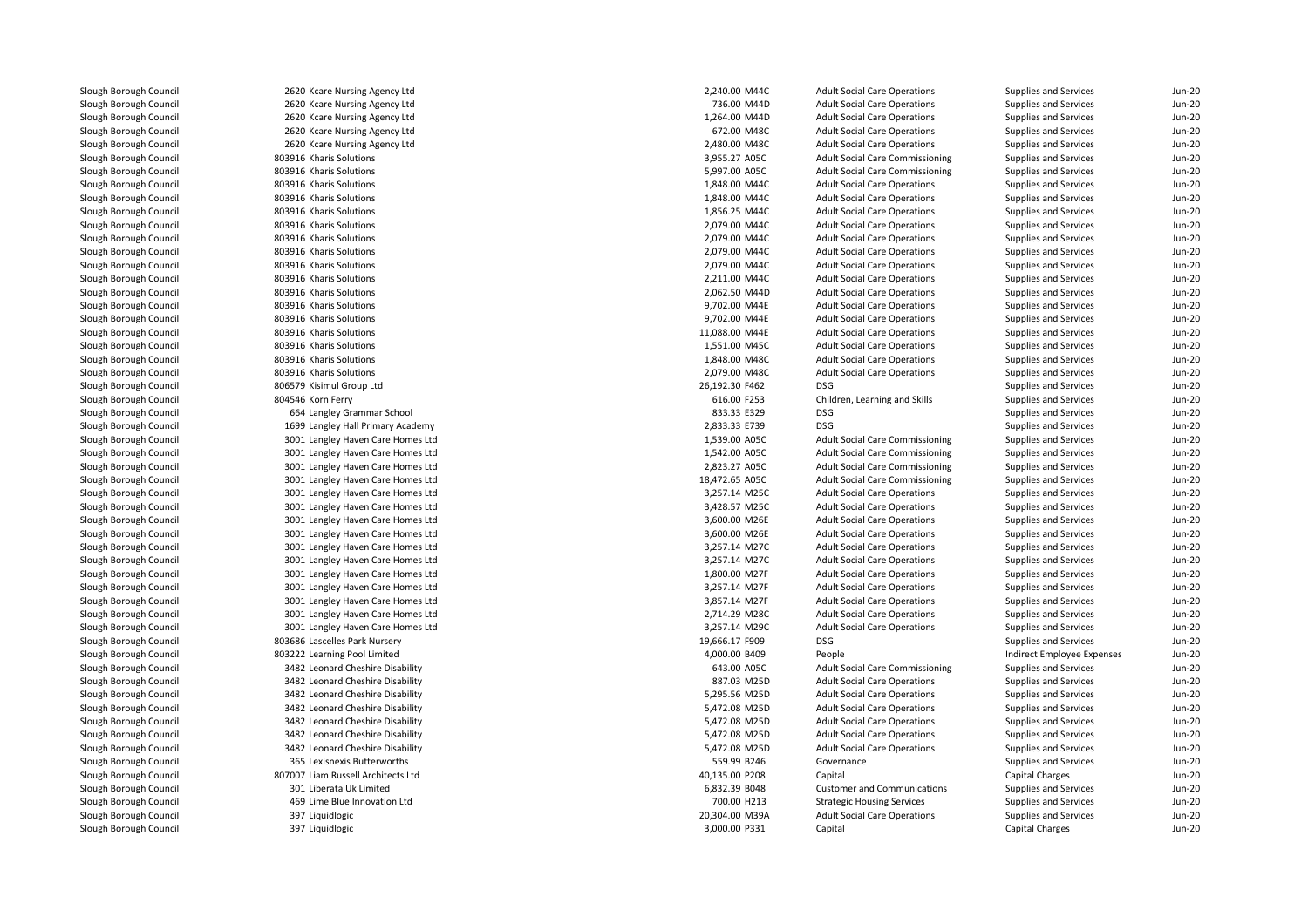| | | | | | | | |
|---|---|---|---|---|---|---|---|
| Slough Borough Council | 2620 Kcare Nursing Agency Ltd | 2,240.00 | M44C | Adult Social Care Operations | Supplies and Services | Jun-20 |
| Slough Borough Council | 2620 Kcare Nursing Agency Ltd | 736.00 | M44D | Adult Social Care Operations | Supplies and Services | Jun-20 |
| Slough Borough Council | 2620 Kcare Nursing Agency Ltd | 1,264.00 | M44D | Adult Social Care Operations | Supplies and Services | Jun-20 |
| Slough Borough Council | 2620 Kcare Nursing Agency Ltd | 672.00 | M48C | Adult Social Care Operations | Supplies and Services | Jun-20 |
| Slough Borough Council | 2620 Kcare Nursing Agency Ltd | 2,480.00 | M48C | Adult Social Care Operations | Supplies and Services | Jun-20 |
| Slough Borough Council | 803916 Kharis Solutions | 3,955.27 | A05C | Adult Social Care Commissioning | Supplies and Services | Jun-20 |
| Slough Borough Council | 803916 Kharis Solutions | 5,997.00 | A05C | Adult Social Care Commissioning | Supplies and Services | Jun-20 |
| Slough Borough Council | 803916 Kharis Solutions | 1,848.00 | M44C | Adult Social Care Operations | Supplies and Services | Jun-20 |
| Slough Borough Council | 803916 Kharis Solutions | 1,848.00 | M44C | Adult Social Care Operations | Supplies and Services | Jun-20 |
| Slough Borough Council | 803916 Kharis Solutions | 1,856.25 | M44C | Adult Social Care Operations | Supplies and Services | Jun-20 |
| Slough Borough Council | 803916 Kharis Solutions | 2,079.00 | M44C | Adult Social Care Operations | Supplies and Services | Jun-20 |
| Slough Borough Council | 803916 Kharis Solutions | 2,079.00 | M44C | Adult Social Care Operations | Supplies and Services | Jun-20 |
| Slough Borough Council | 803916 Kharis Solutions | 2,079.00 | M44C | Adult Social Care Operations | Supplies and Services | Jun-20 |
| Slough Borough Council | 803916 Kharis Solutions | 2,079.00 | M44C | Adult Social Care Operations | Supplies and Services | Jun-20 |
| Slough Borough Council | 803916 Kharis Solutions | 2,211.00 | M44C | Adult Social Care Operations | Supplies and Services | Jun-20 |
| Slough Borough Council | 803916 Kharis Solutions | 2,062.50 | M44D | Adult Social Care Operations | Supplies and Services | Jun-20 |
| Slough Borough Council | 803916 Kharis Solutions | 9,702.00 | M44E | Adult Social Care Operations | Supplies and Services | Jun-20 |
| Slough Borough Council | 803916 Kharis Solutions | 9,702.00 | M44E | Adult Social Care Operations | Supplies and Services | Jun-20 |
| Slough Borough Council | 803916 Kharis Solutions | 11,088.00 | M44E | Adult Social Care Operations | Supplies and Services | Jun-20 |
| Slough Borough Council | 803916 Kharis Solutions | 1,551.00 | M45C | Adult Social Care Operations | Supplies and Services | Jun-20 |
| Slough Borough Council | 803916 Kharis Solutions | 1,848.00 | M48C | Adult Social Care Operations | Supplies and Services | Jun-20 |
| Slough Borough Council | 803916 Kharis Solutions | 2,079.00 | M48C | Adult Social Care Operations | Supplies and Services | Jun-20 |
| Slough Borough Council | 806579 Kisimul Group Ltd | 26,192.30 | F462 | DSG | Supplies and Services | Jun-20 |
| Slough Borough Council | 804546 Korn Ferry | 616.00 | F253 | Children, Learning and Skills | Supplies and Services | Jun-20 |
| Slough Borough Council | 664 Langley Grammar School | 833.33 | E329 | DSG | Supplies and Services | Jun-20 |
| Slough Borough Council | 1699 Langley Hall Primary Academy | 2,833.33 | E739 | DSG | Supplies and Services | Jun-20 |
| Slough Borough Council | 3001 Langley Haven Care Homes Ltd | 1,539.00 | A05C | Adult Social Care Commissioning | Supplies and Services | Jun-20 |
| Slough Borough Council | 3001 Langley Haven Care Homes Ltd | 1,542.00 | A05C | Adult Social Care Commissioning | Supplies and Services | Jun-20 |
| Slough Borough Council | 3001 Langley Haven Care Homes Ltd | 2,823.27 | A05C | Adult Social Care Commissioning | Supplies and Services | Jun-20 |
| Slough Borough Council | 3001 Langley Haven Care Homes Ltd | 18,472.65 | A05C | Adult Social Care Commissioning | Supplies and Services | Jun-20 |
| Slough Borough Council | 3001 Langley Haven Care Homes Ltd | 3,257.14 | M25C | Adult Social Care Operations | Supplies and Services | Jun-20 |
| Slough Borough Council | 3001 Langley Haven Care Homes Ltd | 3,428.57 | M25C | Adult Social Care Operations | Supplies and Services | Jun-20 |
| Slough Borough Council | 3001 Langley Haven Care Homes Ltd | 3,600.00 | M26E | Adult Social Care Operations | Supplies and Services | Jun-20 |
| Slough Borough Council | 3001 Langley Haven Care Homes Ltd | 3,600.00 | M26E | Adult Social Care Operations | Supplies and Services | Jun-20 |
| Slough Borough Council | 3001 Langley Haven Care Homes Ltd | 3,257.14 | M27C | Adult Social Care Operations | Supplies and Services | Jun-20 |
| Slough Borough Council | 3001 Langley Haven Care Homes Ltd | 3,257.14 | M27C | Adult Social Care Operations | Supplies and Services | Jun-20 |
| Slough Borough Council | 3001 Langley Haven Care Homes Ltd | 1,800.00 | M27F | Adult Social Care Operations | Supplies and Services | Jun-20 |
| Slough Borough Council | 3001 Langley Haven Care Homes Ltd | 3,257.14 | M27F | Adult Social Care Operations | Supplies and Services | Jun-20 |
| Slough Borough Council | 3001 Langley Haven Care Homes Ltd | 3,857.14 | M27F | Adult Social Care Operations | Supplies and Services | Jun-20 |
| Slough Borough Council | 3001 Langley Haven Care Homes Ltd | 2,714.29 | M28C | Adult Social Care Operations | Supplies and Services | Jun-20 |
| Slough Borough Council | 3001 Langley Haven Care Homes Ltd | 3,257.14 | M29C | Adult Social Care Operations | Supplies and Services | Jun-20 |
| Slough Borough Council | 803686 Lascelles Park Nursery | 19,666.17 | F909 | DSG | Supplies and Services | Jun-20 |
| Slough Borough Council | 803222 Learning Pool Limited | 4,000.00 | B409 | People | Indirect Employee Expenses | Jun-20 |
| Slough Borough Council | 3482 Leonard Cheshire Disability | 643.00 | A05C | Adult Social Care Commissioning | Supplies and Services | Jun-20 |
| Slough Borough Council | 3482 Leonard Cheshire Disability | 887.03 | M25D | Adult Social Care Operations | Supplies and Services | Jun-20 |
| Slough Borough Council | 3482 Leonard Cheshire Disability | 5,295.56 | M25D | Adult Social Care Operations | Supplies and Services | Jun-20 |
| Slough Borough Council | 3482 Leonard Cheshire Disability | 5,472.08 | M25D | Adult Social Care Operations | Supplies and Services | Jun-20 |
| Slough Borough Council | 3482 Leonard Cheshire Disability | 5,472.08 | M25D | Adult Social Care Operations | Supplies and Services | Jun-20 |
| Slough Borough Council | 3482 Leonard Cheshire Disability | 5,472.08 | M25D | Adult Social Care Operations | Supplies and Services | Jun-20 |
| Slough Borough Council | 3482 Leonard Cheshire Disability | 5,472.08 | M25D | Adult Social Care Operations | Supplies and Services | Jun-20 |
| Slough Borough Council | 365 Lexisnexis Butterworths | 559.99 | B246 | Governance | Supplies and Services | Jun-20 |
| Slough Borough Council | 807007 Liam Russell Architects Ltd | 40,135.00 | P208 | Capital | Capital Charges | Jun-20 |
| Slough Borough Council | 301 Liberata Uk Limited | 6,832.39 | B048 | Customer and Communications | Supplies and Services | Jun-20 |
| Slough Borough Council | 469 Lime Blue Innovation Ltd | 700.00 | H213 | Strategic Housing Services | Supplies and Services | Jun-20 |
| Slough Borough Council | 397 Liquidlogic | 20,304.00 | M39A | Adult Social Care Operations | Supplies and Services | Jun-20 |
| Slough Borough Council | 397 Liquidlogic | 3,000.00 | P331 | Capital | Capital Charges | Jun-20 |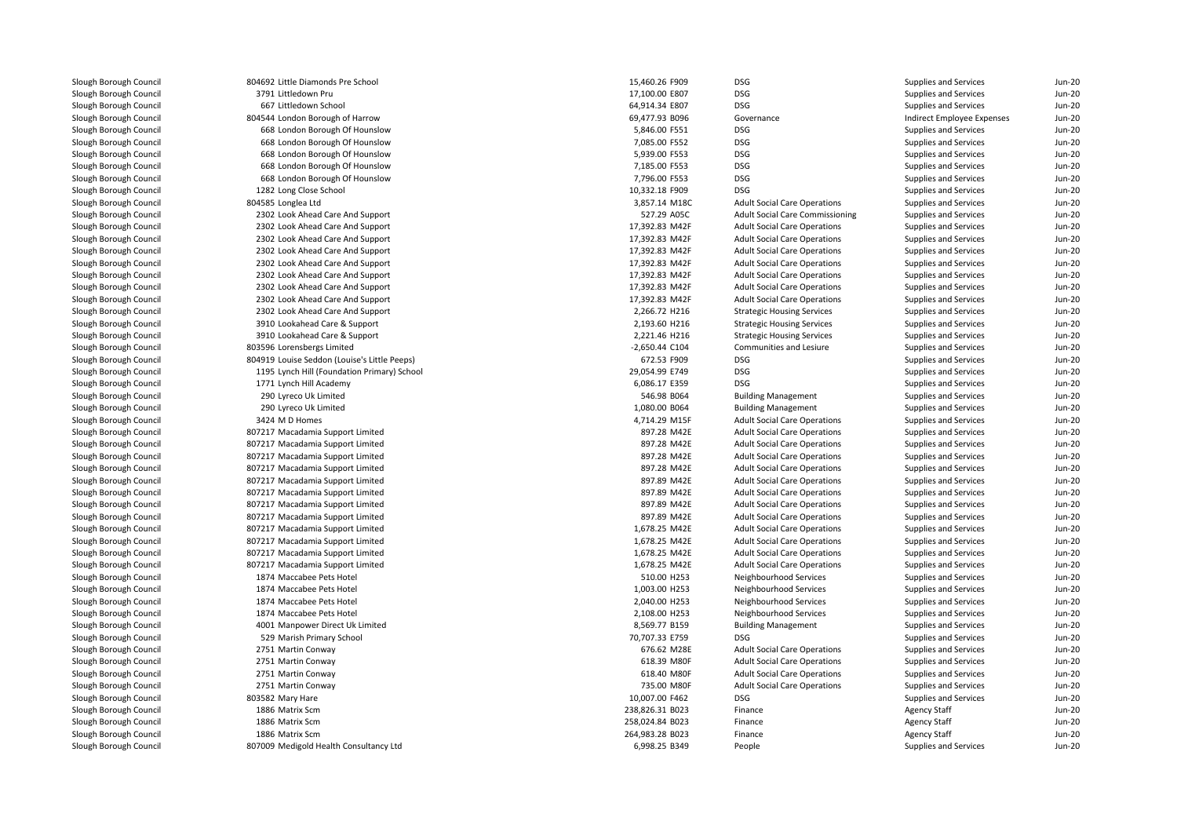| | | | | | | |
|---|---|---|---|---|---|---|
| Slough Borough Council | 804692 Little Diamonds Pre School | 15,460.26 F909 | DSG | Supplies and Services | Jun-20 |
| Slough Borough Council | 3791 Littledown Pru | 17,100.00 E807 | DSG | Supplies and Services | Jun-20 |
| Slough Borough Council | 667 Littledown School | 64,914.34 E807 | DSG | Supplies and Services | Jun-20 |
| Slough Borough Council | 804544 London Borough of Harrow | 69,477.93 B096 | Governance | Indirect Employee Expenses | Jun-20 |
| Slough Borough Council | 668 London Borough Of Hounslow | 5,846.00 F551 | DSG | Supplies and Services | Jun-20 |
| Slough Borough Council | 668 London Borough Of Hounslow | 7,085.00 F552 | DSG | Supplies and Services | Jun-20 |
| Slough Borough Council | 668 London Borough Of Hounslow | 5,939.00 F553 | DSG | Supplies and Services | Jun-20 |
| Slough Borough Council | 668 London Borough Of Hounslow | 7,185.00 F553 | DSG | Supplies and Services | Jun-20 |
| Slough Borough Council | 668 London Borough Of Hounslow | 7,796.00 F553 | DSG | Supplies and Services | Jun-20 |
| Slough Borough Council | 1282 Long Close School | 10,332.18 F909 | DSG | Supplies and Services | Jun-20 |
| Slough Borough Council | 804585 Longlea Ltd | 3,857.14 M18C | Adult Social Care Operations | Supplies and Services | Jun-20 |
| Slough Borough Council | 2302 Look Ahead Care And Support | 527.29 A05C | Adult Social Care Commissioning | Supplies and Services | Jun-20 |
| Slough Borough Council | 2302 Look Ahead Care And Support | 17,392.83 M42F | Adult Social Care Operations | Supplies and Services | Jun-20 |
| Slough Borough Council | 2302 Look Ahead Care And Support | 17,392.83 M42F | Adult Social Care Operations | Supplies and Services | Jun-20 |
| Slough Borough Council | 2302 Look Ahead Care And Support | 17,392.83 M42F | Adult Social Care Operations | Supplies and Services | Jun-20 |
| Slough Borough Council | 2302 Look Ahead Care And Support | 17,392.83 M42F | Adult Social Care Operations | Supplies and Services | Jun-20 |
| Slough Borough Council | 2302 Look Ahead Care And Support | 17,392.83 M42F | Adult Social Care Operations | Supplies and Services | Jun-20 |
| Slough Borough Council | 2302 Look Ahead Care And Support | 17,392.83 M42F | Adult Social Care Operations | Supplies and Services | Jun-20 |
| Slough Borough Council | 2302 Look Ahead Care And Support | 17,392.83 M42F | Adult Social Care Operations | Supplies and Services | Jun-20 |
| Slough Borough Council | 2302 Look Ahead Care And Support | 2,266.72 H216 | Strategic Housing Services | Supplies and Services | Jun-20 |
| Slough Borough Council | 3910 Lookahead Care & Support | 2,193.60 H216 | Strategic Housing Services | Supplies and Services | Jun-20 |
| Slough Borough Council | 3910 Lookahead Care & Support | 2,221.46 H216 | Strategic Housing Services | Supplies and Services | Jun-20 |
| Slough Borough Council | 803596 Lorensbergs Limited | -2,650.44 C104 | Communities and Lesiure | Supplies and Services | Jun-20 |
| Slough Borough Council | 804919 Louise Seddon (Louise's Little Peeps) | 672.53 F909 | DSG | Supplies and Services | Jun-20 |
| Slough Borough Council | 1195 Lynch Hill (Foundation Primary) School | 29,054.99 E749 | DSG | Supplies and Services | Jun-20 |
| Slough Borough Council | 1771 Lynch Hill Academy | 6,086.17 E359 | DSG | Supplies and Services | Jun-20 |
| Slough Borough Council | 290 Lyreco Uk Limited | 546.98 B064 | Building Management | Supplies and Services | Jun-20 |
| Slough Borough Council | 290 Lyreco Uk Limited | 1,080.00 B064 | Building Management | Supplies and Services | Jun-20 |
| Slough Borough Council | 3424 M D Homes | 4,714.29 M15F | Adult Social Care Operations | Supplies and Services | Jun-20 |
| Slough Borough Council | 807217 Macadamia Support Limited | 897.28 M42E | Adult Social Care Operations | Supplies and Services | Jun-20 |
| Slough Borough Council | 807217 Macadamia Support Limited | 897.28 M42E | Adult Social Care Operations | Supplies and Services | Jun-20 |
| Slough Borough Council | 807217 Macadamia Support Limited | 897.28 M42E | Adult Social Care Operations | Supplies and Services | Jun-20 |
| Slough Borough Council | 807217 Macadamia Support Limited | 897.28 M42E | Adult Social Care Operations | Supplies and Services | Jun-20 |
| Slough Borough Council | 807217 Macadamia Support Limited | 897.89 M42E | Adult Social Care Operations | Supplies and Services | Jun-20 |
| Slough Borough Council | 807217 Macadamia Support Limited | 897.89 M42E | Adult Social Care Operations | Supplies and Services | Jun-20 |
| Slough Borough Council | 807217 Macadamia Support Limited | 897.89 M42E | Adult Social Care Operations | Supplies and Services | Jun-20 |
| Slough Borough Council | 807217 Macadamia Support Limited | 897.89 M42E | Adult Social Care Operations | Supplies and Services | Jun-20 |
| Slough Borough Council | 807217 Macadamia Support Limited | 1,678.25 M42E | Adult Social Care Operations | Supplies and Services | Jun-20 |
| Slough Borough Council | 807217 Macadamia Support Limited | 1,678.25 M42E | Adult Social Care Operations | Supplies and Services | Jun-20 |
| Slough Borough Council | 807217 Macadamia Support Limited | 1,678.25 M42E | Adult Social Care Operations | Supplies and Services | Jun-20 |
| Slough Borough Council | 807217 Macadamia Support Limited | 1,678.25 M42E | Adult Social Care Operations | Supplies and Services | Jun-20 |
| Slough Borough Council | 1874 Maccabee Pets Hotel | 510.00 H253 | Neighbourhood Services | Supplies and Services | Jun-20 |
| Slough Borough Council | 1874 Maccabee Pets Hotel | 1,003.00 H253 | Neighbourhood Services | Supplies and Services | Jun-20 |
| Slough Borough Council | 1874 Maccabee Pets Hotel | 2,040.00 H253 | Neighbourhood Services | Supplies and Services | Jun-20 |
| Slough Borough Council | 1874 Maccabee Pets Hotel | 2,108.00 H253 | Neighbourhood Services | Supplies and Services | Jun-20 |
| Slough Borough Council | 4001 Manpower Direct Uk Limited | 8,569.77 B159 | Building Management | Supplies and Services | Jun-20 |
| Slough Borough Council | 529 Marish Primary School | 70,707.33 E759 | DSG | Supplies and Services | Jun-20 |
| Slough Borough Council | 2751 Martin Conway | 676.62 M28E | Adult Social Care Operations | Supplies and Services | Jun-20 |
| Slough Borough Council | 2751 Martin Conway | 618.39 M80F | Adult Social Care Operations | Supplies and Services | Jun-20 |
| Slough Borough Council | 2751 Martin Conway | 618.40 M80F | Adult Social Care Operations | Supplies and Services | Jun-20 |
| Slough Borough Council | 2751 Martin Conway | 735.00 M80F | Adult Social Care Operations | Supplies and Services | Jun-20 |
| Slough Borough Council | 803582 Mary Hare | 10,007.00 F462 | DSG | Supplies and Services | Jun-20 |
| Slough Borough Council | 1886 Matrix Scm | 238,826.31 B023 | Finance | Agency Staff | Jun-20 |
| Slough Borough Council | 1886 Matrix Scm | 258,024.84 B023 | Finance | Agency Staff | Jun-20 |
| Slough Borough Council | 1886 Matrix Scm | 264,983.28 B023 | Finance | Agency Staff | Jun-20 |
| Slough Borough Council | 807009 Medigold Health Consultancy Ltd | 6,998.25 B349 | People | Supplies and Services | Jun-20 |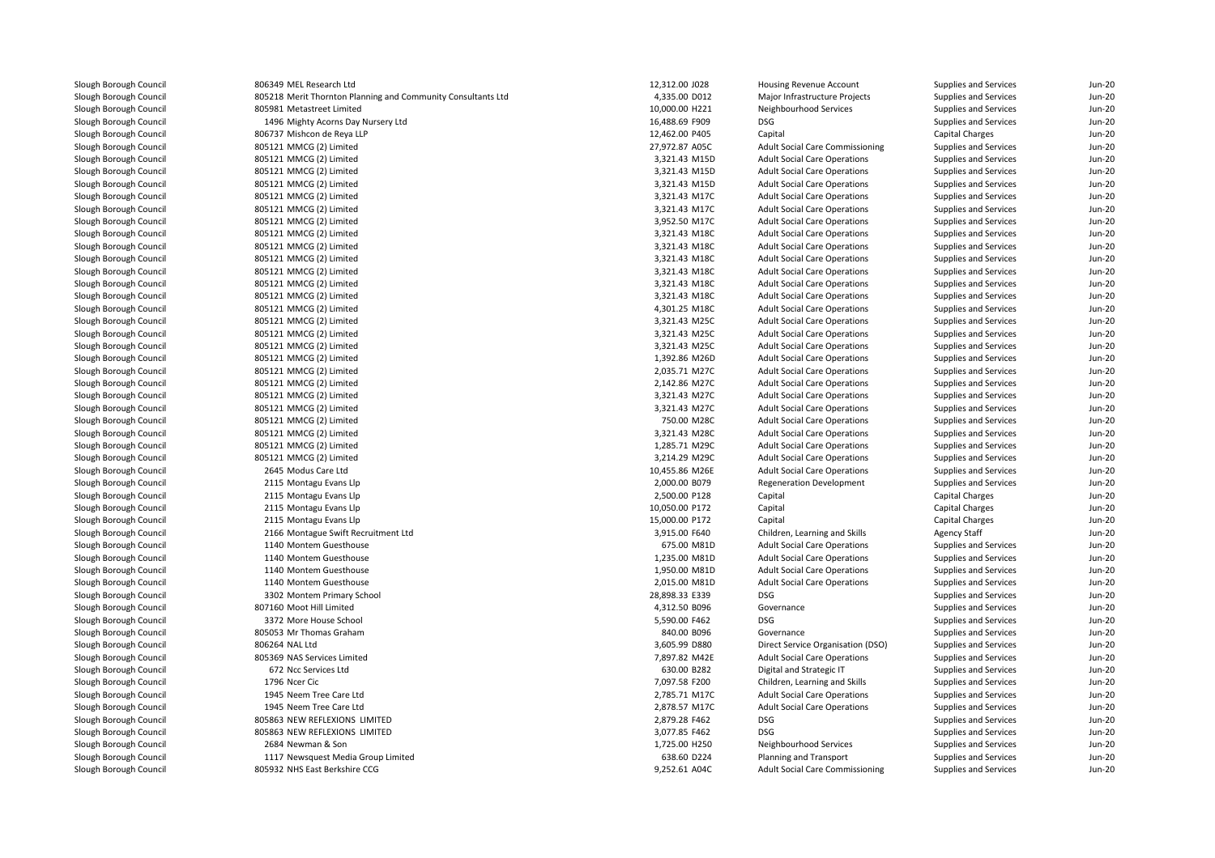| | | | | | | |
|---|---|---|---|---|---|---|
| Slough Borough Council | 806349 MEL Research Ltd | 12,312.00 J028 | Housing Revenue Account | Supplies and Services | Jun-20 |
| Slough Borough Council | 805218 Merit Thornton Planning and Community Consultants Ltd | 4,335.00 D012 | Major Infrastructure Projects | Supplies and Services | Jun-20 |
| Slough Borough Council | 805981 Metastreet Limited | 10,000.00 H221 | Neighbourhood Services | Supplies and Services | Jun-20 |
| Slough Borough Council | 1496 Mighty Acorns Day Nursery Ltd | 16,488.69 F909 | DSG | Supplies and Services | Jun-20 |
| Slough Borough Council | 806737 Mishcon de Reya LLP | 12,462.00 P405 | Capital | Capital Charges | Jun-20 |
| Slough Borough Council | 805121 MMCG (2) Limited | 27,972.87 A05C | Adult Social Care Commissioning | Supplies and Services | Jun-20 |
| Slough Borough Council | 805121 MMCG (2) Limited | 3,321.43 M15D | Adult Social Care Operations | Supplies and Services | Jun-20 |
| Slough Borough Council | 805121 MMCG (2) Limited | 3,321.43 M15D | Adult Social Care Operations | Supplies and Services | Jun-20 |
| Slough Borough Council | 805121 MMCG (2) Limited | 3,321.43 M15D | Adult Social Care Operations | Supplies and Services | Jun-20 |
| Slough Borough Council | 805121 MMCG (2) Limited | 3,321.43 M17C | Adult Social Care Operations | Supplies and Services | Jun-20 |
| Slough Borough Council | 805121 MMCG (2) Limited | 3,321.43 M17C | Adult Social Care Operations | Supplies and Services | Jun-20 |
| Slough Borough Council | 805121 MMCG (2) Limited | 3,952.50 M17C | Adult Social Care Operations | Supplies and Services | Jun-20 |
| Slough Borough Council | 805121 MMCG (2) Limited | 3,321.43 M18C | Adult Social Care Operations | Supplies and Services | Jun-20 |
| Slough Borough Council | 805121 MMCG (2) Limited | 3,321.43 M18C | Adult Social Care Operations | Supplies and Services | Jun-20 |
| Slough Borough Council | 805121 MMCG (2) Limited | 3,321.43 M18C | Adult Social Care Operations | Supplies and Services | Jun-20 |
| Slough Borough Council | 805121 MMCG (2) Limited | 3,321.43 M18C | Adult Social Care Operations | Supplies and Services | Jun-20 |
| Slough Borough Council | 805121 MMCG (2) Limited | 3,321.43 M18C | Adult Social Care Operations | Supplies and Services | Jun-20 |
| Slough Borough Council | 805121 MMCG (2) Limited | 3,321.43 M18C | Adult Social Care Operations | Supplies and Services | Jun-20 |
| Slough Borough Council | 805121 MMCG (2) Limited | 4,301.25 M18C | Adult Social Care Operations | Supplies and Services | Jun-20 |
| Slough Borough Council | 805121 MMCG (2) Limited | 3,321.43 M25C | Adult Social Care Operations | Supplies and Services | Jun-20 |
| Slough Borough Council | 805121 MMCG (2) Limited | 3,321.43 M25C | Adult Social Care Operations | Supplies and Services | Jun-20 |
| Slough Borough Council | 805121 MMCG (2) Limited | 3,321.43 M25C | Adult Social Care Operations | Supplies and Services | Jun-20 |
| Slough Borough Council | 805121 MMCG (2) Limited | 1,392.86 M26D | Adult Social Care Operations | Supplies and Services | Jun-20 |
| Slough Borough Council | 805121 MMCG (2) Limited | 2,035.71 M27C | Adult Social Care Operations | Supplies and Services | Jun-20 |
| Slough Borough Council | 805121 MMCG (2) Limited | 2,142.86 M27C | Adult Social Care Operations | Supplies and Services | Jun-20 |
| Slough Borough Council | 805121 MMCG (2) Limited | 3,321.43 M27C | Adult Social Care Operations | Supplies and Services | Jun-20 |
| Slough Borough Council | 805121 MMCG (2) Limited | 3,321.43 M27C | Adult Social Care Operations | Supplies and Services | Jun-20 |
| Slough Borough Council | 805121 MMCG (2) Limited | 750.00 M28C | Adult Social Care Operations | Supplies and Services | Jun-20 |
| Slough Borough Council | 805121 MMCG (2) Limited | 3,321.43 M28C | Adult Social Care Operations | Supplies and Services | Jun-20 |
| Slough Borough Council | 805121 MMCG (2) Limited | 1,285.71 M29C | Adult Social Care Operations | Supplies and Services | Jun-20 |
| Slough Borough Council | 805121 MMCG (2) Limited | 3,214.29 M29C | Adult Social Care Operations | Supplies and Services | Jun-20 |
| Slough Borough Council | 2645 Modus Care Ltd | 10,455.86 M26E | Adult Social Care Operations | Supplies and Services | Jun-20 |
| Slough Borough Council | 2115 Montagu Evans Llp | 2,000.00 B079 | Regeneration Development | Supplies and Services | Jun-20 |
| Slough Borough Council | 2115 Montagu Evans Llp | 2,500.00 P128 | Capital | Capital Charges | Jun-20 |
| Slough Borough Council | 2115 Montagu Evans Llp | 10,050.00 P172 | Capital | Capital Charges | Jun-20 |
| Slough Borough Council | 2115 Montagu Evans Llp | 15,000.00 P172 | Capital | Capital Charges | Jun-20 |
| Slough Borough Council | 2166 Montague Swift Recruitment Ltd | 3,915.00 F640 | Children, Learning and Skills | Agency Staff | Jun-20 |
| Slough Borough Council | 1140 Montem Guesthouse | 675.00 M81D | Adult Social Care Operations | Supplies and Services | Jun-20 |
| Slough Borough Council | 1140 Montem Guesthouse | 1,235.00 M81D | Adult Social Care Operations | Supplies and Services | Jun-20 |
| Slough Borough Council | 1140 Montem Guesthouse | 1,950.00 M81D | Adult Social Care Operations | Supplies and Services | Jun-20 |
| Slough Borough Council | 1140 Montem Guesthouse | 2,015.00 M81D | Adult Social Care Operations | Supplies and Services | Jun-20 |
| Slough Borough Council | 3302 Montem Primary School | 28,898.33 E339 | DSG | Supplies and Services | Jun-20 |
| Slough Borough Council | 807160 Moot Hill Limited | 4,312.50 B096 | Governance | Supplies and Services | Jun-20 |
| Slough Borough Council | 3372 More House School | 5,590.00 F462 | DSG | Supplies and Services | Jun-20 |
| Slough Borough Council | 805053 Mr Thomas Graham | 840.00 B096 | Governance | Supplies and Services | Jun-20 |
| Slough Borough Council | 806264 NAL Ltd | 3,605.99 D880 | Direct Service Organisation (DSO) | Supplies and Services | Jun-20 |
| Slough Borough Council | 805369 NAS Services Limited | 7,897.82 M42E | Adult Social Care Operations | Supplies and Services | Jun-20 |
| Slough Borough Council | 672 Ncc Services Ltd | 630.00 B282 | Digital and Strategic IT | Supplies and Services | Jun-20 |
| Slough Borough Council | 1796 Ncer Cic | 7,097.58 F200 | Children, Learning and Skills | Supplies and Services | Jun-20 |
| Slough Borough Council | 1945 Neem Tree Care Ltd | 2,785.71 M17C | Adult Social Care Operations | Supplies and Services | Jun-20 |
| Slough Borough Council | 1945 Neem Tree Care Ltd | 2,878.57 M17C | Adult Social Care Operations | Supplies and Services | Jun-20 |
| Slough Borough Council | 805863 NEW REFLEXIONS LIMITED | 2,879.28 F462 | DSG | Supplies and Services | Jun-20 |
| Slough Borough Council | 805863 NEW REFLEXIONS LIMITED | 3,077.85 F462 | DSG | Supplies and Services | Jun-20 |
| Slough Borough Council | 2684 Newman & Son | 1,725.00 H250 | Neighbourhood Services | Supplies and Services | Jun-20 |
| Slough Borough Council | 1117 Newsquest Media Group Limited | 638.60 D224 | Planning and Transport | Supplies and Services | Jun-20 |
| Slough Borough Council | 805932 NHS East Berkshire CCG | 9,252.61 A04C | Adult Social Care Commissioning | Supplies and Services | Jun-20 |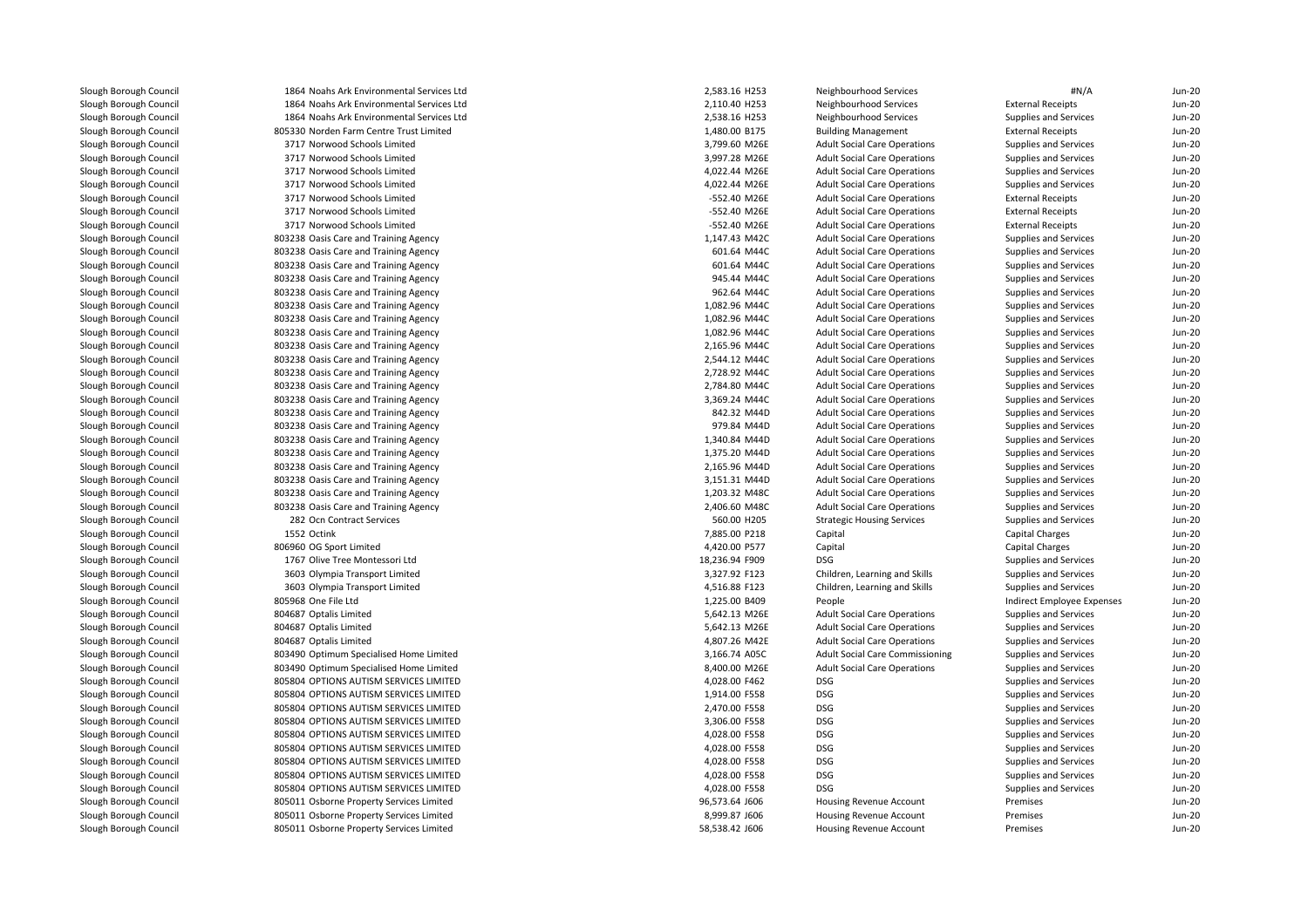| | | | | | | | |
|---|---|---|---|---|---|---|---|
| Slough Borough Council | 1864 Noahs Ark Environmental Services Ltd | 2,583.16 | H253 | Neighbourhood Services | #N/A | Jun-20 |
| Slough Borough Council | 1864 Noahs Ark Environmental Services Ltd | 2,110.40 | H253 | Neighbourhood Services | External Receipts | Jun-20 |
| Slough Borough Council | 1864 Noahs Ark Environmental Services Ltd | 2,538.16 | H253 | Neighbourhood Services | Supplies and Services | Jun-20 |
| Slough Borough Council | 805330 Norden Farm Centre Trust Limited | 1,480.00 | B175 | Building Management | External Receipts | Jun-20 |
| Slough Borough Council | 3717 Norwood Schools Limited | 3,799.60 | M26E | Adult Social Care Operations | Supplies and Services | Jun-20 |
| Slough Borough Council | 3717 Norwood Schools Limited | 3,997.28 | M26E | Adult Social Care Operations | Supplies and Services | Jun-20 |
| Slough Borough Council | 3717 Norwood Schools Limited | 4,022.44 | M26E | Adult Social Care Operations | Supplies and Services | Jun-20 |
| Slough Borough Council | 3717 Norwood Schools Limited | 4,022.44 | M26E | Adult Social Care Operations | Supplies and Services | Jun-20 |
| Slough Borough Council | 3717 Norwood Schools Limited | -552.40 | M26E | Adult Social Care Operations | External Receipts | Jun-20 |
| Slough Borough Council | 3717 Norwood Schools Limited | -552.40 | M26E | Adult Social Care Operations | External Receipts | Jun-20 |
| Slough Borough Council | 3717 Norwood Schools Limited | -552.40 | M26E | Adult Social Care Operations | External Receipts | Jun-20 |
| Slough Borough Council | 803238 Oasis Care and Training Agency | 1,147.43 | M42C | Adult Social Care Operations | Supplies and Services | Jun-20 |
| Slough Borough Council | 803238 Oasis Care and Training Agency | 601.64 | M44C | Adult Social Care Operations | Supplies and Services | Jun-20 |
| Slough Borough Council | 803238 Oasis Care and Training Agency | 601.64 | M44C | Adult Social Care Operations | Supplies and Services | Jun-20 |
| Slough Borough Council | 803238 Oasis Care and Training Agency | 945.44 | M44C | Adult Social Care Operations | Supplies and Services | Jun-20 |
| Slough Borough Council | 803238 Oasis Care and Training Agency | 962.64 | M44C | Adult Social Care Operations | Supplies and Services | Jun-20 |
| Slough Borough Council | 803238 Oasis Care and Training Agency | 1,082.96 | M44C | Adult Social Care Operations | Supplies and Services | Jun-20 |
| Slough Borough Council | 803238 Oasis Care and Training Agency | 1,082.96 | M44C | Adult Social Care Operations | Supplies and Services | Jun-20 |
| Slough Borough Council | 803238 Oasis Care and Training Agency | 1,082.96 | M44C | Adult Social Care Operations | Supplies and Services | Jun-20 |
| Slough Borough Council | 803238 Oasis Care and Training Agency | 2,165.96 | M44C | Adult Social Care Operations | Supplies and Services | Jun-20 |
| Slough Borough Council | 803238 Oasis Care and Training Agency | 2,544.12 | M44C | Adult Social Care Operations | Supplies and Services | Jun-20 |
| Slough Borough Council | 803238 Oasis Care and Training Agency | 2,728.92 | M44C | Adult Social Care Operations | Supplies and Services | Jun-20 |
| Slough Borough Council | 803238 Oasis Care and Training Agency | 2,784.80 | M44C | Adult Social Care Operations | Supplies and Services | Jun-20 |
| Slough Borough Council | 803238 Oasis Care and Training Agency | 3,369.24 | M44C | Adult Social Care Operations | Supplies and Services | Jun-20 |
| Slough Borough Council | 803238 Oasis Care and Training Agency | 842.32 | M44D | Adult Social Care Operations | Supplies and Services | Jun-20 |
| Slough Borough Council | 803238 Oasis Care and Training Agency | 979.84 | M44D | Adult Social Care Operations | Supplies and Services | Jun-20 |
| Slough Borough Council | 803238 Oasis Care and Training Agency | 1,340.84 | M44D | Adult Social Care Operations | Supplies and Services | Jun-20 |
| Slough Borough Council | 803238 Oasis Care and Training Agency | 1,375.20 | M44D | Adult Social Care Operations | Supplies and Services | Jun-20 |
| Slough Borough Council | 803238 Oasis Care and Training Agency | 2,165.96 | M44D | Adult Social Care Operations | Supplies and Services | Jun-20 |
| Slough Borough Council | 803238 Oasis Care and Training Agency | 3,151.31 | M44D | Adult Social Care Operations | Supplies and Services | Jun-20 |
| Slough Borough Council | 803238 Oasis Care and Training Agency | 1,203.32 | M48C | Adult Social Care Operations | Supplies and Services | Jun-20 |
| Slough Borough Council | 803238 Oasis Care and Training Agency | 2,406.60 | M48C | Adult Social Care Operations | Supplies and Services | Jun-20 |
| Slough Borough Council | 282 Ocn Contract Services | 560.00 | H205 | Strategic Housing Services | Supplies and Services | Jun-20 |
| Slough Borough Council | 1552 Octink | 7,885.00 | P218 | Capital | Capital Charges | Jun-20 |
| Slough Borough Council | 806960 OG Sport Limited | 4,420.00 | P577 | Capital | Capital Charges | Jun-20 |
| Slough Borough Council | 1767 Olive Tree Montessori Ltd | 18,236.94 | F909 | DSG | Supplies and Services | Jun-20 |
| Slough Borough Council | 3603 Olympia Transport Limited | 3,327.92 | F123 | Children, Learning and Skills | Supplies and Services | Jun-20 |
| Slough Borough Council | 3603 Olympia Transport Limited | 4,516.88 | F123 | Children, Learning and Skills | Supplies and Services | Jun-20 |
| Slough Borough Council | 805968 One File Ltd | 1,225.00 | B409 | People | Indirect Employee Expenses | Jun-20 |
| Slough Borough Council | 804687 Optalis Limited | 5,642.13 | M26E | Adult Social Care Operations | Supplies and Services | Jun-20 |
| Slough Borough Council | 804687 Optalis Limited | 5,642.13 | M26E | Adult Social Care Operations | Supplies and Services | Jun-20 |
| Slough Borough Council | 804687 Optalis Limited | 4,807.26 | M42E | Adult Social Care Operations | Supplies and Services | Jun-20 |
| Slough Borough Council | 803490 Optimum Specialised Home Limited | 3,166.74 | A05C | Adult Social Care Commissioning | Supplies and Services | Jun-20 |
| Slough Borough Council | 803490 Optimum Specialised Home Limited | 8,400.00 | M26E | Adult Social Care Operations | Supplies and Services | Jun-20 |
| Slough Borough Council | 805804 OPTIONS AUTISM SERVICES LIMITED | 4,028.00 | F462 | DSG | Supplies and Services | Jun-20 |
| Slough Borough Council | 805804 OPTIONS AUTISM SERVICES LIMITED | 1,914.00 | F558 | DSG | Supplies and Services | Jun-20 |
| Slough Borough Council | 805804 OPTIONS AUTISM SERVICES LIMITED | 2,470.00 | F558 | DSG | Supplies and Services | Jun-20 |
| Slough Borough Council | 805804 OPTIONS AUTISM SERVICES LIMITED | 3,306.00 | F558 | DSG | Supplies and Services | Jun-20 |
| Slough Borough Council | 805804 OPTIONS AUTISM SERVICES LIMITED | 4,028.00 | F558 | DSG | Supplies and Services | Jun-20 |
| Slough Borough Council | 805804 OPTIONS AUTISM SERVICES LIMITED | 4,028.00 | F558 | DSG | Supplies and Services | Jun-20 |
| Slough Borough Council | 805804 OPTIONS AUTISM SERVICES LIMITED | 4,028.00 | F558 | DSG | Supplies and Services | Jun-20 |
| Slough Borough Council | 805804 OPTIONS AUTISM SERVICES LIMITED | 4,028.00 | F558 | DSG | Supplies and Services | Jun-20 |
| Slough Borough Council | 805804 OPTIONS AUTISM SERVICES LIMITED | 4,028.00 | F558 | DSG | Supplies and Services | Jun-20 |
| Slough Borough Council | 805011 Osborne Property Services Limited | 96,573.64 | J606 | Housing Revenue Account | Premises | Jun-20 |
| Slough Borough Council | 805011 Osborne Property Services Limited | 8,999.87 | J606 | Housing Revenue Account | Premises | Jun-20 |
| Slough Borough Council | 805011 Osborne Property Services Limited | 58,538.42 | J606 | Housing Revenue Account | Premises | Jun-20 |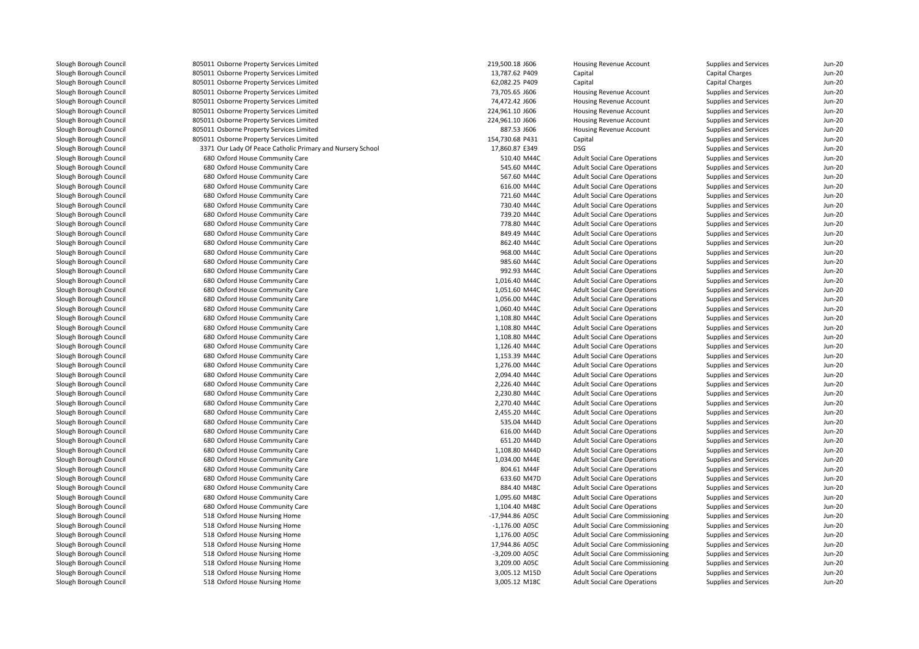| | | | | | | |
|---|---|---|---|---|---|---|
| Slough Borough Council | 805011 Osborne Property Services Limited | 219,500.18 J606 | Housing Revenue Account | Supplies and Services | Jun-20 |
| Slough Borough Council | 805011 Osborne Property Services Limited | 13,787.62 P409 | Capital | Capital Charges | Jun-20 |
| Slough Borough Council | 805011 Osborne Property Services Limited | 62,082.25 P409 | Capital | Capital Charges | Jun-20 |
| Slough Borough Council | 805011 Osborne Property Services Limited | 73,705.65 J606 | Housing Revenue Account | Supplies and Services | Jun-20 |
| Slough Borough Council | 805011 Osborne Property Services Limited | 74,472.42 J606 | Housing Revenue Account | Supplies and Services | Jun-20 |
| Slough Borough Council | 805011 Osborne Property Services Limited | 224,961.10 J606 | Housing Revenue Account | Supplies and Services | Jun-20 |
| Slough Borough Council | 805011 Osborne Property Services Limited | 224,961.10 J606 | Housing Revenue Account | Supplies and Services | Jun-20 |
| Slough Borough Council | 805011 Osborne Property Services Limited | 887.53 J606 | Housing Revenue Account | Supplies and Services | Jun-20 |
| Slough Borough Council | 805011 Osborne Property Services Limited | 154,730.68 P431 | Capital | Supplies and Services | Jun-20 |
| Slough Borough Council | 3371 Our Lady Of Peace Catholic Primary and Nursery School | 17,860.87 E349 | DSG | Supplies and Services | Jun-20 |
| Slough Borough Council | 680 Oxford House Community Care | 510.40 M44C | Adult Social Care Operations | Supplies and Services | Jun-20 |
| Slough Borough Council | 680 Oxford House Community Care | 545.60 M44C | Adult Social Care Operations | Supplies and Services | Jun-20 |
| Slough Borough Council | 680 Oxford House Community Care | 567.60 M44C | Adult Social Care Operations | Supplies and Services | Jun-20 |
| Slough Borough Council | 680 Oxford House Community Care | 616.00 M44C | Adult Social Care Operations | Supplies and Services | Jun-20 |
| Slough Borough Council | 680 Oxford House Community Care | 721.60 M44C | Adult Social Care Operations | Supplies and Services | Jun-20 |
| Slough Borough Council | 680 Oxford House Community Care | 730.40 M44C | Adult Social Care Operations | Supplies and Services | Jun-20 |
| Slough Borough Council | 680 Oxford House Community Care | 739.20 M44C | Adult Social Care Operations | Supplies and Services | Jun-20 |
| Slough Borough Council | 680 Oxford House Community Care | 778.80 M44C | Adult Social Care Operations | Supplies and Services | Jun-20 |
| Slough Borough Council | 680 Oxford House Community Care | 849.49 M44C | Adult Social Care Operations | Supplies and Services | Jun-20 |
| Slough Borough Council | 680 Oxford House Community Care | 862.40 M44C | Adult Social Care Operations | Supplies and Services | Jun-20 |
| Slough Borough Council | 680 Oxford House Community Care | 968.00 M44C | Adult Social Care Operations | Supplies and Services | Jun-20 |
| Slough Borough Council | 680 Oxford House Community Care | 985.60 M44C | Adult Social Care Operations | Supplies and Services | Jun-20 |
| Slough Borough Council | 680 Oxford House Community Care | 992.93 M44C | Adult Social Care Operations | Supplies and Services | Jun-20 |
| Slough Borough Council | 680 Oxford House Community Care | 1,016.40 M44C | Adult Social Care Operations | Supplies and Services | Jun-20 |
| Slough Borough Council | 680 Oxford House Community Care | 1,051.60 M44C | Adult Social Care Operations | Supplies and Services | Jun-20 |
| Slough Borough Council | 680 Oxford House Community Care | 1,056.00 M44C | Adult Social Care Operations | Supplies and Services | Jun-20 |
| Slough Borough Council | 680 Oxford House Community Care | 1,060.40 M44C | Adult Social Care Operations | Supplies and Services | Jun-20 |
| Slough Borough Council | 680 Oxford House Community Care | 1,108.80 M44C | Adult Social Care Operations | Supplies and Services | Jun-20 |
| Slough Borough Council | 680 Oxford House Community Care | 1,108.80 M44C | Adult Social Care Operations | Supplies and Services | Jun-20 |
| Slough Borough Council | 680 Oxford House Community Care | 1,108.80 M44C | Adult Social Care Operations | Supplies and Services | Jun-20 |
| Slough Borough Council | 680 Oxford House Community Care | 1,126.40 M44C | Adult Social Care Operations | Supplies and Services | Jun-20 |
| Slough Borough Council | 680 Oxford House Community Care | 1,153.39 M44C | Adult Social Care Operations | Supplies and Services | Jun-20 |
| Slough Borough Council | 680 Oxford House Community Care | 1,276.00 M44C | Adult Social Care Operations | Supplies and Services | Jun-20 |
| Slough Borough Council | 680 Oxford House Community Care | 2,094.40 M44C | Adult Social Care Operations | Supplies and Services | Jun-20 |
| Slough Borough Council | 680 Oxford House Community Care | 2,226.40 M44C | Adult Social Care Operations | Supplies and Services | Jun-20 |
| Slough Borough Council | 680 Oxford House Community Care | 2,230.80 M44C | Adult Social Care Operations | Supplies and Services | Jun-20 |
| Slough Borough Council | 680 Oxford House Community Care | 2,270.40 M44C | Adult Social Care Operations | Supplies and Services | Jun-20 |
| Slough Borough Council | 680 Oxford House Community Care | 2,455.20 M44C | Adult Social Care Operations | Supplies and Services | Jun-20 |
| Slough Borough Council | 680 Oxford House Community Care | 535.04 M44D | Adult Social Care Operations | Supplies and Services | Jun-20 |
| Slough Borough Council | 680 Oxford House Community Care | 616.00 M44D | Adult Social Care Operations | Supplies and Services | Jun-20 |
| Slough Borough Council | 680 Oxford House Community Care | 651.20 M44D | Adult Social Care Operations | Supplies and Services | Jun-20 |
| Slough Borough Council | 680 Oxford House Community Care | 1,108.80 M44D | Adult Social Care Operations | Supplies and Services | Jun-20 |
| Slough Borough Council | 680 Oxford House Community Care | 1,034.00 M44E | Adult Social Care Operations | Supplies and Services | Jun-20 |
| Slough Borough Council | 680 Oxford House Community Care | 804.61 M44F | Adult Social Care Operations | Supplies and Services | Jun-20 |
| Slough Borough Council | 680 Oxford House Community Care | 633.60 M47D | Adult Social Care Operations | Supplies and Services | Jun-20 |
| Slough Borough Council | 680 Oxford House Community Care | 884.40 M48C | Adult Social Care Operations | Supplies and Services | Jun-20 |
| Slough Borough Council | 680 Oxford House Community Care | 1,095.60 M48C | Adult Social Care Operations | Supplies and Services | Jun-20 |
| Slough Borough Council | 680 Oxford House Community Care | 1,104.40 M48C | Adult Social Care Operations | Supplies and Services | Jun-20 |
| Slough Borough Council | 518 Oxford House Nursing Home | -17,944.86 A05C | Adult Social Care Commissioning | Supplies and Services | Jun-20 |
| Slough Borough Council | 518 Oxford House Nursing Home | -1,176.00 A05C | Adult Social Care Commissioning | Supplies and Services | Jun-20 |
| Slough Borough Council | 518 Oxford House Nursing Home | 1,176.00 A05C | Adult Social Care Commissioning | Supplies and Services | Jun-20 |
| Slough Borough Council | 518 Oxford House Nursing Home | 17,944.86 A05C | Adult Social Care Commissioning | Supplies and Services | Jun-20 |
| Slough Borough Council | 518 Oxford House Nursing Home | -3,209.00 A05C | Adult Social Care Commissioning | Supplies and Services | Jun-20 |
| Slough Borough Council | 518 Oxford House Nursing Home | 3,209.00 A05C | Adult Social Care Commissioning | Supplies and Services | Jun-20 |
| Slough Borough Council | 518 Oxford House Nursing Home | 3,005.12 M15D | Adult Social Care Operations | Supplies and Services | Jun-20 |
| Slough Borough Council | 518 Oxford House Nursing Home | 3,005.12 M18C | Adult Social Care Operations | Supplies and Services | Jun-20 |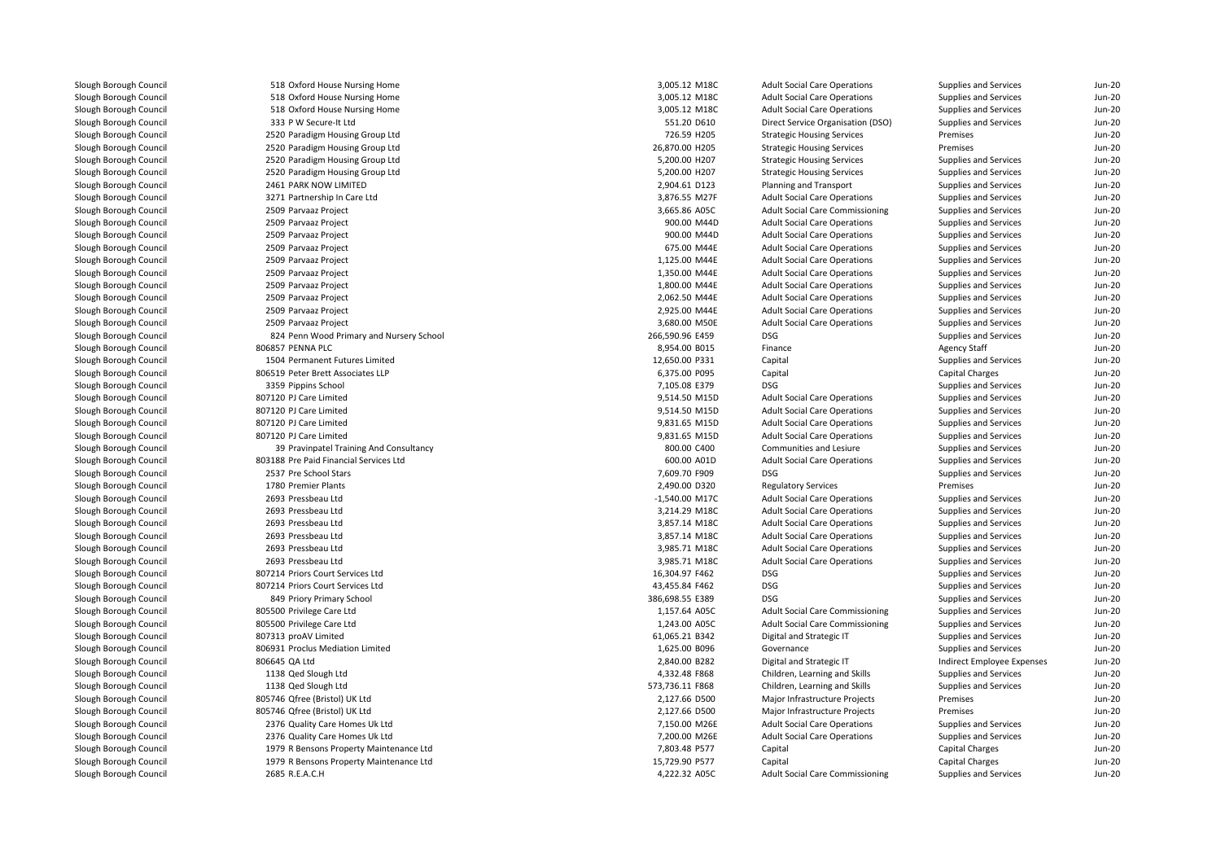| | | | | | | |
|---|---|---|---|---|---|---|
| Slough Borough Council | 518 Oxford House Nursing Home | 3,005.12 M18C | Adult Social Care Operations | Supplies and Services | Jun-20 |
| Slough Borough Council | 518 Oxford House Nursing Home | 3,005.12 M18C | Adult Social Care Operations | Supplies and Services | Jun-20 |
| Slough Borough Council | 518 Oxford House Nursing Home | 3,005.12 M18C | Adult Social Care Operations | Supplies and Services | Jun-20 |
| Slough Borough Council | 333 P W Secure-It Ltd | 551.20 D610 | Direct Service Organisation (DSO) | Supplies and Services | Jun-20 |
| Slough Borough Council | 2520 Paradigm Housing Group Ltd | 726.59 H205 | Strategic Housing Services | Premises | Jun-20 |
| Slough Borough Council | 2520 Paradigm Housing Group Ltd | 26,870.00 H205 | Strategic Housing Services | Premises | Jun-20 |
| Slough Borough Council | 2520 Paradigm Housing Group Ltd | 5,200.00 H207 | Strategic Housing Services | Supplies and Services | Jun-20 |
| Slough Borough Council | 2520 Paradigm Housing Group Ltd | 5,200.00 H207 | Strategic Housing Services | Supplies and Services | Jun-20 |
| Slough Borough Council | 2461 PARK NOW LIMITED | 2,904.61 D123 | Planning and Transport | Supplies and Services | Jun-20 |
| Slough Borough Council | 3271 Partnership In Care Ltd | 3,876.55 M27F | Adult Social Care Operations | Supplies and Services | Jun-20 |
| Slough Borough Council | 2509 Parvaaz Project | 3,665.86 A05C | Adult Social Care Commissioning | Supplies and Services | Jun-20 |
| Slough Borough Council | 2509 Parvaaz Project | 900.00 M44D | Adult Social Care Operations | Supplies and Services | Jun-20 |
| Slough Borough Council | 2509 Parvaaz Project | 900.00 M44D | Adult Social Care Operations | Supplies and Services | Jun-20 |
| Slough Borough Council | 2509 Parvaaz Project | 675.00 M44E | Adult Social Care Operations | Supplies and Services | Jun-20 |
| Slough Borough Council | 2509 Parvaaz Project | 1,125.00 M44E | Adult Social Care Operations | Supplies and Services | Jun-20 |
| Slough Borough Council | 2509 Parvaaz Project | 1,350.00 M44E | Adult Social Care Operations | Supplies and Services | Jun-20 |
| Slough Borough Council | 2509 Parvaaz Project | 1,800.00 M44E | Adult Social Care Operations | Supplies and Services | Jun-20 |
| Slough Borough Council | 2509 Parvaaz Project | 2,062.50 M44E | Adult Social Care Operations | Supplies and Services | Jun-20 |
| Slough Borough Council | 2509 Parvaaz Project | 2,925.00 M44E | Adult Social Care Operations | Supplies and Services | Jun-20 |
| Slough Borough Council | 2509 Parvaaz Project | 3,680.00 M50E | Adult Social Care Operations | Supplies and Services | Jun-20 |
| Slough Borough Council | 824 Penn Wood Primary and Nursery School | 266,590.96 E459 | DSG | Supplies and Services | Jun-20 |
| Slough Borough Council | 806857 PENNA PLC | 8,954.00 B015 | Finance | Agency Staff | Jun-20 |
| Slough Borough Council | 1504 Permanent Futures Limited | 12,650.00 P331 | Capital | Supplies and Services | Jun-20 |
| Slough Borough Council | 806519 Peter Brett Associates LLP | 6,375.00 P095 | Capital | Capital Charges | Jun-20 |
| Slough Borough Council | 3359 Pippins School | 7,105.08 E379 | DSG | Supplies and Services | Jun-20 |
| Slough Borough Council | 807120 PJ Care Limited | 9,514.50 M15D | Adult Social Care Operations | Supplies and Services | Jun-20 |
| Slough Borough Council | 807120 PJ Care Limited | 9,514.50 M15D | Adult Social Care Operations | Supplies and Services | Jun-20 |
| Slough Borough Council | 807120 PJ Care Limited | 9,831.65 M15D | Adult Social Care Operations | Supplies and Services | Jun-20 |
| Slough Borough Council | 807120 PJ Care Limited | 9,831.65 M15D | Adult Social Care Operations | Supplies and Services | Jun-20 |
| Slough Borough Council | 39 Pravinpatel Training And Consultancy | 800.00 C400 | Communities and Lesiure | Supplies and Services | Jun-20 |
| Slough Borough Council | 803188 Pre Paid Financial Services Ltd | 600.00 A01D | Adult Social Care Operations | Supplies and Services | Jun-20 |
| Slough Borough Council | 2537 Pre School Stars | 7,609.70 F909 | DSG | Supplies and Services | Jun-20 |
| Slough Borough Council | 1780 Premier Plants | 2,490.00 D320 | Regulatory Services | Premises | Jun-20 |
| Slough Borough Council | 2693 Pressbeau Ltd | -1,540.00 M17C | Adult Social Care Operations | Supplies and Services | Jun-20 |
| Slough Borough Council | 2693 Pressbeau Ltd | 3,214.29 M18C | Adult Social Care Operations | Supplies and Services | Jun-20 |
| Slough Borough Council | 2693 Pressbeau Ltd | 3,857.14 M18C | Adult Social Care Operations | Supplies and Services | Jun-20 |
| Slough Borough Council | 2693 Pressbeau Ltd | 3,857.14 M18C | Adult Social Care Operations | Supplies and Services | Jun-20 |
| Slough Borough Council | 2693 Pressbeau Ltd | 3,985.71 M18C | Adult Social Care Operations | Supplies and Services | Jun-20 |
| Slough Borough Council | 2693 Pressbeau Ltd | 3,985.71 M18C | Adult Social Care Operations | Supplies and Services | Jun-20 |
| Slough Borough Council | 807214 Priors Court Services Ltd | 16,304.97 F462 | DSG | Supplies and Services | Jun-20 |
| Slough Borough Council | 807214 Priors Court Services Ltd | 43,455.84 F462 | DSG | Supplies and Services | Jun-20 |
| Slough Borough Council | 849 Priory Primary School | 386,698.55 E389 | DSG | Supplies and Services | Jun-20 |
| Slough Borough Council | 805500 Privilege Care Ltd | 1,157.64 A05C | Adult Social Care Commissioning | Supplies and Services | Jun-20 |
| Slough Borough Council | 805500 Privilege Care Ltd | 1,243.00 A05C | Adult Social Care Commissioning | Supplies and Services | Jun-20 |
| Slough Borough Council | 807313 proAV Limited | 61,065.21 B342 | Digital and Strategic IT | Supplies and Services | Jun-20 |
| Slough Borough Council | 806931 Proclus Mediation Limited | 1,625.00 B096 | Governance | Supplies and Services | Jun-20 |
| Slough Borough Council | 806645 QA Ltd | 2,840.00 B282 | Digital and Strategic IT | Indirect Employee Expenses | Jun-20 |
| Slough Borough Council | 1138 Qed Slough Ltd | 4,332.48 F868 | Children, Learning and Skills | Supplies and Services | Jun-20 |
| Slough Borough Council | 1138 Qed Slough Ltd | 573,736.11 F868 | Children, Learning and Skills | Supplies and Services | Jun-20 |
| Slough Borough Council | 805746 Qfree (Bristol) UK Ltd | 2,127.66 D500 | Major Infrastructure Projects | Premises | Jun-20 |
| Slough Borough Council | 805746 Qfree (Bristol) UK Ltd | 2,127.66 D500 | Major Infrastructure Projects | Premises | Jun-20 |
| Slough Borough Council | 2376 Quality Care Homes Uk Ltd | 7,150.00 M26E | Adult Social Care Operations | Supplies and Services | Jun-20 |
| Slough Borough Council | 2376 Quality Care Homes Uk Ltd | 7,200.00 M26E | Adult Social Care Operations | Supplies and Services | Jun-20 |
| Slough Borough Council | 1979 R Bensons Property Maintenance Ltd | 7,803.48 P577 | Capital | Capital Charges | Jun-20 |
| Slough Borough Council | 1979 R Bensons Property Maintenance Ltd | 15,729.90 P577 | Capital | Capital Charges | Jun-20 |
| Slough Borough Council | 2685 R.E.A.C.H | 4,222.32 A05C | Adult Social Care Commissioning | Supplies and Services | Jun-20 |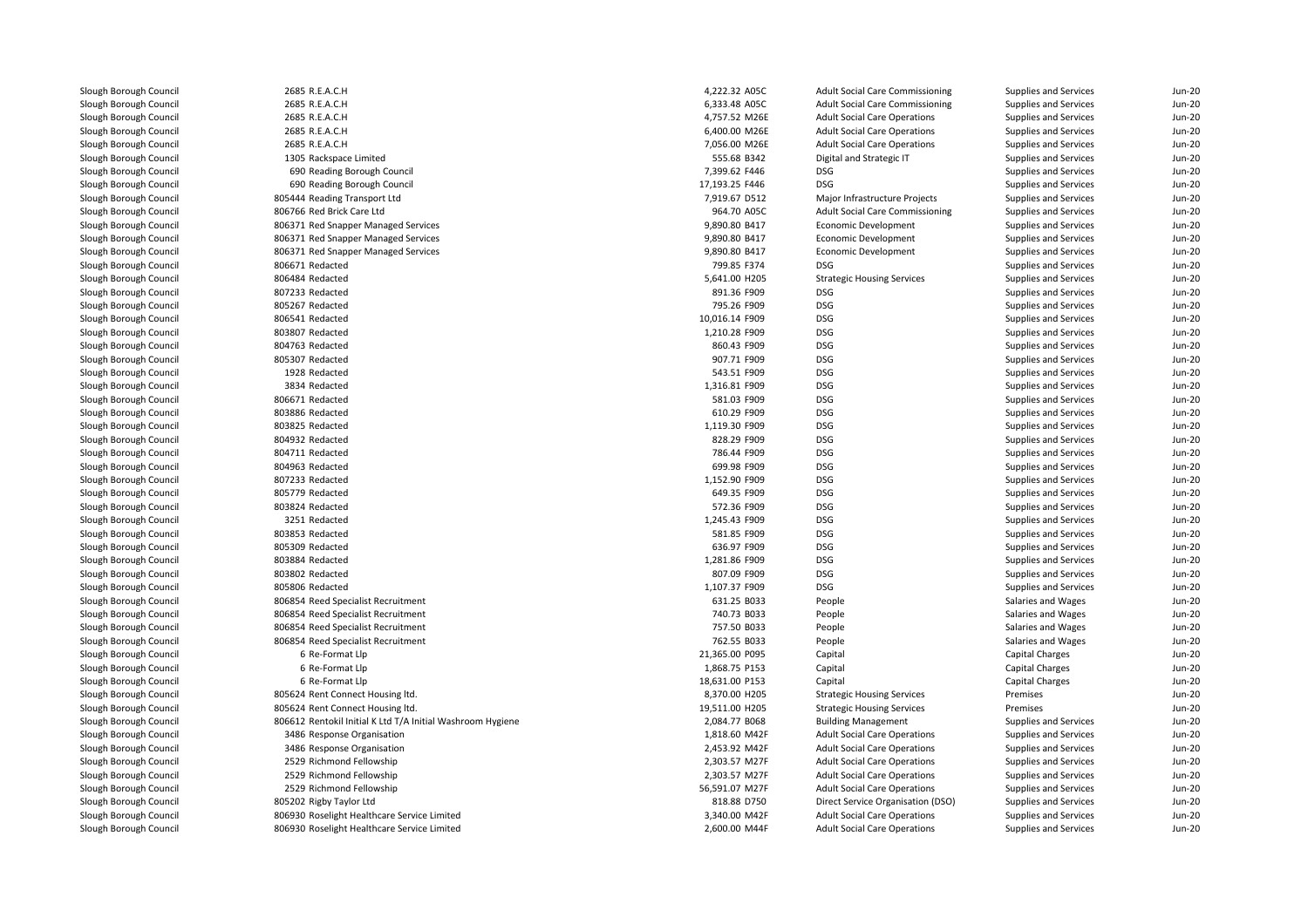| | | | | | | |
|---|---|---|---|---|---|---|
| Slough Borough Council | 2685 R.E.A.C.H | 4,222.32 | A05C | Adult Social Care Commissioning | Supplies and Services | Jun-20 |
| Slough Borough Council | 2685 R.E.A.C.H | 6,333.48 | A05C | Adult Social Care Commissioning | Supplies and Services | Jun-20 |
| Slough Borough Council | 2685 R.E.A.C.H | 4,757.52 | M26E | Adult Social Care Operations | Supplies and Services | Jun-20 |
| Slough Borough Council | 2685 R.E.A.C.H | 6,400.00 | M26E | Adult Social Care Operations | Supplies and Services | Jun-20 |
| Slough Borough Council | 2685 R.E.A.C.H | 7,056.00 | M26E | Adult Social Care Operations | Supplies and Services | Jun-20 |
| Slough Borough Council | 1305 Rackspace Limited | 555.68 | B342 | Digital and Strategic IT | Supplies and Services | Jun-20 |
| Slough Borough Council | 690 Reading Borough Council | 7,399.62 | F446 | DSG | Supplies and Services | Jun-20 |
| Slough Borough Council | 690 Reading Borough Council | 17,193.25 | F446 | DSG | Supplies and Services | Jun-20 |
| Slough Borough Council | 805444 Reading Transport Ltd | 7,919.67 | D512 | Major Infrastructure Projects | Supplies and Services | Jun-20 |
| Slough Borough Council | 806766 Red Brick Care Ltd | 964.70 | A05C | Adult Social Care Commissioning | Supplies and Services | Jun-20 |
| Slough Borough Council | 806371 Red Snapper Managed Services | 9,890.80 | B417 | Economic Development | Supplies and Services | Jun-20 |
| Slough Borough Council | 806371 Red Snapper Managed Services | 9,890.80 | B417 | Economic Development | Supplies and Services | Jun-20 |
| Slough Borough Council | 806371 Red Snapper Managed Services | 9,890.80 | B417 | Economic Development | Supplies and Services | Jun-20 |
| Slough Borough Council | 806671 Redacted | 799.85 | F374 | DSG | Supplies and Services | Jun-20 |
| Slough Borough Council | 806484 Redacted | 5,641.00 | H205 | Strategic Housing Services | Supplies and Services | Jun-20 |
| Slough Borough Council | 807233 Redacted | 891.36 | F909 | DSG | Supplies and Services | Jun-20 |
| Slough Borough Council | 805267 Redacted | 795.26 | F909 | DSG | Supplies and Services | Jun-20 |
| Slough Borough Council | 806541 Redacted | 10,016.14 | F909 | DSG | Supplies and Services | Jun-20 |
| Slough Borough Council | 803807 Redacted | 1,210.28 | F909 | DSG | Supplies and Services | Jun-20 |
| Slough Borough Council | 804763 Redacted | 860.43 | F909 | DSG | Supplies and Services | Jun-20 |
| Slough Borough Council | 805307 Redacted | 907.71 | F909 | DSG | Supplies and Services | Jun-20 |
| Slough Borough Council | 1928 Redacted | 543.51 | F909 | DSG | Supplies and Services | Jun-20 |
| Slough Borough Council | 3834 Redacted | 1,316.81 | F909 | DSG | Supplies and Services | Jun-20 |
| Slough Borough Council | 806671 Redacted | 581.03 | F909 | DSG | Supplies and Services | Jun-20 |
| Slough Borough Council | 803886 Redacted | 610.29 | F909 | DSG | Supplies and Services | Jun-20 |
| Slough Borough Council | 803825 Redacted | 1,119.30 | F909 | DSG | Supplies and Services | Jun-20 |
| Slough Borough Council | 804932 Redacted | 828.29 | F909 | DSG | Supplies and Services | Jun-20 |
| Slough Borough Council | 804711 Redacted | 786.44 | F909 | DSG | Supplies and Services | Jun-20 |
| Slough Borough Council | 804963 Redacted | 699.98 | F909 | DSG | Supplies and Services | Jun-20 |
| Slough Borough Council | 807233 Redacted | 1,152.90 | F909 | DSG | Supplies and Services | Jun-20 |
| Slough Borough Council | 805779 Redacted | 649.35 | F909 | DSG | Supplies and Services | Jun-20 |
| Slough Borough Council | 803824 Redacted | 572.36 | F909 | DSG | Supplies and Services | Jun-20 |
| Slough Borough Council | 3251 Redacted | 1,245.43 | F909 | DSG | Supplies and Services | Jun-20 |
| Slough Borough Council | 803853 Redacted | 581.85 | F909 | DSG | Supplies and Services | Jun-20 |
| Slough Borough Council | 805309 Redacted | 636.97 | F909 | DSG | Supplies and Services | Jun-20 |
| Slough Borough Council | 803884 Redacted | 1,281.86 | F909 | DSG | Supplies and Services | Jun-20 |
| Slough Borough Council | 803802 Redacted | 807.09 | F909 | DSG | Supplies and Services | Jun-20 |
| Slough Borough Council | 805806 Redacted | 1,107.37 | F909 | DSG | Supplies and Services | Jun-20 |
| Slough Borough Council | 806854 Reed Specialist Recruitment | 631.25 | B033 | People | Salaries and Wages | Jun-20 |
| Slough Borough Council | 806854 Reed Specialist Recruitment | 740.73 | B033 | People | Salaries and Wages | Jun-20 |
| Slough Borough Council | 806854 Reed Specialist Recruitment | 757.50 | B033 | People | Salaries and Wages | Jun-20 |
| Slough Borough Council | 806854 Reed Specialist Recruitment | 762.55 | B033 | People | Salaries and Wages | Jun-20 |
| Slough Borough Council | 6 Re-Format Llp | 21,365.00 | P095 | Capital | Capital Charges | Jun-20 |
| Slough Borough Council | 6 Re-Format Llp | 1,868.75 | P153 | Capital | Capital Charges | Jun-20 |
| Slough Borough Council | 6 Re-Format Llp | 18,631.00 | P153 | Capital | Capital Charges | Jun-20 |
| Slough Borough Council | 805624 Rent Connect Housing ltd. | 8,370.00 | H205 | Strategic Housing Services | Premises | Jun-20 |
| Slough Borough Council | 805624 Rent Connect Housing ltd. | 19,511.00 | H205 | Strategic Housing Services | Premises | Jun-20 |
| Slough Borough Council | 806612 Rentokil Initial K Ltd T/A Initial Washroom Hygiene | 2,084.77 | B068 | Building Management | Supplies and Services | Jun-20 |
| Slough Borough Council | 3486 Response Organisation | 1,818.60 | M42F | Adult Social Care Operations | Supplies and Services | Jun-20 |
| Slough Borough Council | 3486 Response Organisation | 2,453.92 | M42F | Adult Social Care Operations | Supplies and Services | Jun-20 |
| Slough Borough Council | 2529 Richmond Fellowship | 2,303.57 | M27F | Adult Social Care Operations | Supplies and Services | Jun-20 |
| Slough Borough Council | 2529 Richmond Fellowship | 2,303.57 | M27F | Adult Social Care Operations | Supplies and Services | Jun-20 |
| Slough Borough Council | 2529 Richmond Fellowship | 56,591.07 | M27F | Adult Social Care Operations | Supplies and Services | Jun-20 |
| Slough Borough Council | 805202 Rigby Taylor Ltd | 818.88 | D750 | Direct Service Organisation (DSO) | Supplies and Services | Jun-20 |
| Slough Borough Council | 806930 Roselight Healthcare Service Limited | 3,340.00 | M42F | Adult Social Care Operations | Supplies and Services | Jun-20 |
| Slough Borough Council | 806930 Roselight Healthcare Service Limited | 2,600.00 | M44F | Adult Social Care Operations | Supplies and Services | Jun-20 |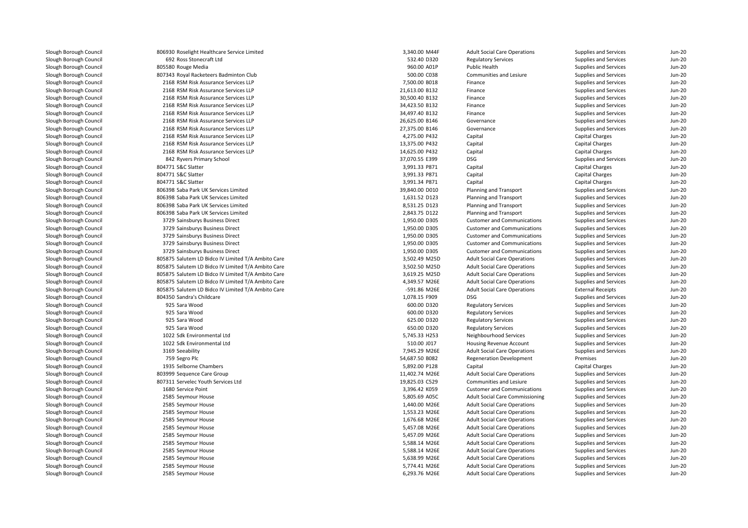| | | | | | | |
|---|---|---|---|---|---|---|
| Slough Borough Council | 806930 Roselight Healthcare Service Limited | 3,340.00 M44F | Adult Social Care Operations | Supplies and Services | Jun-20 |
| Slough Borough Council | 692 Ross Stonecraft Ltd | 532.40 D320 | Regulatory Services | Supplies and Services | Jun-20 |
| Slough Borough Council | 805580 Rouge Media | 960.00 A01P | Public Health | Supplies and Services | Jun-20 |
| Slough Borough Council | 807343 Royal Racketeers Badminton Club | 500.00 C038 | Communities and Lesiure | Supplies and Services | Jun-20 |
| Slough Borough Council | 2168 RSM Risk Assurance Services LLP | 7,500.00 B018 | Finance | Supplies and Services | Jun-20 |
| Slough Borough Council | 2168 RSM Risk Assurance Services LLP | 21,613.00 B132 | Finance | Supplies and Services | Jun-20 |
| Slough Borough Council | 2168 RSM Risk Assurance Services LLP | 30,500.40 B132 | Finance | Supplies and Services | Jun-20 |
| Slough Borough Council | 2168 RSM Risk Assurance Services LLP | 34,423.50 B132 | Finance | Supplies and Services | Jun-20 |
| Slough Borough Council | 2168 RSM Risk Assurance Services LLP | 34,497.40 B132 | Finance | Supplies and Services | Jun-20 |
| Slough Borough Council | 2168 RSM Risk Assurance Services LLP | 26,625.00 B146 | Governance | Supplies and Services | Jun-20 |
| Slough Borough Council | 2168 RSM Risk Assurance Services LLP | 27,375.00 B146 | Governance | Supplies and Services | Jun-20 |
| Slough Borough Council | 2168 RSM Risk Assurance Services LLP | 4,275.00 P432 | Capital | Capital Charges | Jun-20 |
| Slough Borough Council | 2168 RSM Risk Assurance Services LLP | 13,375.00 P432 | Capital | Capital Charges | Jun-20 |
| Slough Borough Council | 2168 RSM Risk Assurance Services LLP | 14,625.00 P432 | Capital | Capital Charges | Jun-20 |
| Slough Borough Council | 842 Ryvers Primary School | 37,070.55 E399 | DSG | Supplies and Services | Jun-20 |
| Slough Borough Council | 804771 S&C Slatter | 3,991.33 P871 | Capital | Capital Charges | Jun-20 |
| Slough Borough Council | 804771 S&C Slatter | 3,991.33 P871 | Capital | Capital Charges | Jun-20 |
| Slough Borough Council | 804771 S&C Slatter | 3,991.34 P871 | Capital | Capital Charges | Jun-20 |
| Slough Borough Council | 806398 Saba Park UK Services Limited | 39,840.00 D010 | Planning and Transport | Supplies and Services | Jun-20 |
| Slough Borough Council | 806398 Saba Park UK Services Limited | 1,631.52 D123 | Planning and Transport | Supplies and Services | Jun-20 |
| Slough Borough Council | 806398 Saba Park UK Services Limited | 8,531.25 D123 | Planning and Transport | Supplies and Services | Jun-20 |
| Slough Borough Council | 806398 Saba Park UK Services Limited | 2,843.75 D122 | Planning and Transport | Supplies and Services | Jun-20 |
| Slough Borough Council | 3729 Sainsburys Business Direct | 1,950.00 D305 | Customer and Communications | Supplies and Services | Jun-20 |
| Slough Borough Council | 3729 Sainsburys Business Direct | 1,950.00 D305 | Customer and Communications | Supplies and Services | Jun-20 |
| Slough Borough Council | 3729 Sainsburys Business Direct | 1,950.00 D305 | Customer and Communications | Supplies and Services | Jun-20 |
| Slough Borough Council | 3729 Sainsburys Business Direct | 1,950.00 D305 | Customer and Communications | Supplies and Services | Jun-20 |
| Slough Borough Council | 3729 Sainsburys Business Direct | 1,950.00 D305 | Customer and Communications | Supplies and Services | Jun-20 |
| Slough Borough Council | 805875 Salutem LD Bidco IV Limited T/A Ambito Care | 3,502.49 M25D | Adult Social Care Operations | Supplies and Services | Jun-20 |
| Slough Borough Council | 805875 Salutem LD Bidco IV Limited T/A Ambito Care | 3,502.50 M25D | Adult Social Care Operations | Supplies and Services | Jun-20 |
| Slough Borough Council | 805875 Salutem LD Bidco IV Limited T/A Ambito Care | 3,619.25 M25D | Adult Social Care Operations | Supplies and Services | Jun-20 |
| Slough Borough Council | 805875 Salutem LD Bidco IV Limited T/A Ambito Care | 4,349.57 M26E | Adult Social Care Operations | Supplies and Services | Jun-20 |
| Slough Borough Council | 805875 Salutem LD Bidco IV Limited T/A Ambito Care | -591.86 M26E | Adult Social Care Operations | External Receipts | Jun-20 |
| Slough Borough Council | 804350 Sandra's Childcare | 1,078.15 F909 | DSG | Supplies and Services | Jun-20 |
| Slough Borough Council | 925 Sara Wood | 600.00 D320 | Regulatory Services | Supplies and Services | Jun-20 |
| Slough Borough Council | 925 Sara Wood | 600.00 D320 | Regulatory Services | Supplies and Services | Jun-20 |
| Slough Borough Council | 925 Sara Wood | 625.00 D320 | Regulatory Services | Supplies and Services | Jun-20 |
| Slough Borough Council | 925 Sara Wood | 650.00 D320 | Regulatory Services | Supplies and Services | Jun-20 |
| Slough Borough Council | 1022 Sdk Environmental Ltd | 5,745.33 H253 | Neighbourhood Services | Supplies and Services | Jun-20 |
| Slough Borough Council | 1022 Sdk Environmental Ltd | 510.00 J017 | Housing Revenue Account | Supplies and Services | Jun-20 |
| Slough Borough Council | 3169 Seeability | 7,945.29 M26E | Adult Social Care Operations | Supplies and Services | Jun-20 |
| Slough Borough Council | 759 Segro Plc | 54,687.50 B082 | Regeneration Development | Premises | Jun-20 |
| Slough Borough Council | 1935 Selborne Chambers | 5,892.00 P128 | Capital | Capital Charges | Jun-20 |
| Slough Borough Council | 803999 Sequence Care Group | 11,402.74 M26E | Adult Social Care Operations | Supplies and Services | Jun-20 |
| Slough Borough Council | 807311 Servelec Youth Services Ltd | 19,825.03 C529 | Communities and Lesiure | Supplies and Services | Jun-20 |
| Slough Borough Council | 1680 Service Point | 3,396.42 K059 | Customer and Communications | Supplies and Services | Jun-20 |
| Slough Borough Council | 2585 Seymour House | 5,805.69 A05C | Adult Social Care Commissioning | Supplies and Services | Jun-20 |
| Slough Borough Council | 2585 Seymour House | 1,440.00 M26E | Adult Social Care Operations | Supplies and Services | Jun-20 |
| Slough Borough Council | 2585 Seymour House | 1,553.23 M26E | Adult Social Care Operations | Supplies and Services | Jun-20 |
| Slough Borough Council | 2585 Seymour House | 1,676.68 M26E | Adult Social Care Operations | Supplies and Services | Jun-20 |
| Slough Borough Council | 2585 Seymour House | 5,457.08 M26E | Adult Social Care Operations | Supplies and Services | Jun-20 |
| Slough Borough Council | 2585 Seymour House | 5,457.09 M26E | Adult Social Care Operations | Supplies and Services | Jun-20 |
| Slough Borough Council | 2585 Seymour House | 5,588.14 M26E | Adult Social Care Operations | Supplies and Services | Jun-20 |
| Slough Borough Council | 2585 Seymour House | 5,588.14 M26E | Adult Social Care Operations | Supplies and Services | Jun-20 |
| Slough Borough Council | 2585 Seymour House | 5,638.99 M26E | Adult Social Care Operations | Supplies and Services | Jun-20 |
| Slough Borough Council | 2585 Seymour House | 5,774.41 M26E | Adult Social Care Operations | Supplies and Services | Jun-20 |
| Slough Borough Council | 2585 Seymour House | 6,293.76 M26E | Adult Social Care Operations | Supplies and Services | Jun-20 |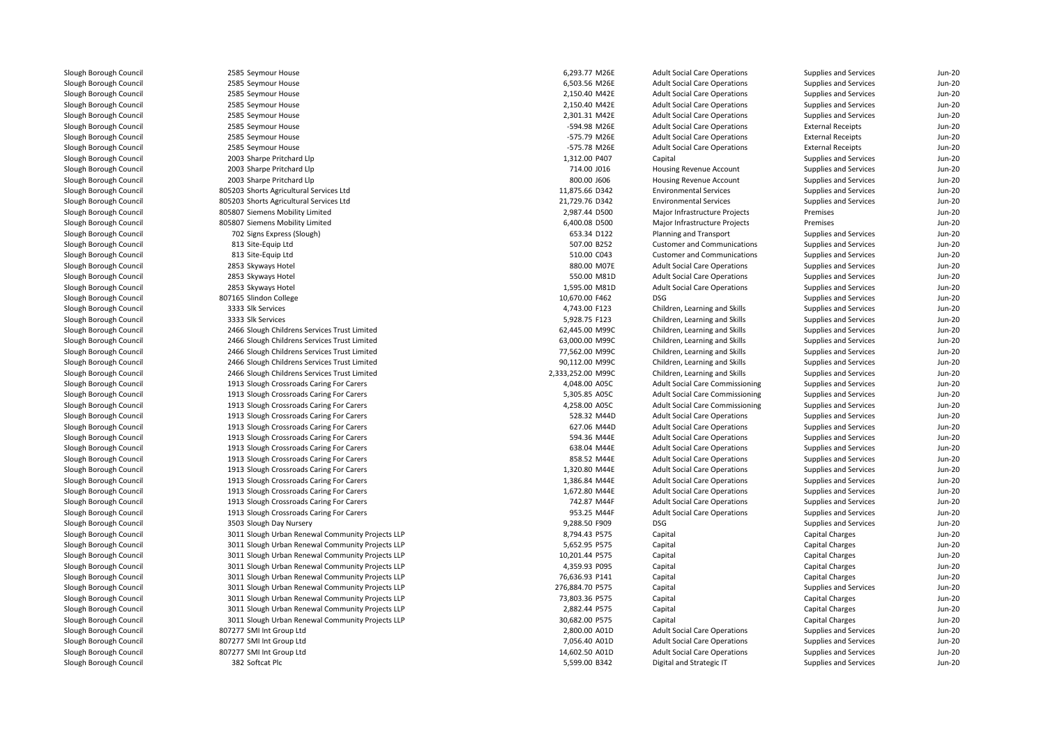| | | | | | | | |
|---|---|---|---|---|---|---|---|
| Slough Borough Council | 2585 | Seymour House | 6,293.77 | M26E | Adult Social Care Operations | Supplies and Services | Jun-20 |
| Slough Borough Council | 2585 | Seymour House | 6,503.56 | M26E | Adult Social Care Operations | Supplies and Services | Jun-20 |
| Slough Borough Council | 2585 | Seymour House | 2,150.40 | M42E | Adult Social Care Operations | Supplies and Services | Jun-20 |
| Slough Borough Council | 2585 | Seymour House | 2,150.40 | M42E | Adult Social Care Operations | Supplies and Services | Jun-20 |
| Slough Borough Council | 2585 | Seymour House | 2,301.31 | M42E | Adult Social Care Operations | Supplies and Services | Jun-20 |
| Slough Borough Council | 2585 | Seymour House | -594.98 | M26E | Adult Social Care Operations | External Receipts | Jun-20 |
| Slough Borough Council | 2585 | Seymour House | -575.79 | M26E | Adult Social Care Operations | External Receipts | Jun-20 |
| Slough Borough Council | 2585 | Seymour House | -575.78 | M26E | Adult Social Care Operations | External Receipts | Jun-20 |
| Slough Borough Council | 2003 | Sharpe Pritchard Llp | 1,312.00 | P407 | Capital | Supplies and Services | Jun-20 |
| Slough Borough Council | 2003 | Sharpe Pritchard Llp | 714.00 | J016 | Housing Revenue Account | Supplies and Services | Jun-20 |
| Slough Borough Council | 2003 | Sharpe Pritchard Llp | 800.00 | J606 | Housing Revenue Account | Supplies and Services | Jun-20 |
| Slough Borough Council | 805203 | Shorts Agricultural Services Ltd | 11,875.66 | D342 | Environmental Services | Supplies and Services | Jun-20 |
| Slough Borough Council | 805203 | Shorts Agricultural Services Ltd | 21,729.76 | D342 | Environmental Services | Supplies and Services | Jun-20 |
| Slough Borough Council | 805807 | Siemens Mobility Limited | 2,987.44 | D500 | Major Infrastructure Projects | Premises | Jun-20 |
| Slough Borough Council | 805807 | Siemens Mobility Limited | 6,400.08 | D500 | Major Infrastructure Projects | Premises | Jun-20 |
| Slough Borough Council | 702 | Signs Express (Slough) | 653.34 | D122 | Planning and Transport | Supplies and Services | Jun-20 |
| Slough Borough Council | 813 | Site-Equip Ltd | 507.00 | B252 | Customer and Communications | Supplies and Services | Jun-20 |
| Slough Borough Council | 813 | Site-Equip Ltd | 510.00 | C043 | Customer and Communications | Supplies and Services | Jun-20 |
| Slough Borough Council | 2853 | Skyways Hotel | 880.00 | M07E | Adult Social Care Operations | Supplies and Services | Jun-20 |
| Slough Borough Council | 2853 | Skyways Hotel | 550.00 | M81D | Adult Social Care Operations | Supplies and Services | Jun-20 |
| Slough Borough Council | 2853 | Skyways Hotel | 1,595.00 | M81D | Adult Social Care Operations | Supplies and Services | Jun-20 |
| Slough Borough Council | 807165 | Slindon College | 10,670.00 | F462 | DSG | Supplies and Services | Jun-20 |
| Slough Borough Council | 3333 | Slk Services | 4,743.00 | F123 | Children, Learning and Skills | Supplies and Services | Jun-20 |
| Slough Borough Council | 3333 | Slk Services | 5,928.75 | F123 | Children, Learning and Skills | Supplies and Services | Jun-20 |
| Slough Borough Council | 2466 | Slough Childrens Services Trust Limited | 62,445.00 | M99C | Children, Learning and Skills | Supplies and Services | Jun-20 |
| Slough Borough Council | 2466 | Slough Childrens Services Trust Limited | 63,000.00 | M99C | Children, Learning and Skills | Supplies and Services | Jun-20 |
| Slough Borough Council | 2466 | Slough Childrens Services Trust Limited | 77,562.00 | M99C | Children, Learning and Skills | Supplies and Services | Jun-20 |
| Slough Borough Council | 2466 | Slough Childrens Services Trust Limited | 90,112.00 | M99C | Children, Learning and Skills | Supplies and Services | Jun-20 |
| Slough Borough Council | 2466 | Slough Childrens Services Trust Limited | 2,333,252.00 | M99C | Children, Learning and Skills | Supplies and Services | Jun-20 |
| Slough Borough Council | 1913 | Slough Crossroads Caring For Carers | 4,048.00 | A05C | Adult Social Care Commissioning | Supplies and Services | Jun-20 |
| Slough Borough Council | 1913 | Slough Crossroads Caring For Carers | 5,305.85 | A05C | Adult Social Care Commissioning | Supplies and Services | Jun-20 |
| Slough Borough Council | 1913 | Slough Crossroads Caring For Carers | 4,258.00 | A05C | Adult Social Care Commissioning | Supplies and Services | Jun-20 |
| Slough Borough Council | 1913 | Slough Crossroads Caring For Carers | 528.32 | M44D | Adult Social Care Operations | Supplies and Services | Jun-20 |
| Slough Borough Council | 1913 | Slough Crossroads Caring For Carers | 627.06 | M44D | Adult Social Care Operations | Supplies and Services | Jun-20 |
| Slough Borough Council | 1913 | Slough Crossroads Caring For Carers | 594.36 | M44E | Adult Social Care Operations | Supplies and Services | Jun-20 |
| Slough Borough Council | 1913 | Slough Crossroads Caring For Carers | 638.04 | M44E | Adult Social Care Operations | Supplies and Services | Jun-20 |
| Slough Borough Council | 1913 | Slough Crossroads Caring For Carers | 858.52 | M44E | Adult Social Care Operations | Supplies and Services | Jun-20 |
| Slough Borough Council | 1913 | Slough Crossroads Caring For Carers | 1,320.80 | M44E | Adult Social Care Operations | Supplies and Services | Jun-20 |
| Slough Borough Council | 1913 | Slough Crossroads Caring For Carers | 1,386.84 | M44E | Adult Social Care Operations | Supplies and Services | Jun-20 |
| Slough Borough Council | 1913 | Slough Crossroads Caring For Carers | 1,672.80 | M44E | Adult Social Care Operations | Supplies and Services | Jun-20 |
| Slough Borough Council | 1913 | Slough Crossroads Caring For Carers | 742.87 | M44F | Adult Social Care Operations | Supplies and Services | Jun-20 |
| Slough Borough Council | 1913 | Slough Crossroads Caring For Carers | 953.25 | M44F | Adult Social Care Operations | Supplies and Services | Jun-20 |
| Slough Borough Council | 3503 | Slough Day Nursery | 9,288.50 | F909 | DSG | Supplies and Services | Jun-20 |
| Slough Borough Council | 3011 | Slough Urban Renewal Community Projects LLP | 8,794.43 | P575 | Capital | Capital Charges | Jun-20 |
| Slough Borough Council | 3011 | Slough Urban Renewal Community Projects LLP | 5,652.95 | P575 | Capital | Capital Charges | Jun-20 |
| Slough Borough Council | 3011 | Slough Urban Renewal Community Projects LLP | 10,201.44 | P575 | Capital | Capital Charges | Jun-20 |
| Slough Borough Council | 3011 | Slough Urban Renewal Community Projects LLP | 4,359.93 | P095 | Capital | Capital Charges | Jun-20 |
| Slough Borough Council | 3011 | Slough Urban Renewal Community Projects LLP | 76,636.93 | P141 | Capital | Capital Charges | Jun-20 |
| Slough Borough Council | 3011 | Slough Urban Renewal Community Projects LLP | 276,884.70 | P575 | Capital | Supplies and Services | Jun-20 |
| Slough Borough Council | 3011 | Slough Urban Renewal Community Projects LLP | 73,803.36 | P575 | Capital | Capital Charges | Jun-20 |
| Slough Borough Council | 3011 | Slough Urban Renewal Community Projects LLP | 2,882.44 | P575 | Capital | Capital Charges | Jun-20 |
| Slough Borough Council | 3011 | Slough Urban Renewal Community Projects LLP | 30,682.00 | P575 | Capital | Capital Charges | Jun-20 |
| Slough Borough Council | 807277 | SMI Int Group Ltd | 2,800.00 | A01D | Adult Social Care Operations | Supplies and Services | Jun-20 |
| Slough Borough Council | 807277 | SMI Int Group Ltd | 7,056.40 | A01D | Adult Social Care Operations | Supplies and Services | Jun-20 |
| Slough Borough Council | 807277 | SMI Int Group Ltd | 14,602.50 | A01D | Adult Social Care Operations | Supplies and Services | Jun-20 |
| Slough Borough Council | 382 | Softcat Plc | 5,599.00 | B342 | Digital and Strategic IT | Supplies and Services | Jun-20 |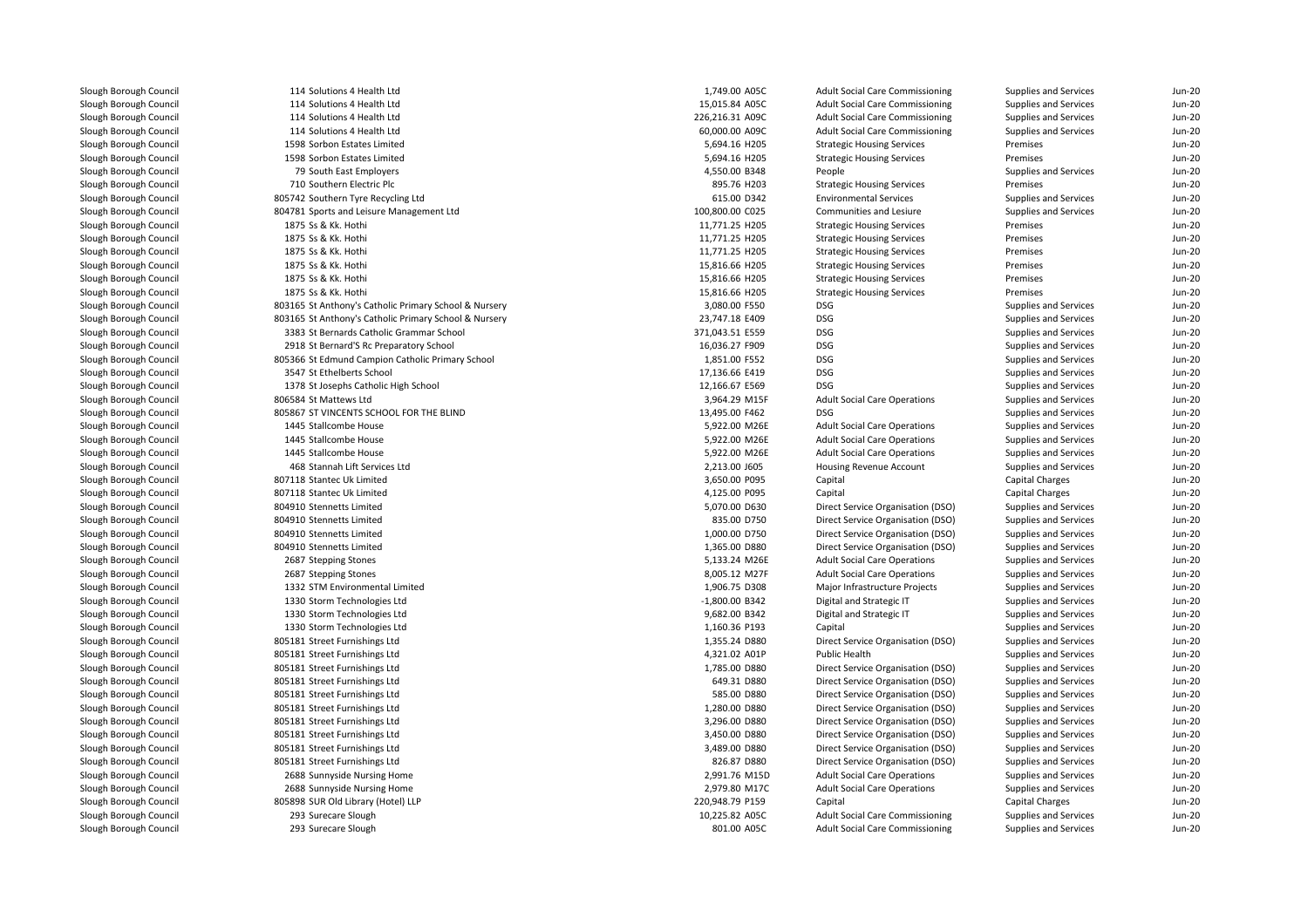| | | | | | | |
|---|---|---|---|---|---|---|
| Slough Borough Council | 114 Solutions 4 Health Ltd | 1,749.00 A05C | Adult Social Care Commissioning | Supplies and Services | Jun-20 |
| Slough Borough Council | 114 Solutions 4 Health Ltd | 15,015.84 A05C | Adult Social Care Commissioning | Supplies and Services | Jun-20 |
| Slough Borough Council | 114 Solutions 4 Health Ltd | 226,216.31 A09C | Adult Social Care Commissioning | Supplies and Services | Jun-20 |
| Slough Borough Council | 114 Solutions 4 Health Ltd | 60,000.00 A09C | Adult Social Care Commissioning | Supplies and Services | Jun-20 |
| Slough Borough Council | 1598 Sorbon Estates Limited | 5,694.16 H205 | Strategic Housing Services | Premises | Jun-20 |
| Slough Borough Council | 1598 Sorbon Estates Limited | 5,694.16 H205 | Strategic Housing Services | Premises | Jun-20 |
| Slough Borough Council | 79 South East Employers | 4,550.00 B348 | People | Supplies and Services | Jun-20 |
| Slough Borough Council | 710 Southern Electric Plc | 895.76 H203 | Strategic Housing Services | Premises | Jun-20 |
| Slough Borough Council | 805742 Southern Tyre Recycling Ltd | 615.00 D342 | Environmental Services | Supplies and Services | Jun-20 |
| Slough Borough Council | 804781 Sports and Leisure Management Ltd | 100,800.00 C025 | Communities and Lesiure | Supplies and Services | Jun-20 |
| Slough Borough Council | 1875 Ss & Kk. Hothi | 11,771.25 H205 | Strategic Housing Services | Premises | Jun-20 |
| Slough Borough Council | 1875 Ss & Kk. Hothi | 11,771.25 H205 | Strategic Housing Services | Premises | Jun-20 |
| Slough Borough Council | 1875 Ss & Kk. Hothi | 11,771.25 H205 | Strategic Housing Services | Premises | Jun-20 |
| Slough Borough Council | 1875 Ss & Kk. Hothi | 15,816.66 H205 | Strategic Housing Services | Premises | Jun-20 |
| Slough Borough Council | 1875 Ss & Kk. Hothi | 15,816.66 H205 | Strategic Housing Services | Premises | Jun-20 |
| Slough Borough Council | 1875 Ss & Kk. Hothi | 15,816.66 H205 | Strategic Housing Services | Premises | Jun-20 |
| Slough Borough Council | 803165 St Anthony's Catholic Primary School & Nursery | 3,080.00 F550 | DSG | Supplies and Services | Jun-20 |
| Slough Borough Council | 803165 St Anthony's Catholic Primary School & Nursery | 23,747.18 E409 | DSG | Supplies and Services | Jun-20 |
| Slough Borough Council | 3383 St Bernards Catholic Grammar School | 371,043.51 E559 | DSG | Supplies and Services | Jun-20 |
| Slough Borough Council | 2918 St Bernard'S Rc Preparatory School | 16,036.27 F909 | DSG | Supplies and Services | Jun-20 |
| Slough Borough Council | 805366 St Edmund Campion Catholic Primary School | 1,851.00 F552 | DSG | Supplies and Services | Jun-20 |
| Slough Borough Council | 3547 St Ethelberts School | 17,136.66 E419 | DSG | Supplies and Services | Jun-20 |
| Slough Borough Council | 1378 St Josephs Catholic High School | 12,166.67 E569 | DSG | Supplies and Services | Jun-20 |
| Slough Borough Council | 806584 St Mattews Ltd | 3,964.29 M15F | Adult Social Care Operations | Supplies and Services | Jun-20 |
| Slough Borough Council | 805867 ST VINCENTS SCHOOL FOR THE BLIND | 13,495.00 F462 | DSG | Supplies and Services | Jun-20 |
| Slough Borough Council | 1445 Stallcombe House | 5,922.00 M26E | Adult Social Care Operations | Supplies and Services | Jun-20 |
| Slough Borough Council | 1445 Stallcombe House | 5,922.00 M26E | Adult Social Care Operations | Supplies and Services | Jun-20 |
| Slough Borough Council | 1445 Stallcombe House | 5,922.00 M26E | Adult Social Care Operations | Supplies and Services | Jun-20 |
| Slough Borough Council | 468 Stannah Lift Services Ltd | 2,213.00 J605 | Housing Revenue Account | Supplies and Services | Jun-20 |
| Slough Borough Council | 807118 Stantec Uk Limited | 3,650.00 P095 | Capital | Capital Charges | Jun-20 |
| Slough Borough Council | 807118 Stantec Uk Limited | 4,125.00 P095 | Capital | Capital Charges | Jun-20 |
| Slough Borough Council | 804910 Stennetts Limited | 5,070.00 D630 | Direct Service Organisation (DSO) | Supplies and Services | Jun-20 |
| Slough Borough Council | 804910 Stennetts Limited | 835.00 D750 | Direct Service Organisation (DSO) | Supplies and Services | Jun-20 |
| Slough Borough Council | 804910 Stennetts Limited | 1,000.00 D750 | Direct Service Organisation (DSO) | Supplies and Services | Jun-20 |
| Slough Borough Council | 804910 Stennetts Limited | 1,365.00 D880 | Direct Service Organisation (DSO) | Supplies and Services | Jun-20 |
| Slough Borough Council | 2687 Stepping Stones | 5,133.24 M26E | Adult Social Care Operations | Supplies and Services | Jun-20 |
| Slough Borough Council | 2687 Stepping Stones | 8,005.12 M27F | Adult Social Care Operations | Supplies and Services | Jun-20 |
| Slough Borough Council | 1332 STM Environmental Limited | 1,906.75 D308 | Major Infrastructure Projects | Supplies and Services | Jun-20 |
| Slough Borough Council | 1330 Storm Technologies Ltd | -1,800.00 B342 | Digital and Strategic IT | Supplies and Services | Jun-20 |
| Slough Borough Council | 1330 Storm Technologies Ltd | 9,682.00 B342 | Digital and Strategic IT | Supplies and Services | Jun-20 |
| Slough Borough Council | 1330 Storm Technologies Ltd | 1,160.36 P193 | Capital | Supplies and Services | Jun-20 |
| Slough Borough Council | 805181 Street Furnishings Ltd | 1,355.24 D880 | Direct Service Organisation (DSO) | Supplies and Services | Jun-20 |
| Slough Borough Council | 805181 Street Furnishings Ltd | 4,321.02 A01P | Public Health | Supplies and Services | Jun-20 |
| Slough Borough Council | 805181 Street Furnishings Ltd | 1,785.00 D880 | Direct Service Organisation (DSO) | Supplies and Services | Jun-20 |
| Slough Borough Council | 805181 Street Furnishings Ltd | 649.31 D880 | Direct Service Organisation (DSO) | Supplies and Services | Jun-20 |
| Slough Borough Council | 805181 Street Furnishings Ltd | 585.00 D880 | Direct Service Organisation (DSO) | Supplies and Services | Jun-20 |
| Slough Borough Council | 805181 Street Furnishings Ltd | 1,280.00 D880 | Direct Service Organisation (DSO) | Supplies and Services | Jun-20 |
| Slough Borough Council | 805181 Street Furnishings Ltd | 3,296.00 D880 | Direct Service Organisation (DSO) | Supplies and Services | Jun-20 |
| Slough Borough Council | 805181 Street Furnishings Ltd | 3,450.00 D880 | Direct Service Organisation (DSO) | Supplies and Services | Jun-20 |
| Slough Borough Council | 805181 Street Furnishings Ltd | 3,489.00 D880 | Direct Service Organisation (DSO) | Supplies and Services | Jun-20 |
| Slough Borough Council | 805181 Street Furnishings Ltd | 826.87 D880 | Direct Service Organisation (DSO) | Supplies and Services | Jun-20 |
| Slough Borough Council | 2688 Sunnyside Nursing Home | 2,991.76 M15D | Adult Social Care Operations | Supplies and Services | Jun-20 |
| Slough Borough Council | 2688 Sunnyside Nursing Home | 2,979.80 M17C | Adult Social Care Operations | Supplies and Services | Jun-20 |
| Slough Borough Council | 805898 SUR Old Library (Hotel) LLP | 220,948.79 P159 | Capital | Capital Charges | Jun-20 |
| Slough Borough Council | 293 Surecare Slough | 10,225.82 A05C | Adult Social Care Commissioning | Supplies and Services | Jun-20 |
| Slough Borough Council | 293 Surecare Slough | 801.00 A05C | Adult Social Care Commissioning | Supplies and Services | Jun-20 |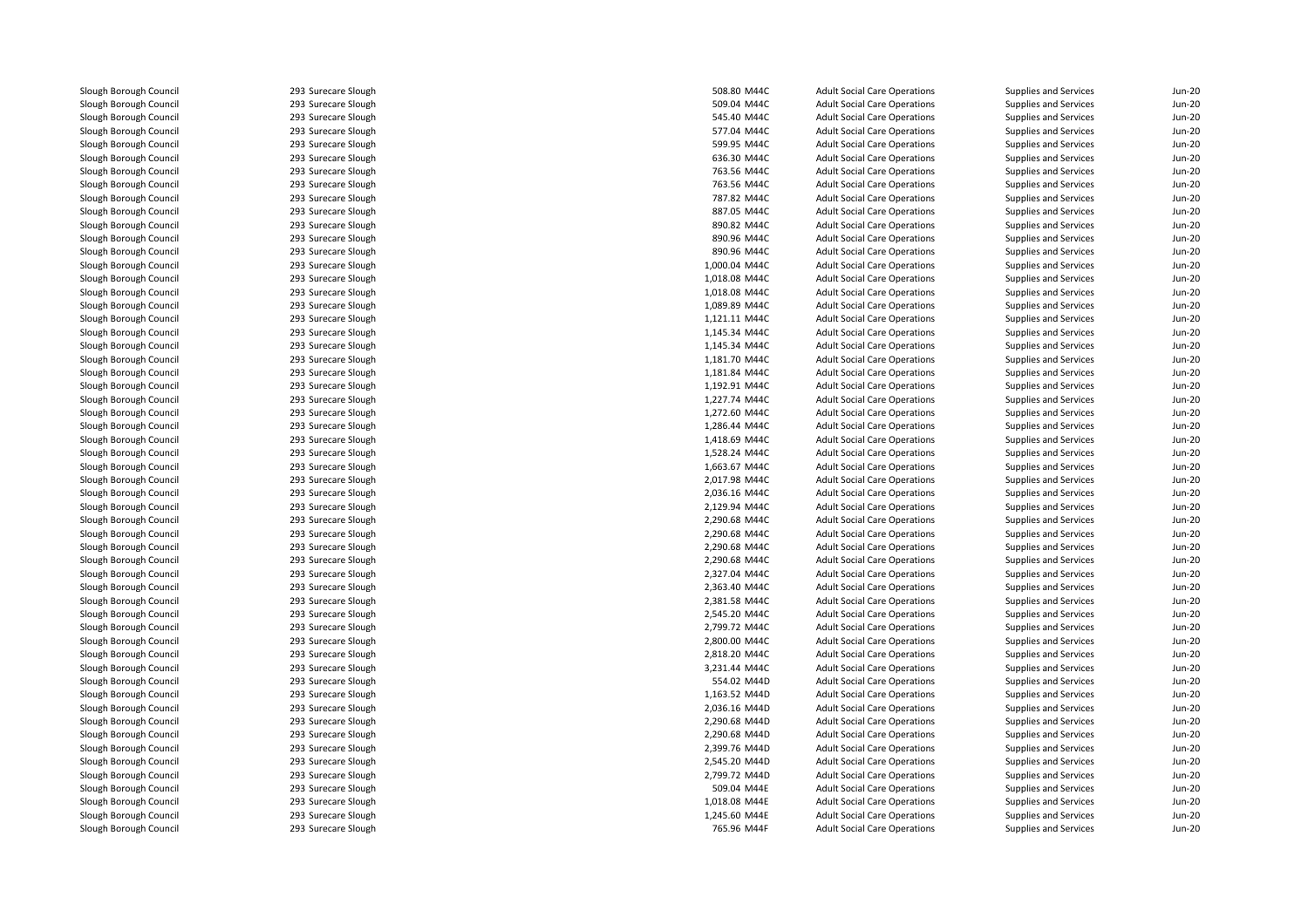| | | | | | | |
|---|---|---|---|---|---|---|
| Slough Borough Council | 293 Surecare Slough | 508.80 | M44C | Adult Social Care Operations | Supplies and Services | Jun-20 |
| Slough Borough Council | 293 Surecare Slough | 509.04 | M44C | Adult Social Care Operations | Supplies and Services | Jun-20 |
| Slough Borough Council | 293 Surecare Slough | 545.40 | M44C | Adult Social Care Operations | Supplies and Services | Jun-20 |
| Slough Borough Council | 293 Surecare Slough | 577.04 | M44C | Adult Social Care Operations | Supplies and Services | Jun-20 |
| Slough Borough Council | 293 Surecare Slough | 599.95 | M44C | Adult Social Care Operations | Supplies and Services | Jun-20 |
| Slough Borough Council | 293 Surecare Slough | 636.30 | M44C | Adult Social Care Operations | Supplies and Services | Jun-20 |
| Slough Borough Council | 293 Surecare Slough | 763.56 | M44C | Adult Social Care Operations | Supplies and Services | Jun-20 |
| Slough Borough Council | 293 Surecare Slough | 763.56 | M44C | Adult Social Care Operations | Supplies and Services | Jun-20 |
| Slough Borough Council | 293 Surecare Slough | 787.82 | M44C | Adult Social Care Operations | Supplies and Services | Jun-20 |
| Slough Borough Council | 293 Surecare Slough | 887.05 | M44C | Adult Social Care Operations | Supplies and Services | Jun-20 |
| Slough Borough Council | 293 Surecare Slough | 890.82 | M44C | Adult Social Care Operations | Supplies and Services | Jun-20 |
| Slough Borough Council | 293 Surecare Slough | 890.96 | M44C | Adult Social Care Operations | Supplies and Services | Jun-20 |
| Slough Borough Council | 293 Surecare Slough | 890.96 | M44C | Adult Social Care Operations | Supplies and Services | Jun-20 |
| Slough Borough Council | 293 Surecare Slough | 1,000.04 | M44C | Adult Social Care Operations | Supplies and Services | Jun-20 |
| Slough Borough Council | 293 Surecare Slough | 1,018.08 | M44C | Adult Social Care Operations | Supplies and Services | Jun-20 |
| Slough Borough Council | 293 Surecare Slough | 1,018.08 | M44C | Adult Social Care Operations | Supplies and Services | Jun-20 |
| Slough Borough Council | 293 Surecare Slough | 1,089.89 | M44C | Adult Social Care Operations | Supplies and Services | Jun-20 |
| Slough Borough Council | 293 Surecare Slough | 1,121.11 | M44C | Adult Social Care Operations | Supplies and Services | Jun-20 |
| Slough Borough Council | 293 Surecare Slough | 1,145.34 | M44C | Adult Social Care Operations | Supplies and Services | Jun-20 |
| Slough Borough Council | 293 Surecare Slough | 1,145.34 | M44C | Adult Social Care Operations | Supplies and Services | Jun-20 |
| Slough Borough Council | 293 Surecare Slough | 1,181.70 | M44C | Adult Social Care Operations | Supplies and Services | Jun-20 |
| Slough Borough Council | 293 Surecare Slough | 1,181.84 | M44C | Adult Social Care Operations | Supplies and Services | Jun-20 |
| Slough Borough Council | 293 Surecare Slough | 1,192.91 | M44C | Adult Social Care Operations | Supplies and Services | Jun-20 |
| Slough Borough Council | 293 Surecare Slough | 1,227.74 | M44C | Adult Social Care Operations | Supplies and Services | Jun-20 |
| Slough Borough Council | 293 Surecare Slough | 1,272.60 | M44C | Adult Social Care Operations | Supplies and Services | Jun-20 |
| Slough Borough Council | 293 Surecare Slough | 1,286.44 | M44C | Adult Social Care Operations | Supplies and Services | Jun-20 |
| Slough Borough Council | 293 Surecare Slough | 1,418.69 | M44C | Adult Social Care Operations | Supplies and Services | Jun-20 |
| Slough Borough Council | 293 Surecare Slough | 1,528.24 | M44C | Adult Social Care Operations | Supplies and Services | Jun-20 |
| Slough Borough Council | 293 Surecare Slough | 1,663.67 | M44C | Adult Social Care Operations | Supplies and Services | Jun-20 |
| Slough Borough Council | 293 Surecare Slough | 2,017.98 | M44C | Adult Social Care Operations | Supplies and Services | Jun-20 |
| Slough Borough Council | 293 Surecare Slough | 2,036.16 | M44C | Adult Social Care Operations | Supplies and Services | Jun-20 |
| Slough Borough Council | 293 Surecare Slough | 2,129.94 | M44C | Adult Social Care Operations | Supplies and Services | Jun-20 |
| Slough Borough Council | 293 Surecare Slough | 2,290.68 | M44C | Adult Social Care Operations | Supplies and Services | Jun-20 |
| Slough Borough Council | 293 Surecare Slough | 2,290.68 | M44C | Adult Social Care Operations | Supplies and Services | Jun-20 |
| Slough Borough Council | 293 Surecare Slough | 2,290.68 | M44C | Adult Social Care Operations | Supplies and Services | Jun-20 |
| Slough Borough Council | 293 Surecare Slough | 2,290.68 | M44C | Adult Social Care Operations | Supplies and Services | Jun-20 |
| Slough Borough Council | 293 Surecare Slough | 2,327.04 | M44C | Adult Social Care Operations | Supplies and Services | Jun-20 |
| Slough Borough Council | 293 Surecare Slough | 2,363.40 | M44C | Adult Social Care Operations | Supplies and Services | Jun-20 |
| Slough Borough Council | 293 Surecare Slough | 2,381.58 | M44C | Adult Social Care Operations | Supplies and Services | Jun-20 |
| Slough Borough Council | 293 Surecare Slough | 2,545.20 | M44C | Adult Social Care Operations | Supplies and Services | Jun-20 |
| Slough Borough Council | 293 Surecare Slough | 2,799.72 | M44C | Adult Social Care Operations | Supplies and Services | Jun-20 |
| Slough Borough Council | 293 Surecare Slough | 2,800.00 | M44C | Adult Social Care Operations | Supplies and Services | Jun-20 |
| Slough Borough Council | 293 Surecare Slough | 2,818.20 | M44C | Adult Social Care Operations | Supplies and Services | Jun-20 |
| Slough Borough Council | 293 Surecare Slough | 3,231.44 | M44C | Adult Social Care Operations | Supplies and Services | Jun-20 |
| Slough Borough Council | 293 Surecare Slough | 554.02 | M44D | Adult Social Care Operations | Supplies and Services | Jun-20 |
| Slough Borough Council | 293 Surecare Slough | 1,163.52 | M44D | Adult Social Care Operations | Supplies and Services | Jun-20 |
| Slough Borough Council | 293 Surecare Slough | 2,036.16 | M44D | Adult Social Care Operations | Supplies and Services | Jun-20 |
| Slough Borough Council | 293 Surecare Slough | 2,290.68 | M44D | Adult Social Care Operations | Supplies and Services | Jun-20 |
| Slough Borough Council | 293 Surecare Slough | 2,290.68 | M44D | Adult Social Care Operations | Supplies and Services | Jun-20 |
| Slough Borough Council | 293 Surecare Slough | 2,399.76 | M44D | Adult Social Care Operations | Supplies and Services | Jun-20 |
| Slough Borough Council | 293 Surecare Slough | 2,545.20 | M44D | Adult Social Care Operations | Supplies and Services | Jun-20 |
| Slough Borough Council | 293 Surecare Slough | 2,799.72 | M44D | Adult Social Care Operations | Supplies and Services | Jun-20 |
| Slough Borough Council | 293 Surecare Slough | 509.04 | M44E | Adult Social Care Operations | Supplies and Services | Jun-20 |
| Slough Borough Council | 293 Surecare Slough | 1,018.08 | M44E | Adult Social Care Operations | Supplies and Services | Jun-20 |
| Slough Borough Council | 293 Surecare Slough | 1,245.60 | M44E | Adult Social Care Operations | Supplies and Services | Jun-20 |
| Slough Borough Council | 293 Surecare Slough | 765.96 | M44F | Adult Social Care Operations | Supplies and Services | Jun-20 |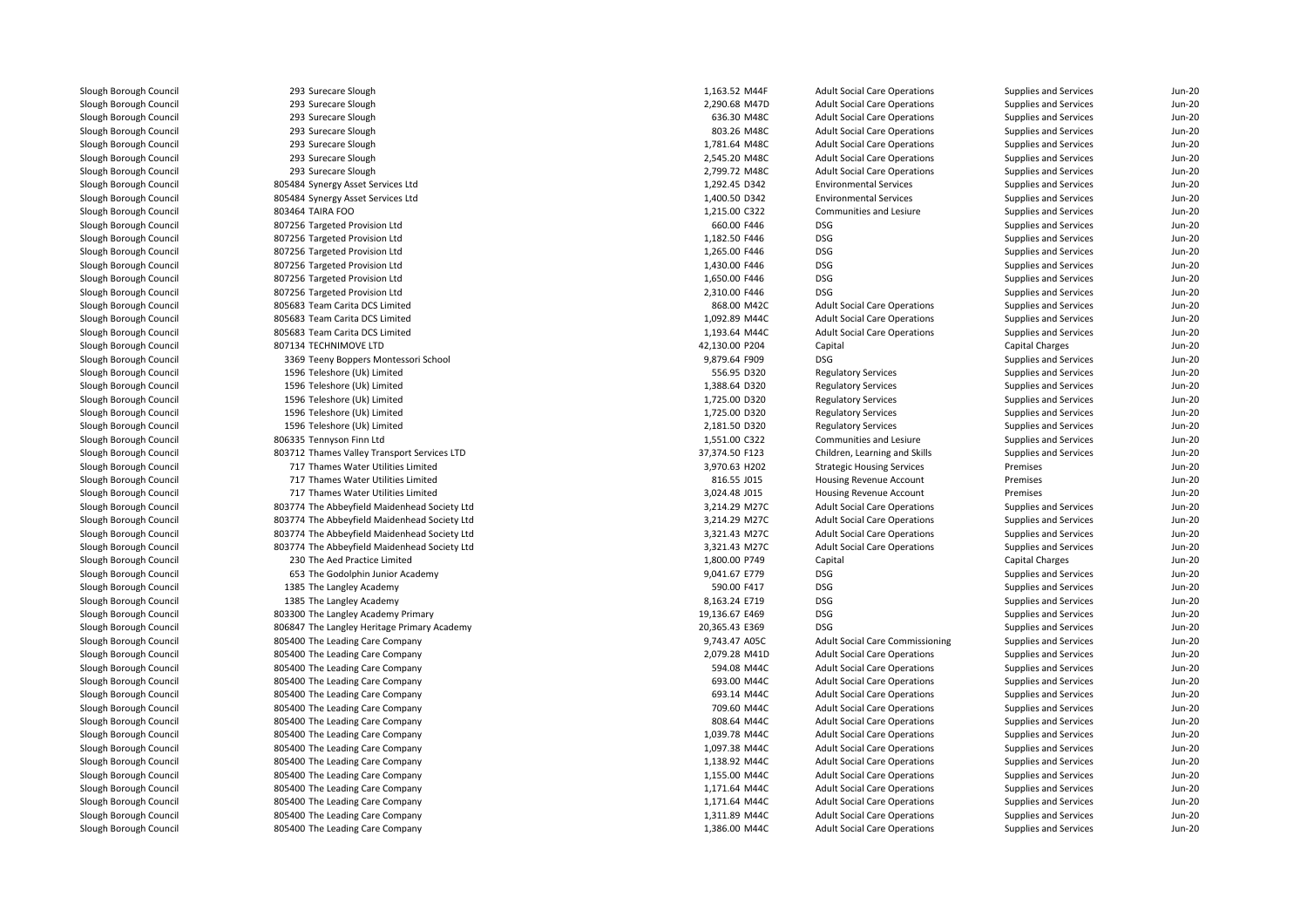| | | | | | | |
|---|---|---|---|---|---|---|
| Slough Borough Council | 293 Surecare Slough | 1,163.52 | M44F | Adult Social Care Operations | Supplies and Services | Jun-20 |
| Slough Borough Council | 293 Surecare Slough | 2,290.68 | M47D | Adult Social Care Operations | Supplies and Services | Jun-20 |
| Slough Borough Council | 293 Surecare Slough | 636.30 | M48C | Adult Social Care Operations | Supplies and Services | Jun-20 |
| Slough Borough Council | 293 Surecare Slough | 803.26 | M48C | Adult Social Care Operations | Supplies and Services | Jun-20 |
| Slough Borough Council | 293 Surecare Slough | 1,781.64 | M48C | Adult Social Care Operations | Supplies and Services | Jun-20 |
| Slough Borough Council | 293 Surecare Slough | 2,545.20 | M48C | Adult Social Care Operations | Supplies and Services | Jun-20 |
| Slough Borough Council | 293 Surecare Slough | 2,799.72 | M48C | Adult Social Care Operations | Supplies and Services | Jun-20 |
| Slough Borough Council | 805484 Synergy Asset Services Ltd | 1,292.45 | D342 | Environmental Services | Supplies and Services | Jun-20 |
| Slough Borough Council | 805484 Synergy Asset Services Ltd | 1,400.50 | D342 | Environmental Services | Supplies and Services | Jun-20 |
| Slough Borough Council | 803464 TAIRA FOO | 1,215.00 | C322 | Communities and Lesiure | Supplies and Services | Jun-20 |
| Slough Borough Council | 807256 Targeted Provision Ltd | 660.00 | F446 | DSG | Supplies and Services | Jun-20 |
| Slough Borough Council | 807256 Targeted Provision Ltd | 1,182.50 | F446 | DSG | Supplies and Services | Jun-20 |
| Slough Borough Council | 807256 Targeted Provision Ltd | 1,265.00 | F446 | DSG | Supplies and Services | Jun-20 |
| Slough Borough Council | 807256 Targeted Provision Ltd | 1,430.00 | F446 | DSG | Supplies and Services | Jun-20 |
| Slough Borough Council | 807256 Targeted Provision Ltd | 1,650.00 | F446 | DSG | Supplies and Services | Jun-20 |
| Slough Borough Council | 807256 Targeted Provision Ltd | 2,310.00 | F446 | DSG | Supplies and Services | Jun-20 |
| Slough Borough Council | 805683 Team Carita DCS Limited | 868.00 | M42C | Adult Social Care Operations | Supplies and Services | Jun-20 |
| Slough Borough Council | 805683 Team Carita DCS Limited | 1,092.89 | M44C | Adult Social Care Operations | Supplies and Services | Jun-20 |
| Slough Borough Council | 805683 Team Carita DCS Limited | 1,193.64 | M44C | Adult Social Care Operations | Supplies and Services | Jun-20 |
| Slough Borough Council | 807134 TECHNIMOVE LTD | 42,130.00 | P204 | Capital | Capital Charges | Jun-20 |
| Slough Borough Council | 3369 Teeny Boppers Montessori School | 9,879.64 | F909 | DSG | Supplies and Services | Jun-20 |
| Slough Borough Council | 1596 Teleshore (Uk) Limited | 556.95 | D320 | Regulatory Services | Supplies and Services | Jun-20 |
| Slough Borough Council | 1596 Teleshore (Uk) Limited | 1,388.64 | D320 | Regulatory Services | Supplies and Services | Jun-20 |
| Slough Borough Council | 1596 Teleshore (Uk) Limited | 1,725.00 | D320 | Regulatory Services | Supplies and Services | Jun-20 |
| Slough Borough Council | 1596 Teleshore (Uk) Limited | 1,725.00 | D320 | Regulatory Services | Supplies and Services | Jun-20 |
| Slough Borough Council | 1596 Teleshore (Uk) Limited | 2,181.50 | D320 | Regulatory Services | Supplies and Services | Jun-20 |
| Slough Borough Council | 806335 Tennyson Finn Ltd | 1,551.00 | C322 | Communities and Lesiure | Supplies and Services | Jun-20 |
| Slough Borough Council | 803712 Thames Valley Transport Services LTD | 37,374.50 | F123 | Children, Learning and Skills | Supplies and Services | Jun-20 |
| Slough Borough Council | 717 Thames Water Utilities Limited | 3,970.63 | H202 | Strategic Housing Services | Premises | Jun-20 |
| Slough Borough Council | 717 Thames Water Utilities Limited | 816.55 | J015 | Housing Revenue Account | Premises | Jun-20 |
| Slough Borough Council | 717 Thames Water Utilities Limited | 3,024.48 | J015 | Housing Revenue Account | Premises | Jun-20 |
| Slough Borough Council | 803774 The Abbeyfield Maidenhead Society Ltd | 3,214.29 | M27C | Adult Social Care Operations | Supplies and Services | Jun-20 |
| Slough Borough Council | 803774 The Abbeyfield Maidenhead Society Ltd | 3,214.29 | M27C | Adult Social Care Operations | Supplies and Services | Jun-20 |
| Slough Borough Council | 803774 The Abbeyfield Maidenhead Society Ltd | 3,321.43 | M27C | Adult Social Care Operations | Supplies and Services | Jun-20 |
| Slough Borough Council | 803774 The Abbeyfield Maidenhead Society Ltd | 3,321.43 | M27C | Adult Social Care Operations | Supplies and Services | Jun-20 |
| Slough Borough Council | 230 The Aed Practice Limited | 1,800.00 | P749 | Capital | Capital Charges | Jun-20 |
| Slough Borough Council | 653 The Godolphin Junior Academy | 9,041.67 | E779 | DSG | Supplies and Services | Jun-20 |
| Slough Borough Council | 1385 The Langley Academy | 590.00 | F417 | DSG | Supplies and Services | Jun-20 |
| Slough Borough Council | 1385 The Langley Academy | 8,163.24 | E719 | DSG | Supplies and Services | Jun-20 |
| Slough Borough Council | 803300 The Langley Academy Primary | 19,136.67 | E469 | DSG | Supplies and Services | Jun-20 |
| Slough Borough Council | 806847 The Langley Heritage Primary Academy | 20,365.43 | E369 | DSG | Supplies and Services | Jun-20 |
| Slough Borough Council | 805400 The Leading Care Company | 9,743.47 | A05C | Adult Social Care Commissioning | Supplies and Services | Jun-20 |
| Slough Borough Council | 805400 The Leading Care Company | 2,079.28 | M41D | Adult Social Care Operations | Supplies and Services | Jun-20 |
| Slough Borough Council | 805400 The Leading Care Company | 594.08 | M44C | Adult Social Care Operations | Supplies and Services | Jun-20 |
| Slough Borough Council | 805400 The Leading Care Company | 693.00 | M44C | Adult Social Care Operations | Supplies and Services | Jun-20 |
| Slough Borough Council | 805400 The Leading Care Company | 693.14 | M44C | Adult Social Care Operations | Supplies and Services | Jun-20 |
| Slough Borough Council | 805400 The Leading Care Company | 709.60 | M44C | Adult Social Care Operations | Supplies and Services | Jun-20 |
| Slough Borough Council | 805400 The Leading Care Company | 808.64 | M44C | Adult Social Care Operations | Supplies and Services | Jun-20 |
| Slough Borough Council | 805400 The Leading Care Company | 1,039.78 | M44C | Adult Social Care Operations | Supplies and Services | Jun-20 |
| Slough Borough Council | 805400 The Leading Care Company | 1,097.38 | M44C | Adult Social Care Operations | Supplies and Services | Jun-20 |
| Slough Borough Council | 805400 The Leading Care Company | 1,138.92 | M44C | Adult Social Care Operations | Supplies and Services | Jun-20 |
| Slough Borough Council | 805400 The Leading Care Company | 1,155.00 | M44C | Adult Social Care Operations | Supplies and Services | Jun-20 |
| Slough Borough Council | 805400 The Leading Care Company | 1,171.64 | M44C | Adult Social Care Operations | Supplies and Services | Jun-20 |
| Slough Borough Council | 805400 The Leading Care Company | 1,171.64 | M44C | Adult Social Care Operations | Supplies and Services | Jun-20 |
| Slough Borough Council | 805400 The Leading Care Company | 1,311.89 | M44C | Adult Social Care Operations | Supplies and Services | Jun-20 |
| Slough Borough Council | 805400 The Leading Care Company | 1,386.00 | M44C | Adult Social Care Operations | Supplies and Services | Jun-20 |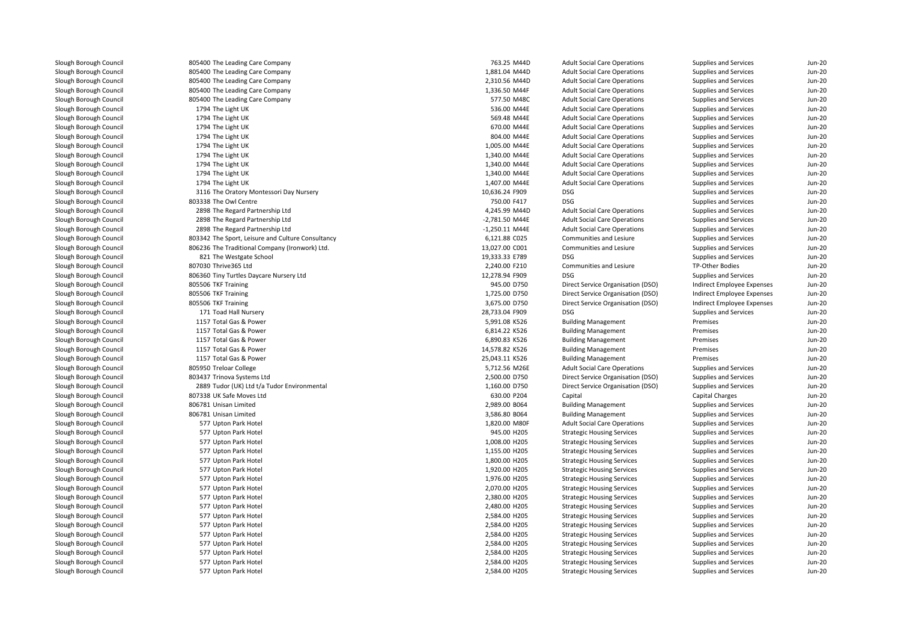| | | | | | | |
|---|---|---|---|---|---|---|
| Slough Borough Council | 805400 The Leading Care Company | 763.25 M44D | Adult Social Care Operations | Supplies and Services | Jun-20 |
| Slough Borough Council | 805400 The Leading Care Company | 1,881.04 M44D | Adult Social Care Operations | Supplies and Services | Jun-20 |
| Slough Borough Council | 805400 The Leading Care Company | 2,310.56 M44D | Adult Social Care Operations | Supplies and Services | Jun-20 |
| Slough Borough Council | 805400 The Leading Care Company | 1,336.50 M44F | Adult Social Care Operations | Supplies and Services | Jun-20 |
| Slough Borough Council | 805400 The Leading Care Company | 577.50 M48C | Adult Social Care Operations | Supplies and Services | Jun-20 |
| Slough Borough Council | 1794 The Light UK | 536.00 M44E | Adult Social Care Operations | Supplies and Services | Jun-20 |
| Slough Borough Council | 1794 The Light UK | 569.48 M44E | Adult Social Care Operations | Supplies and Services | Jun-20 |
| Slough Borough Council | 1794 The Light UK | 670.00 M44E | Adult Social Care Operations | Supplies and Services | Jun-20 |
| Slough Borough Council | 1794 The Light UK | 804.00 M44E | Adult Social Care Operations | Supplies and Services | Jun-20 |
| Slough Borough Council | 1794 The Light UK | 1,005.00 M44E | Adult Social Care Operations | Supplies and Services | Jun-20 |
| Slough Borough Council | 1794 The Light UK | 1,340.00 M44E | Adult Social Care Operations | Supplies and Services | Jun-20 |
| Slough Borough Council | 1794 The Light UK | 1,340.00 M44E | Adult Social Care Operations | Supplies and Services | Jun-20 |
| Slough Borough Council | 1794 The Light UK | 1,340.00 M44E | Adult Social Care Operations | Supplies and Services | Jun-20 |
| Slough Borough Council | 1794 The Light UK | 1,407.00 M44E | Adult Social Care Operations | Supplies and Services | Jun-20 |
| Slough Borough Council | 3116 The Oratory Montessori Day Nursery | 10,636.24 F909 | DSG | Supplies and Services | Jun-20 |
| Slough Borough Council | 803338 The Owl Centre | 750.00 F417 | DSG | Supplies and Services | Jun-20 |
| Slough Borough Council | 2898 The Regard Partnership Ltd | 4,245.99 M44D | Adult Social Care Operations | Supplies and Services | Jun-20 |
| Slough Borough Council | 2898 The Regard Partnership Ltd | -2,781.50 M44E | Adult Social Care Operations | Supplies and Services | Jun-20 |
| Slough Borough Council | 2898 The Regard Partnership Ltd | -1,250.11 M44E | Adult Social Care Operations | Supplies and Services | Jun-20 |
| Slough Borough Council | 803342 The Sport, Leisure and Culture Consultancy | 6,121.88 C025 | Communities and Lesiure | Supplies and Services | Jun-20 |
| Slough Borough Council | 806236 The Traditional Company (Ironwork) Ltd. | 13,027.00 C001 | Communities and Lesiure | Supplies and Services | Jun-20 |
| Slough Borough Council | 821 The Westgate School | 19,333.33 E789 | DSG | Supplies and Services | Jun-20 |
| Slough Borough Council | 807030 Thrive365 Ltd | 2,240.00 F210 | Communities and Lesiure | TP-Other Bodies | Jun-20 |
| Slough Borough Council | 806360 Tiny Turtles Daycare Nursery Ltd | 12,278.94 F909 | DSG | Supplies and Services | Jun-20 |
| Slough Borough Council | 805506 TKF Training | 945.00 D750 | Direct Service Organisation (DSO) | Indirect Employee Expenses | Jun-20 |
| Slough Borough Council | 805506 TKF Training | 1,725.00 D750 | Direct Service Organisation (DSO) | Indirect Employee Expenses | Jun-20 |
| Slough Borough Council | 805506 TKF Training | 3,675.00 D750 | Direct Service Organisation (DSO) | Indirect Employee Expenses | Jun-20 |
| Slough Borough Council | 171 Toad Hall Nursery | 28,733.04 F909 | DSG | Supplies and Services | Jun-20 |
| Slough Borough Council | 1157 Total Gas & Power | 5,991.08 K526 | Building Management | Premises | Jun-20 |
| Slough Borough Council | 1157 Total Gas & Power | 6,814.22 K526 | Building Management | Premises | Jun-20 |
| Slough Borough Council | 1157 Total Gas & Power | 6,890.83 K526 | Building Management | Premises | Jun-20 |
| Slough Borough Council | 1157 Total Gas & Power | 14,578.82 K526 | Building Management | Premises | Jun-20 |
| Slough Borough Council | 1157 Total Gas & Power | 25,043.11 K526 | Building Management | Premises | Jun-20 |
| Slough Borough Council | 805950 Treloar College | 5,712.56 M26E | Adult Social Care Operations | Supplies and Services | Jun-20 |
| Slough Borough Council | 803437 Trinova Systems Ltd | 2,500.00 D750 | Direct Service Organisation (DSO) | Supplies and Services | Jun-20 |
| Slough Borough Council | 2889 Tudor (UK) Ltd t/a Tudor Environmental | 1,160.00 D750 | Direct Service Organisation (DSO) | Supplies and Services | Jun-20 |
| Slough Borough Council | 807338 UK Safe Moves Ltd | 630.00 P204 | Capital | Capital Charges | Jun-20 |
| Slough Borough Council | 806781 Unisan Limited | 2,989.00 B064 | Building Management | Supplies and Services | Jun-20 |
| Slough Borough Council | 806781 Unisan Limited | 3,586.80 B064 | Building Management | Supplies and Services | Jun-20 |
| Slough Borough Council | 577 Upton Park Hotel | 1,820.00 M80F | Adult Social Care Operations | Supplies and Services | Jun-20 |
| Slough Borough Council | 577 Upton Park Hotel | 945.00 H205 | Strategic Housing Services | Supplies and Services | Jun-20 |
| Slough Borough Council | 577 Upton Park Hotel | 1,008.00 H205 | Strategic Housing Services | Supplies and Services | Jun-20 |
| Slough Borough Council | 577 Upton Park Hotel | 1,155.00 H205 | Strategic Housing Services | Supplies and Services | Jun-20 |
| Slough Borough Council | 577 Upton Park Hotel | 1,800.00 H205 | Strategic Housing Services | Supplies and Services | Jun-20 |
| Slough Borough Council | 577 Upton Park Hotel | 1,920.00 H205 | Strategic Housing Services | Supplies and Services | Jun-20 |
| Slough Borough Council | 577 Upton Park Hotel | 1,976.00 H205 | Strategic Housing Services | Supplies and Services | Jun-20 |
| Slough Borough Council | 577 Upton Park Hotel | 2,070.00 H205 | Strategic Housing Services | Supplies and Services | Jun-20 |
| Slough Borough Council | 577 Upton Park Hotel | 2,380.00 H205 | Strategic Housing Services | Supplies and Services | Jun-20 |
| Slough Borough Council | 577 Upton Park Hotel | 2,480.00 H205 | Strategic Housing Services | Supplies and Services | Jun-20 |
| Slough Borough Council | 577 Upton Park Hotel | 2,584.00 H205 | Strategic Housing Services | Supplies and Services | Jun-20 |
| Slough Borough Council | 577 Upton Park Hotel | 2,584.00 H205 | Strategic Housing Services | Supplies and Services | Jun-20 |
| Slough Borough Council | 577 Upton Park Hotel | 2,584.00 H205 | Strategic Housing Services | Supplies and Services | Jun-20 |
| Slough Borough Council | 577 Upton Park Hotel | 2,584.00 H205 | Strategic Housing Services | Supplies and Services | Jun-20 |
| Slough Borough Council | 577 Upton Park Hotel | 2,584.00 H205 | Strategic Housing Services | Supplies and Services | Jun-20 |
| Slough Borough Council | 577 Upton Park Hotel | 2,584.00 H205 | Strategic Housing Services | Supplies and Services | Jun-20 |
| Slough Borough Council | 577 Upton Park Hotel | 2,584.00 H205 | Strategic Housing Services | Supplies and Services | Jun-20 |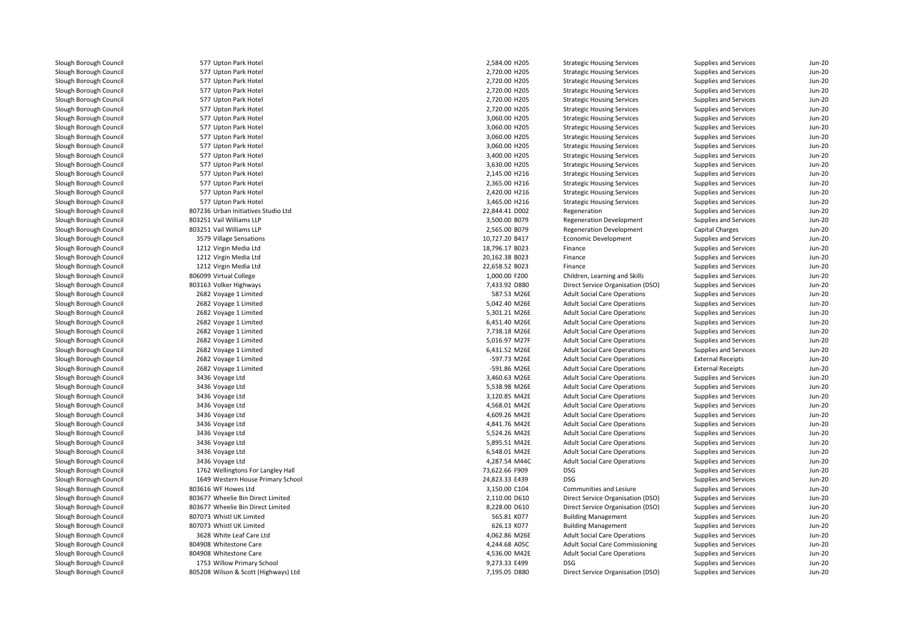| | | | | | | |
|---|---|---|---|---|---|---|
| Slough Borough Council | 577 Upton Park Hotel | 2,584.00 H205 | Strategic Housing Services | Supplies and Services | Jun-20 |
| Slough Borough Council | 577 Upton Park Hotel | 2,720.00 H205 | Strategic Housing Services | Supplies and Services | Jun-20 |
| Slough Borough Council | 577 Upton Park Hotel | 2,720.00 H205 | Strategic Housing Services | Supplies and Services | Jun-20 |
| Slough Borough Council | 577 Upton Park Hotel | 2,720.00 H205 | Strategic Housing Services | Supplies and Services | Jun-20 |
| Slough Borough Council | 577 Upton Park Hotel | 2,720.00 H205 | Strategic Housing Services | Supplies and Services | Jun-20 |
| Slough Borough Council | 577 Upton Park Hotel | 2,720.00 H205 | Strategic Housing Services | Supplies and Services | Jun-20 |
| Slough Borough Council | 577 Upton Park Hotel | 3,060.00 H205 | Strategic Housing Services | Supplies and Services | Jun-20 |
| Slough Borough Council | 577 Upton Park Hotel | 3,060.00 H205 | Strategic Housing Services | Supplies and Services | Jun-20 |
| Slough Borough Council | 577 Upton Park Hotel | 3,060.00 H205 | Strategic Housing Services | Supplies and Services | Jun-20 |
| Slough Borough Council | 577 Upton Park Hotel | 3,060.00 H205 | Strategic Housing Services | Supplies and Services | Jun-20 |
| Slough Borough Council | 577 Upton Park Hotel | 3,400.00 H205 | Strategic Housing Services | Supplies and Services | Jun-20 |
| Slough Borough Council | 577 Upton Park Hotel | 3,630.00 H205 | Strategic Housing Services | Supplies and Services | Jun-20 |
| Slough Borough Council | 577 Upton Park Hotel | 2,145.00 H216 | Strategic Housing Services | Supplies and Services | Jun-20 |
| Slough Borough Council | 577 Upton Park Hotel | 2,365.00 H216 | Strategic Housing Services | Supplies and Services | Jun-20 |
| Slough Borough Council | 577 Upton Park Hotel | 2,420.00 H216 | Strategic Housing Services | Supplies and Services | Jun-20 |
| Slough Borough Council | 577 Upton Park Hotel | 3,465.00 H216 | Strategic Housing Services | Supplies and Services | Jun-20 |
| Slough Borough Council | 807236 Urban Initiatives Studio Ltd | 22,844.41 D002 | Regeneration | Supplies and Services | Jun-20 |
| Slough Borough Council | 803251 Vail Williams LLP | 3,500.00 B079 | Regeneration Development | Supplies and Services | Jun-20 |
| Slough Borough Council | 803251 Vail Williams LLP | 2,565.00 B079 | Regeneration Development | Capital Charges | Jun-20 |
| Slough Borough Council | 3579 Village Sensations | 10,727.20 B417 | Economic Development | Supplies and Services | Jun-20 |
| Slough Borough Council | 1212 Virgin Media Ltd | 18,796.17 B023 | Finance | Supplies and Services | Jun-20 |
| Slough Borough Council | 1212 Virgin Media Ltd | 20,162.38 B023 | Finance | Supplies and Services | Jun-20 |
| Slough Borough Council | 1212 Virgin Media Ltd | 22,658.52 B023 | Finance | Supplies and Services | Jun-20 |
| Slough Borough Council | 806099 Virtual College | 1,000.00 F200 | Children, Learning and Skills | Supplies and Services | Jun-20 |
| Slough Borough Council | 803163 Volker Highways | 7,433.92 D880 | Direct Service Organisation (DSO) | Supplies and Services | Jun-20 |
| Slough Borough Council | 2682 Voyage 1 Limited | 587.53 M26E | Adult Social Care Operations | Supplies and Services | Jun-20 |
| Slough Borough Council | 2682 Voyage 1 Limited | 5,042.40 M26E | Adult Social Care Operations | Supplies and Services | Jun-20 |
| Slough Borough Council | 2682 Voyage 1 Limited | 5,301.21 M26E | Adult Social Care Operations | Supplies and Services | Jun-20 |
| Slough Borough Council | 2682 Voyage 1 Limited | 6,451.40 M26E | Adult Social Care Operations | Supplies and Services | Jun-20 |
| Slough Borough Council | 2682 Voyage 1 Limited | 7,738.18 M26E | Adult Social Care Operations | Supplies and Services | Jun-20 |
| Slough Borough Council | 2682 Voyage 1 Limited | 5,016.97 M27F | Adult Social Care Operations | Supplies and Services | Jun-20 |
| Slough Borough Council | 2682 Voyage 1 Limited | 6,431.52 M26E | Adult Social Care Operations | Supplies and Services | Jun-20 |
| Slough Borough Council | 2682 Voyage 1 Limited | -597.73 M26E | Adult Social Care Operations | External Receipts | Jun-20 |
| Slough Borough Council | 2682 Voyage 1 Limited | -591.86 M26E | Adult Social Care Operations | External Receipts | Jun-20 |
| Slough Borough Council | 3436 Voyage Ltd | 3,460.63 M26E | Adult Social Care Operations | Supplies and Services | Jun-20 |
| Slough Borough Council | 3436 Voyage Ltd | 5,538.98 M26E | Adult Social Care Operations | Supplies and Services | Jun-20 |
| Slough Borough Council | 3436 Voyage Ltd | 3,120.85 M42E | Adult Social Care Operations | Supplies and Services | Jun-20 |
| Slough Borough Council | 3436 Voyage Ltd | 4,568.01 M42E | Adult Social Care Operations | Supplies and Services | Jun-20 |
| Slough Borough Council | 3436 Voyage Ltd | 4,609.26 M42E | Adult Social Care Operations | Supplies and Services | Jun-20 |
| Slough Borough Council | 3436 Voyage Ltd | 4,841.76 M42E | Adult Social Care Operations | Supplies and Services | Jun-20 |
| Slough Borough Council | 3436 Voyage Ltd | 5,524.26 M42E | Adult Social Care Operations | Supplies and Services | Jun-20 |
| Slough Borough Council | 3436 Voyage Ltd | 5,895.51 M42E | Adult Social Care Operations | Supplies and Services | Jun-20 |
| Slough Borough Council | 3436 Voyage Ltd | 6,548.01 M42E | Adult Social Care Operations | Supplies and Services | Jun-20 |
| Slough Borough Council | 3436 Voyage Ltd | 4,287.54 M44C | Adult Social Care Operations | Supplies and Services | Jun-20 |
| Slough Borough Council | 1762 Wellingtons For Langley Hall | 73,622.66 F909 | DSG | Supplies and Services | Jun-20 |
| Slough Borough Council | 1649 Western House Primary School | 24,823.33 E439 | DSG | Supplies and Services | Jun-20 |
| Slough Borough Council | 803616 WF Howes Ltd | 3,150.00 C104 | Communities and Lesiure | Supplies and Services | Jun-20 |
| Slough Borough Council | 803677 Wheelie Bin Direct Limited | 2,110.00 D610 | Direct Service Organisation (DSO) | Supplies and Services | Jun-20 |
| Slough Borough Council | 803677 Wheelie Bin Direct Limited | 8,228.00 D610 | Direct Service Organisation (DSO) | Supplies and Services | Jun-20 |
| Slough Borough Council | 807073 Whistl UK Limited | 565.81 K077 | Building Management | Supplies and Services | Jun-20 |
| Slough Borough Council | 807073 Whistl UK Limited | 626.13 K077 | Building Management | Supplies and Services | Jun-20 |
| Slough Borough Council | 3628 White Leaf Care Ltd | 4,062.86 M26E | Adult Social Care Operations | Supplies and Services | Jun-20 |
| Slough Borough Council | 804908 Whitestone Care | 4,244.68 A05C | Adult Social Care Commissioning | Supplies and Services | Jun-20 |
| Slough Borough Council | 804908 Whitestone Care | 4,536.00 M42E | Adult Social Care Operations | Supplies and Services | Jun-20 |
| Slough Borough Council | 1753 Willow Primary School | 9,273.33 E499 | DSG | Supplies and Services | Jun-20 |
| Slough Borough Council | 805208 Wilson & Scott (Highways) Ltd | 7,195.05 D880 | Direct Service Organisation (DSO) | Supplies and Services | Jun-20 |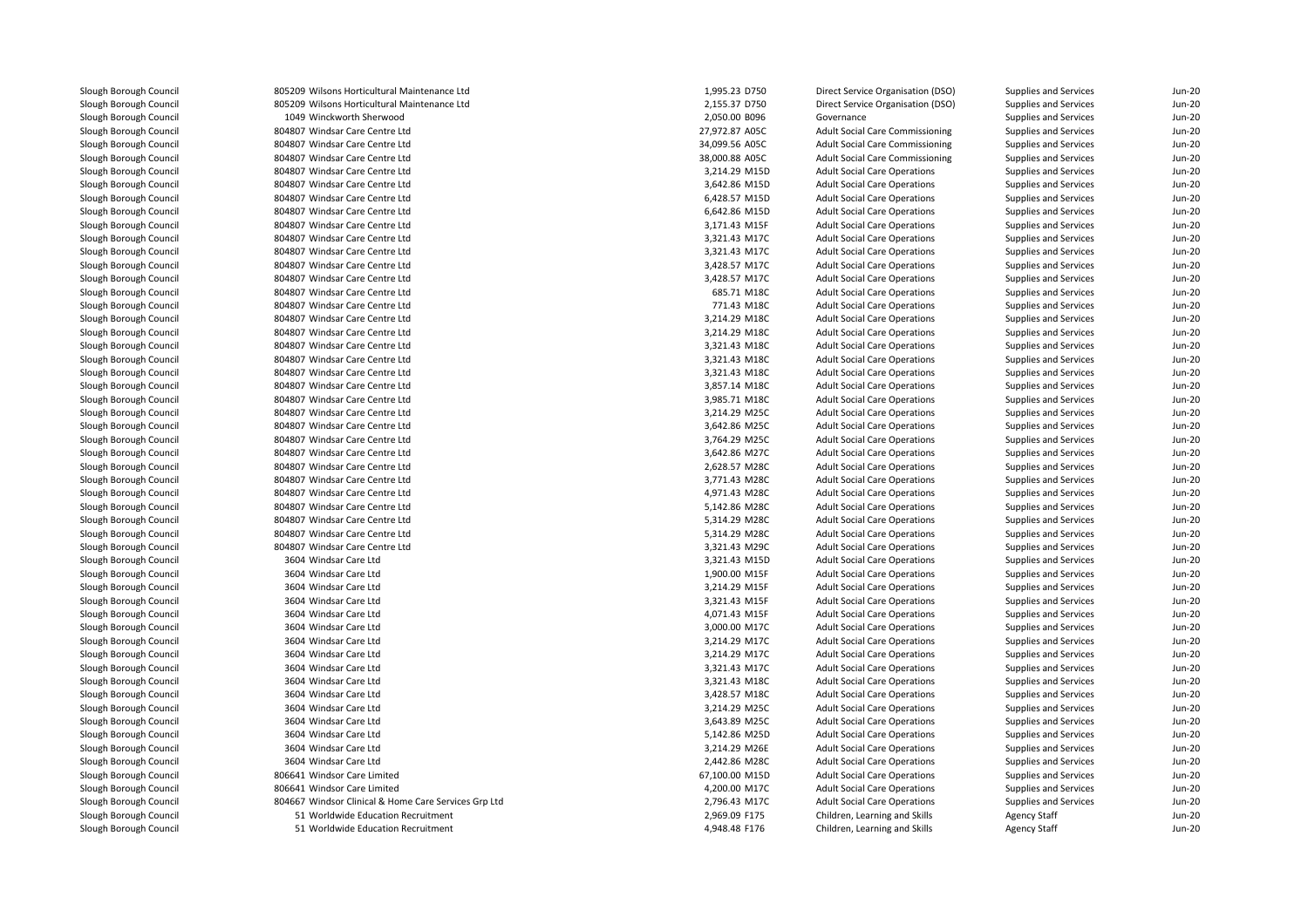| | | | | | | |
|---|---|---|---|---|---|---|
| Slough Borough Council | 805209 Wilsons Horticultural Maintenance Ltd | 1,995.23 D750 | Direct Service Organisation (DSO) | Supplies and Services | Jun-20 |
| Slough Borough Council | 805209 Wilsons Horticultural Maintenance Ltd | 2,155.37 D750 | Direct Service Organisation (DSO) | Supplies and Services | Jun-20 |
| Slough Borough Council | 1049 Winckworth Sherwood | 2,050.00 B096 | Governance | Supplies and Services | Jun-20 |
| Slough Borough Council | 804807 Windsar Care Centre Ltd | 27,972.87 A05C | Adult Social Care Commissioning | Supplies and Services | Jun-20 |
| Slough Borough Council | 804807 Windsar Care Centre Ltd | 34,099.56 A05C | Adult Social Care Commissioning | Supplies and Services | Jun-20 |
| Slough Borough Council | 804807 Windsar Care Centre Ltd | 38,000.88 A05C | Adult Social Care Commissioning | Supplies and Services | Jun-20 |
| Slough Borough Council | 804807 Windsar Care Centre Ltd | 3,214.29 M15D | Adult Social Care Operations | Supplies and Services | Jun-20 |
| Slough Borough Council | 804807 Windsar Care Centre Ltd | 3,642.86 M15D | Adult Social Care Operations | Supplies and Services | Jun-20 |
| Slough Borough Council | 804807 Windsar Care Centre Ltd | 6,428.57 M15D | Adult Social Care Operations | Supplies and Services | Jun-20 |
| Slough Borough Council | 804807 Windsar Care Centre Ltd | 6,642.86 M15D | Adult Social Care Operations | Supplies and Services | Jun-20 |
| Slough Borough Council | 804807 Windsar Care Centre Ltd | 3,171.43 M15F | Adult Social Care Operations | Supplies and Services | Jun-20 |
| Slough Borough Council | 804807 Windsar Care Centre Ltd | 3,321.43 M17C | Adult Social Care Operations | Supplies and Services | Jun-20 |
| Slough Borough Council | 804807 Windsar Care Centre Ltd | 3,321.43 M17C | Adult Social Care Operations | Supplies and Services | Jun-20 |
| Slough Borough Council | 804807 Windsar Care Centre Ltd | 3,428.57 M17C | Adult Social Care Operations | Supplies and Services | Jun-20 |
| Slough Borough Council | 804807 Windsar Care Centre Ltd | 3,428.57 M17C | Adult Social Care Operations | Supplies and Services | Jun-20 |
| Slough Borough Council | 804807 Windsar Care Centre Ltd | 685.71 M18C | Adult Social Care Operations | Supplies and Services | Jun-20 |
| Slough Borough Council | 804807 Windsar Care Centre Ltd | 771.43 M18C | Adult Social Care Operations | Supplies and Services | Jun-20 |
| Slough Borough Council | 804807 Windsar Care Centre Ltd | 3,214.29 M18C | Adult Social Care Operations | Supplies and Services | Jun-20 |
| Slough Borough Council | 804807 Windsar Care Centre Ltd | 3,214.29 M18C | Adult Social Care Operations | Supplies and Services | Jun-20 |
| Slough Borough Council | 804807 Windsar Care Centre Ltd | 3,321.43 M18C | Adult Social Care Operations | Supplies and Services | Jun-20 |
| Slough Borough Council | 804807 Windsar Care Centre Ltd | 3,321.43 M18C | Adult Social Care Operations | Supplies and Services | Jun-20 |
| Slough Borough Council | 804807 Windsar Care Centre Ltd | 3,321.43 M18C | Adult Social Care Operations | Supplies and Services | Jun-20 |
| Slough Borough Council | 804807 Windsar Care Centre Ltd | 3,857.14 M18C | Adult Social Care Operations | Supplies and Services | Jun-20 |
| Slough Borough Council | 804807 Windsar Care Centre Ltd | 3,985.71 M18C | Adult Social Care Operations | Supplies and Services | Jun-20 |
| Slough Borough Council | 804807 Windsar Care Centre Ltd | 3,214.29 M25C | Adult Social Care Operations | Supplies and Services | Jun-20 |
| Slough Borough Council | 804807 Windsar Care Centre Ltd | 3,642.86 M25C | Adult Social Care Operations | Supplies and Services | Jun-20 |
| Slough Borough Council | 804807 Windsar Care Centre Ltd | 3,764.29 M25C | Adult Social Care Operations | Supplies and Services | Jun-20 |
| Slough Borough Council | 804807 Windsar Care Centre Ltd | 3,642.86 M27C | Adult Social Care Operations | Supplies and Services | Jun-20 |
| Slough Borough Council | 804807 Windsar Care Centre Ltd | 2,628.57 M28C | Adult Social Care Operations | Supplies and Services | Jun-20 |
| Slough Borough Council | 804807 Windsar Care Centre Ltd | 3,771.43 M28C | Adult Social Care Operations | Supplies and Services | Jun-20 |
| Slough Borough Council | 804807 Windsar Care Centre Ltd | 4,971.43 M28C | Adult Social Care Operations | Supplies and Services | Jun-20 |
| Slough Borough Council | 804807 Windsar Care Centre Ltd | 5,142.86 M28C | Adult Social Care Operations | Supplies and Services | Jun-20 |
| Slough Borough Council | 804807 Windsar Care Centre Ltd | 5,314.29 M28C | Adult Social Care Operations | Supplies and Services | Jun-20 |
| Slough Borough Council | 804807 Windsar Care Centre Ltd | 5,314.29 M28C | Adult Social Care Operations | Supplies and Services | Jun-20 |
| Slough Borough Council | 804807 Windsar Care Centre Ltd | 3,321.43 M29C | Adult Social Care Operations | Supplies and Services | Jun-20 |
| Slough Borough Council | 3604 Windsar Care Ltd | 3,321.43 M15D | Adult Social Care Operations | Supplies and Services | Jun-20 |
| Slough Borough Council | 3604 Windsar Care Ltd | 1,900.00 M15F | Adult Social Care Operations | Supplies and Services | Jun-20 |
| Slough Borough Council | 3604 Windsar Care Ltd | 3,214.29 M15F | Adult Social Care Operations | Supplies and Services | Jun-20 |
| Slough Borough Council | 3604 Windsar Care Ltd | 3,321.43 M15F | Adult Social Care Operations | Supplies and Services | Jun-20 |
| Slough Borough Council | 3604 Windsar Care Ltd | 4,071.43 M15F | Adult Social Care Operations | Supplies and Services | Jun-20 |
| Slough Borough Council | 3604 Windsar Care Ltd | 3,000.00 M17C | Adult Social Care Operations | Supplies and Services | Jun-20 |
| Slough Borough Council | 3604 Windsar Care Ltd | 3,214.29 M17C | Adult Social Care Operations | Supplies and Services | Jun-20 |
| Slough Borough Council | 3604 Windsar Care Ltd | 3,214.29 M17C | Adult Social Care Operations | Supplies and Services | Jun-20 |
| Slough Borough Council | 3604 Windsar Care Ltd | 3,321.43 M17C | Adult Social Care Operations | Supplies and Services | Jun-20 |
| Slough Borough Council | 3604 Windsar Care Ltd | 3,321.43 M18C | Adult Social Care Operations | Supplies and Services | Jun-20 |
| Slough Borough Council | 3604 Windsar Care Ltd | 3,428.57 M18C | Adult Social Care Operations | Supplies and Services | Jun-20 |
| Slough Borough Council | 3604 Windsar Care Ltd | 3,214.29 M25C | Adult Social Care Operations | Supplies and Services | Jun-20 |
| Slough Borough Council | 3604 Windsar Care Ltd | 3,643.89 M25C | Adult Social Care Operations | Supplies and Services | Jun-20 |
| Slough Borough Council | 3604 Windsar Care Ltd | 5,142.86 M25D | Adult Social Care Operations | Supplies and Services | Jun-20 |
| Slough Borough Council | 3604 Windsar Care Ltd | 3,214.29 M26E | Adult Social Care Operations | Supplies and Services | Jun-20 |
| Slough Borough Council | 3604 Windsar Care Ltd | 2,442.86 M28C | Adult Social Care Operations | Supplies and Services | Jun-20 |
| Slough Borough Council | 806641 Windsor Care Limited | 67,100.00 M15D | Adult Social Care Operations | Supplies and Services | Jun-20 |
| Slough Borough Council | 806641 Windsor Care Limited | 4,200.00 M17C | Adult Social Care Operations | Supplies and Services | Jun-20 |
| Slough Borough Council | 804667 Windsor Clinical & Home Care Services Grp Ltd | 2,796.43 M17C | Adult Social Care Operations | Supplies and Services | Jun-20 |
| Slough Borough Council | 51 Worldwide Education Recruitment | 2,969.09 F175 | Children, Learning and Skills | Agency Staff | Jun-20 |
| Slough Borough Council | 51 Worldwide Education Recruitment | 4,948.48 F176 | Children, Learning and Skills | Agency Staff | Jun-20 |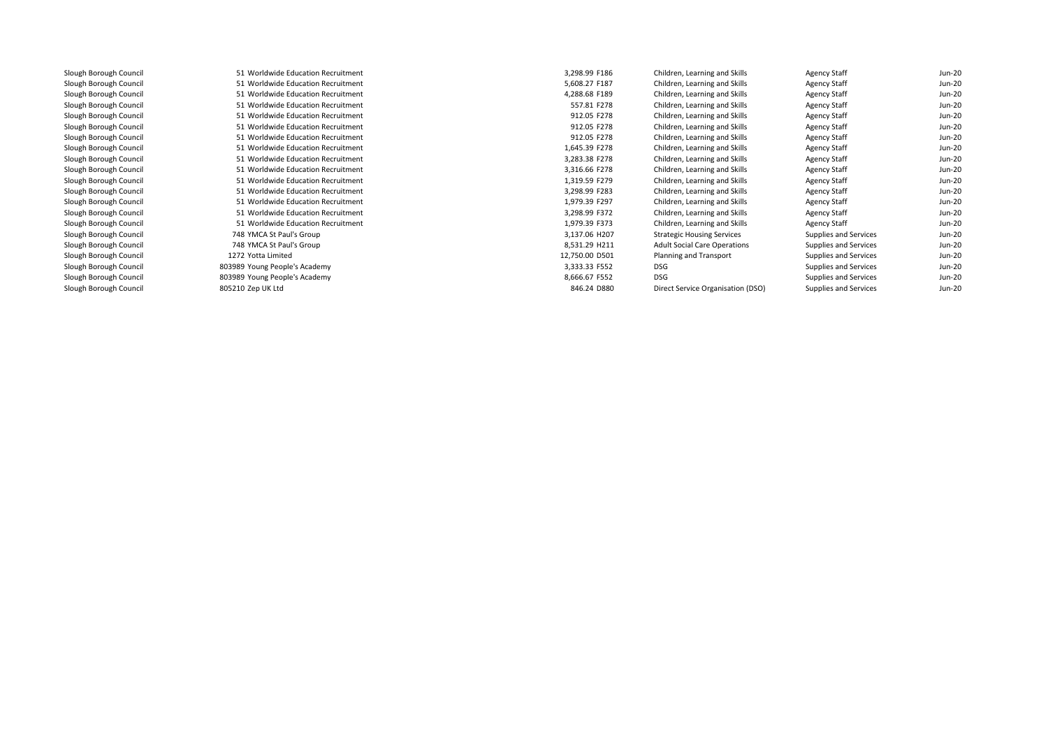| | | | | | | | |
|---|---|---|---|---|---|---|---|
| Slough Borough Council | 51 | Worldwide Education Recruitment | 3,298.99 | F186 | Children, Learning and Skills | Agency Staff | Jun-20 |
| Slough Borough Council | 51 | Worldwide Education Recruitment | 5,608.27 | F187 | Children, Learning and Skills | Agency Staff | Jun-20 |
| Slough Borough Council | 51 | Worldwide Education Recruitment | 4,288.68 | F189 | Children, Learning and Skills | Agency Staff | Jun-20 |
| Slough Borough Council | 51 | Worldwide Education Recruitment | 557.81 | F278 | Children, Learning and Skills | Agency Staff | Jun-20 |
| Slough Borough Council | 51 | Worldwide Education Recruitment | 912.05 | F278 | Children, Learning and Skills | Agency Staff | Jun-20 |
| Slough Borough Council | 51 | Worldwide Education Recruitment | 912.05 | F278 | Children, Learning and Skills | Agency Staff | Jun-20 |
| Slough Borough Council | 51 | Worldwide Education Recruitment | 912.05 | F278 | Children, Learning and Skills | Agency Staff | Jun-20 |
| Slough Borough Council | 51 | Worldwide Education Recruitment | 1,645.39 | F278 | Children, Learning and Skills | Agency Staff | Jun-20 |
| Slough Borough Council | 51 | Worldwide Education Recruitment | 3,283.38 | F278 | Children, Learning and Skills | Agency Staff | Jun-20 |
| Slough Borough Council | 51 | Worldwide Education Recruitment | 3,316.66 | F278 | Children, Learning and Skills | Agency Staff | Jun-20 |
| Slough Borough Council | 51 | Worldwide Education Recruitment | 1,319.59 | F279 | Children, Learning and Skills | Agency Staff | Jun-20 |
| Slough Borough Council | 51 | Worldwide Education Recruitment | 3,298.99 | F283 | Children, Learning and Skills | Agency Staff | Jun-20 |
| Slough Borough Council | 51 | Worldwide Education Recruitment | 1,979.39 | F297 | Children, Learning and Skills | Agency Staff | Jun-20 |
| Slough Borough Council | 51 | Worldwide Education Recruitment | 3,298.99 | F372 | Children, Learning and Skills | Agency Staff | Jun-20 |
| Slough Borough Council | 51 | Worldwide Education Recruitment | 1,979.39 | F373 | Children, Learning and Skills | Agency Staff | Jun-20 |
| Slough Borough Council | 748 | YMCA St Paul's Group | 3,137.06 | H207 | Strategic Housing Services | Supplies and Services | Jun-20 |
| Slough Borough Council | 748 | YMCA St Paul's Group | 8,531.29 | H211 | Adult Social Care Operations | Supplies and Services | Jun-20 |
| Slough Borough Council | 1272 | Yotta Limited | 12,750.00 | D501 | Planning and Transport | Supplies and Services | Jun-20 |
| Slough Borough Council | 803989 | Young People's Academy | 3,333.33 | F552 | DSG | Supplies and Services | Jun-20 |
| Slough Borough Council | 803989 | Young People's Academy | 8,666.67 | F552 | DSG | Supplies and Services | Jun-20 |
| Slough Borough Council | 805210 | Zep UK Ltd | 846.24 | D880 | Direct Service Organisation (DSO) | Supplies and Services | Jun-20 |